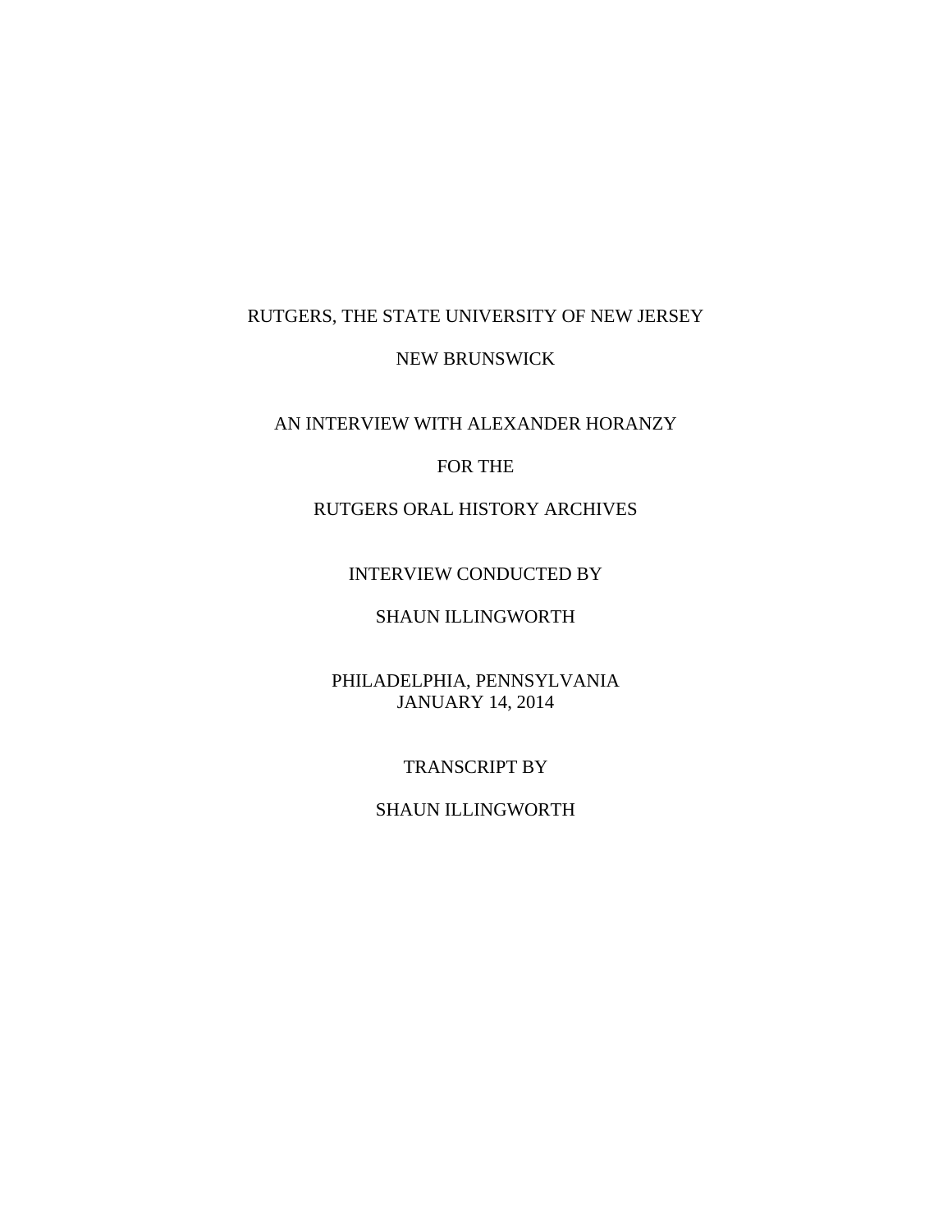RUTGERS, THE STATE UNIVERSITY OF NEW JERSEY

NEW BRUNSWICK

AN INTERVIEW WITH ALEXANDER HORANZY

FOR THE

RUTGERS ORAL HISTORY ARCHIVES

INTERVIEW CONDUCTED BY

SHAUN ILLINGWORTH

PHILADELPHIA, PENNSYLVANIA
JANUARY 14, 2014

TRANSCRIPT BY

SHAUN ILLINGWORTH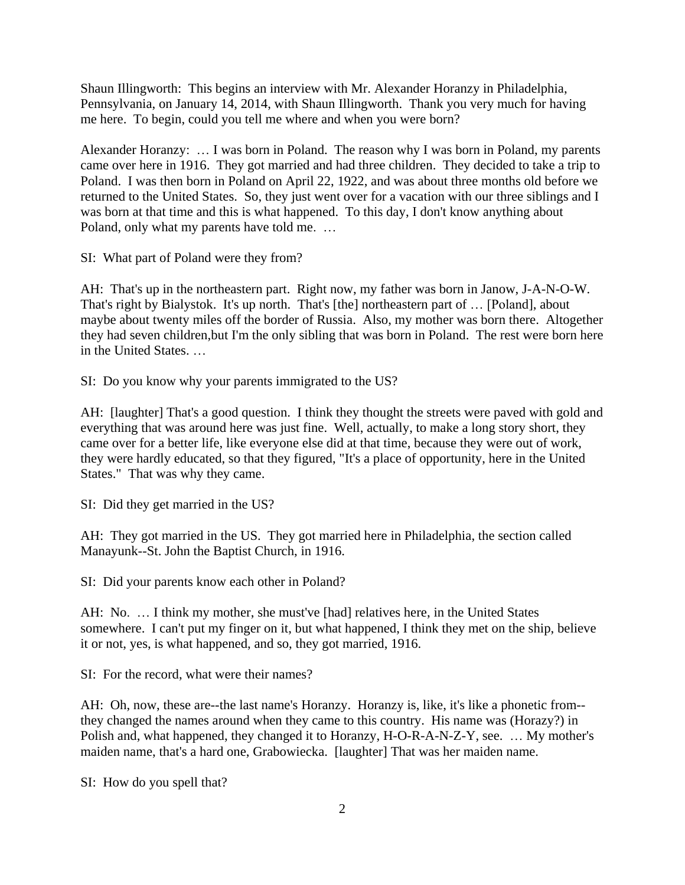Shaun Illingworth: This begins an interview with Mr. Alexander Horanzy in Philadelphia, Pennsylvania, on January 14, 2014, with Shaun Illingworth. Thank you very much for having me here. To begin, could you tell me where and when you were born?

Alexander Horanzy: … I was born in Poland. The reason why I was born in Poland, my parents came over here in 1916. They got married and had three children. They decided to take a trip to Poland. I was then born in Poland on April 22, 1922, and was about three months old before we returned to the United States. So, they just went over for a vacation with our three siblings and I was born at that time and this is what happened. To this day, I don't know anything about Poland, only what my parents have told me. …

SI: What part of Poland were they from?

AH: That's up in the northeastern part. Right now, my father was born in Janow, J-A-N-O-W. That's right by Bialystok. It's up north. That's [the] northeastern part of … [Poland], about maybe about twenty miles off the border of Russia. Also, my mother was born there. Altogether they had seven children,but I'm the only sibling that was born in Poland. The rest were born here in the United States. …

SI: Do you know why your parents immigrated to the US?

AH: [laughter] That's a good question. I think they thought the streets were paved with gold and everything that was around here was just fine. Well, actually, to make a long story short, they came over for a better life, like everyone else did at that time, because they were out of work, they were hardly educated, so that they figured, "It's a place of opportunity, here in the United States." That was why they came.

SI: Did they get married in the US?

AH: They got married in the US. They got married here in Philadelphia, the section called Manayunk--St. John the Baptist Church, in 1916.

SI: Did your parents know each other in Poland?

AH: No. … I think my mother, she must've [had] relatives here, in the United States somewhere. I can't put my finger on it, but what happened, I think they met on the ship, believe it or not, yes, is what happened, and so, they got married, 1916.

SI: For the record, what were their names?

AH: Oh, now, these are--the last name's Horanzy. Horanzy is, like, it's like a phonetic from--they changed the names around when they came to this country. His name was (Horazy?) in Polish and, what happened, they changed it to Horanzy, H-O-R-A-N-Z-Y, see. … My mother's maiden name, that's a hard one, Grabowiecka. [laughter] That was her maiden name.

SI: How do you spell that?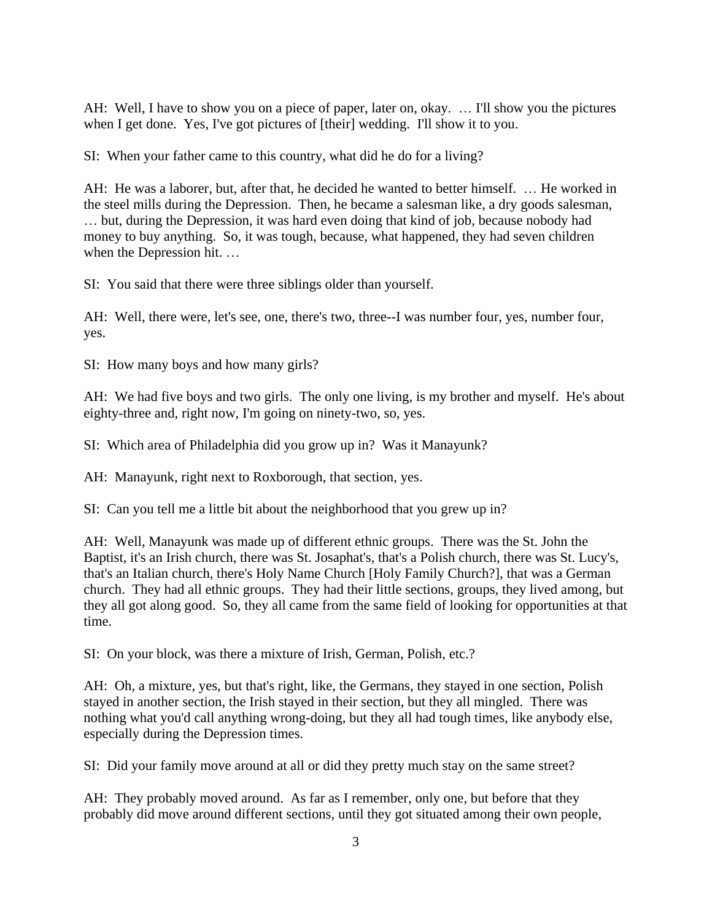AH: Well, I have to show you on a piece of paper, later on, okay. … I'll show you the pictures when I get done. Yes, I've got pictures of [their] wedding. I'll show it to you.

SI: When your father came to this country, what did he do for a living?

AH: He was a laborer, but, after that, he decided he wanted to better himself. … He worked in the steel mills during the Depression. Then, he became a salesman like, a dry goods salesman, … but, during the Depression, it was hard even doing that kind of job, because nobody had money to buy anything. So, it was tough, because, what happened, they had seven children when the Depression hit. …

SI: You said that there were three siblings older than yourself.

AH: Well, there were, let's see, one, there's two, three--I was number four, yes, number four, yes.

SI: How many boys and how many girls?

AH: We had five boys and two girls. The only one living, is my brother and myself. He's about eighty-three and, right now, I'm going on ninety-two, so, yes.

SI: Which area of Philadelphia did you grow up in? Was it Manayunk?

AH: Manayunk, right next to Roxborough, that section, yes.

SI: Can you tell me a little bit about the neighborhood that you grew up in?

AH: Well, Manayunk was made up of different ethnic groups. There was the St. John the Baptist, it's an Irish church, there was St. Josaphat's, that's a Polish church, there was St. Lucy's, that's an Italian church, there's Holy Name Church [Holy Family Church?], that was a German church. They had all ethnic groups. They had their little sections, groups, they lived among, but they all got along good. So, they all came from the same field of looking for opportunities at that time.

SI: On your block, was there a mixture of Irish, German, Polish, etc.?

AH: Oh, a mixture, yes, but that's right, like, the Germans, they stayed in one section, Polish stayed in another section, the Irish stayed in their section, but they all mingled. There was nothing what you'd call anything wrong-doing, but they all had tough times, like anybody else, especially during the Depression times.

SI: Did your family move around at all or did they pretty much stay on the same street?

AH: They probably moved around. As far as I remember, only one, but before that they probably did move around different sections, until they got situated among their own people,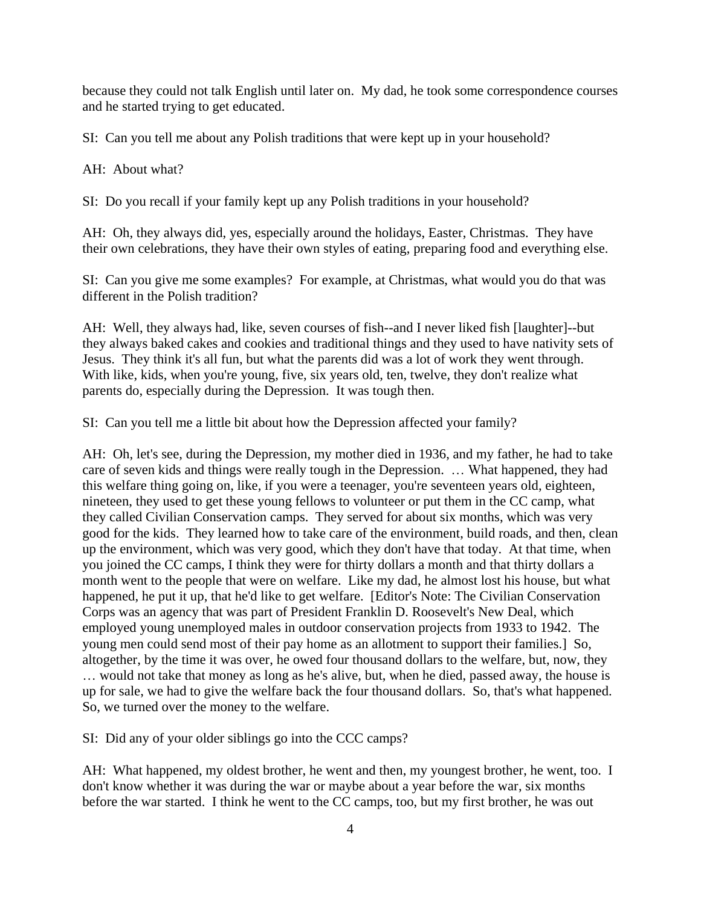because they could not talk English until later on. My dad, he took some correspondence courses and he started trying to get educated.

SI: Can you tell me about any Polish traditions that were kept up in your household?

AH: About what?

SI: Do you recall if your family kept up any Polish traditions in your household?

AH: Oh, they always did, yes, especially around the holidays, Easter, Christmas. They have their own celebrations, they have their own styles of eating, preparing food and everything else.

SI: Can you give me some examples? For example, at Christmas, what would you do that was different in the Polish tradition?

AH: Well, they always had, like, seven courses of fish--and I never liked fish [laughter]--but they always baked cakes and cookies and traditional things and they used to have nativity sets of Jesus. They think it's all fun, but what the parents did was a lot of work they went through. With like, kids, when you're young, five, six years old, ten, twelve, they don't realize what parents do, especially during the Depression. It was tough then.

SI: Can you tell me a little bit about how the Depression affected your family?

AH: Oh, let's see, during the Depression, my mother died in 1936, and my father, he had to take care of seven kids and things were really tough in the Depression. … What happened, they had this welfare thing going on, like, if you were a teenager, you're seventeen years old, eighteen, nineteen, they used to get these young fellows to volunteer or put them in the CC camp, what they called Civilian Conservation camps. They served for about six months, which was very good for the kids. They learned how to take care of the environment, build roads, and then, clean up the environment, which was very good, which they don't have that today. At that time, when you joined the CC camps, I think they were for thirty dollars a month and that thirty dollars a month went to the people that were on welfare. Like my dad, he almost lost his house, but what happened, he put it up, that he'd like to get welfare. [Editor's Note: The Civilian Conservation Corps was an agency that was part of President Franklin D. Roosevelt's New Deal, which employed young unemployed males in outdoor conservation projects from 1933 to 1942. The young men could send most of their pay home as an allotment to support their families.] So, altogether, by the time it was over, he owed four thousand dollars to the welfare, but, now, they … would not take that money as long as he's alive, but, when he died, passed away, the house is up for sale, we had to give the welfare back the four thousand dollars. So, that's what happened. So, we turned over the money to the welfare.

SI: Did any of your older siblings go into the CCC camps?

AH: What happened, my oldest brother, he went and then, my youngest brother, he went, too. I don't know whether it was during the war or maybe about a year before the war, six months before the war started. I think he went to the CC camps, too, but my first brother, he was out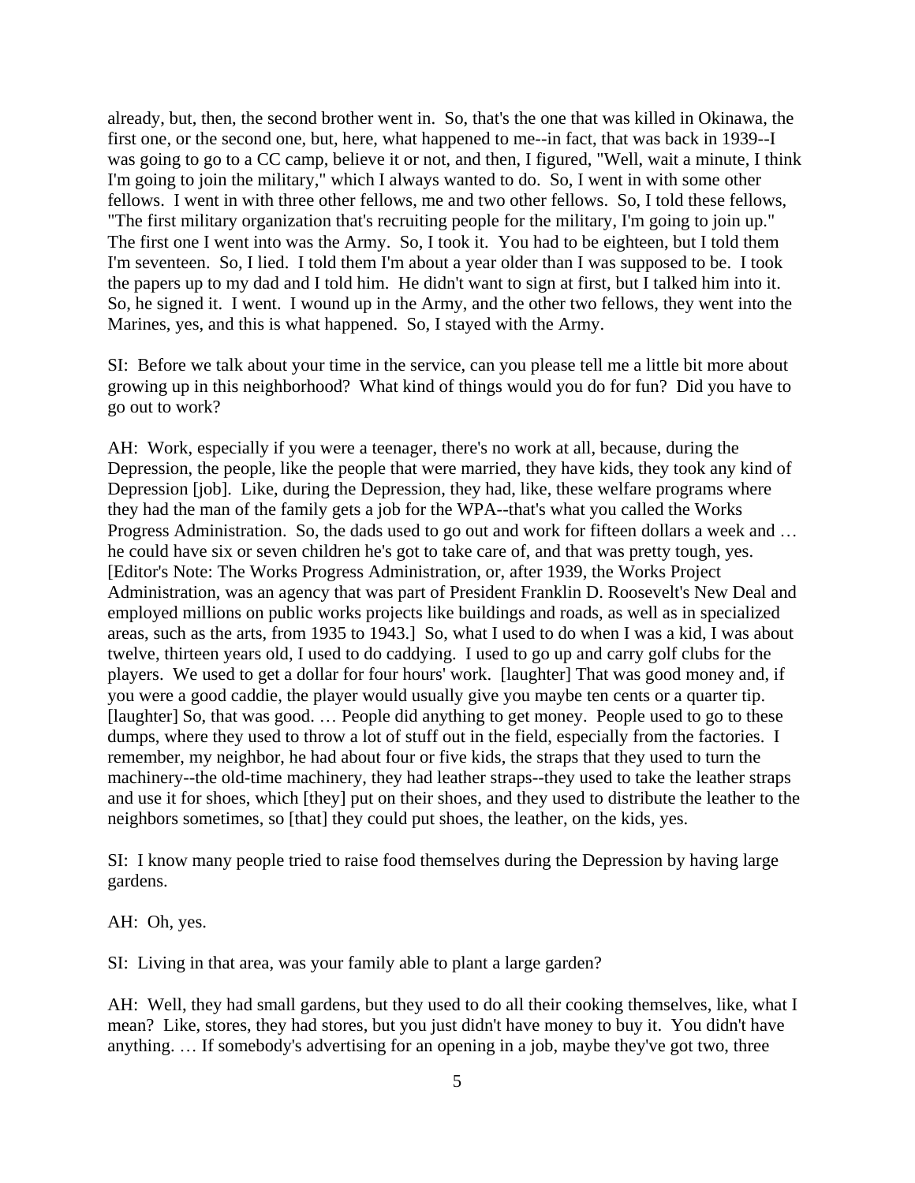already, but, then, the second brother went in. So, that's the one that was killed in Okinawa, the first one, or the second one, but, here, what happened to me--in fact, that was back in 1939--I was going to go to a CC camp, believe it or not, and then, I figured, "Well, wait a minute, I think I'm going to join the military," which I always wanted to do. So, I went in with some other fellows. I went in with three other fellows, me and two other fellows. So, I told these fellows, "The first military organization that's recruiting people for the military, I'm going to join up." The first one I went into was the Army. So, I took it. You had to be eighteen, but I told them I'm seventeen. So, I lied. I told them I'm about a year older than I was supposed to be. I took the papers up to my dad and I told him. He didn't want to sign at first, but I talked him into it. So, he signed it. I went. I wound up in the Army, and the other two fellows, they went into the Marines, yes, and this is what happened. So, I stayed with the Army.

SI: Before we talk about your time in the service, can you please tell me a little bit more about growing up in this neighborhood? What kind of things would you do for fun? Did you have to go out to work?

AH: Work, especially if you were a teenager, there's no work at all, because, during the Depression, the people, like the people that were married, they have kids, they took any kind of Depression [job]. Like, during the Depression, they had, like, these welfare programs where they had the man of the family gets a job for the WPA--that's what you called the Works Progress Administration. So, the dads used to go out and work for fifteen dollars a week and … he could have six or seven children he's got to take care of, and that was pretty tough, yes. [Editor's Note: The Works Progress Administration, or, after 1939, the Works Project Administration, was an agency that was part of President Franklin D. Roosevelt's New Deal and employed millions on public works projects like buildings and roads, as well as in specialized areas, such as the arts, from 1935 to 1943.] So, what I used to do when I was a kid, I was about twelve, thirteen years old, I used to do caddying. I used to go up and carry golf clubs for the players. We used to get a dollar for four hours' work. [laughter] That was good money and, if you were a good caddie, the player would usually give you maybe ten cents or a quarter tip. [laughter] So, that was good. … People did anything to get money. People used to go to these dumps, where they used to throw a lot of stuff out in the field, especially from the factories. I remember, my neighbor, he had about four or five kids, the straps that they used to turn the machinery--the old-time machinery, they had leather straps--they used to take the leather straps and use it for shoes, which [they] put on their shoes, and they used to distribute the leather to the neighbors sometimes, so [that] they could put shoes, the leather, on the kids, yes.

SI: I know many people tried to raise food themselves during the Depression by having large gardens.

AH: Oh, yes.

SI: Living in that area, was your family able to plant a large garden?

AH: Well, they had small gardens, but they used to do all their cooking themselves, like, what I mean? Like, stores, they had stores, but you just didn't have money to buy it. You didn't have anything. … If somebody's advertising for an opening in a job, maybe they've got two, three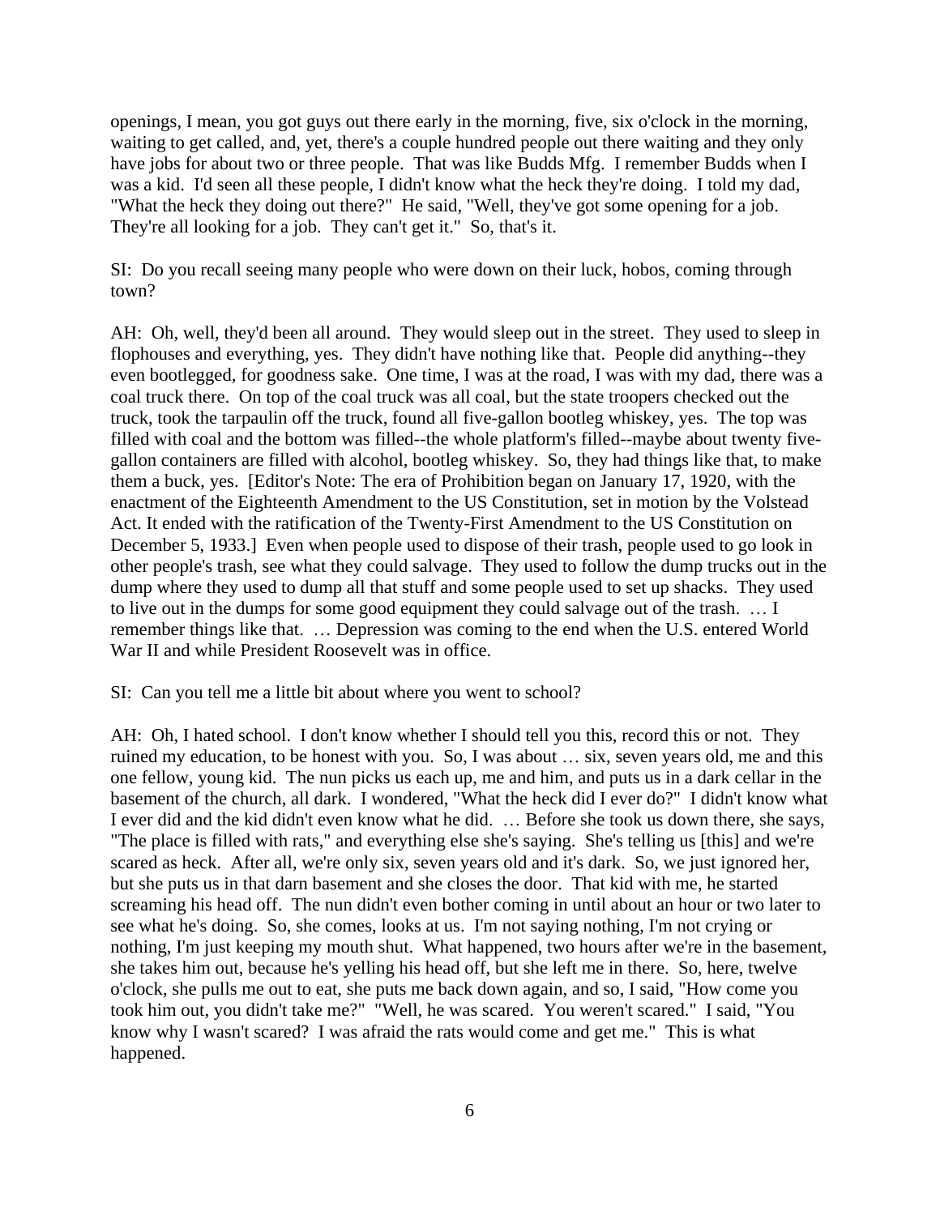openings, I mean, you got guys out there early in the morning, five, six o'clock in the morning, waiting to get called, and, yet, there's a couple hundred people out there waiting and they only have jobs for about two or three people. That was like Budds Mfg. I remember Budds when I was a kid. I'd seen all these people, I didn't know what the heck they're doing. I told my dad, "What the heck they doing out there?" He said, "Well, they've got some opening for a job. They're all looking for a job. They can't get it." So, that's it.

SI: Do you recall seeing many people who were down on their luck, hobos, coming through town?

AH: Oh, well, they'd been all around. They would sleep out in the street. They used to sleep in flophouses and everything, yes. They didn't have nothing like that. People did anything--they even bootlegged, for goodness sake. One time, I was at the road, I was with my dad, there was a coal truck there. On top of the coal truck was all coal, but the state troopers checked out the truck, took the tarpaulin off the truck, found all five-gallon bootleg whiskey, yes. The top was filled with coal and the bottom was filled--the whole platform's filled--maybe about twenty five-gallon containers are filled with alcohol, bootleg whiskey. So, they had things like that, to make them a buck, yes. [Editor's Note: The era of Prohibition began on January 17, 1920, with the enactment of the Eighteenth Amendment to the US Constitution, set in motion by the Volstead Act. It ended with the ratification of the Twenty-First Amendment to the US Constitution on December 5, 1933.] Even when people used to dispose of their trash, people used to go look in other people's trash, see what they could salvage. They used to follow the dump trucks out in the dump where they used to dump all that stuff and some people used to set up shacks. They used to live out in the dumps for some good equipment they could salvage out of the trash. … I remember things like that. … Depression was coming to the end when the U.S. entered World War II and while President Roosevelt was in office.

SI: Can you tell me a little bit about where you went to school?

AH: Oh, I hated school. I don't know whether I should tell you this, record this or not. They ruined my education, to be honest with you. So, I was about … six, seven years old, me and this one fellow, young kid. The nun picks us each up, me and him, and puts us in a dark cellar in the basement of the church, all dark. I wondered, "What the heck did I ever do?" I didn't know what I ever did and the kid didn't even know what he did. … Before she took us down there, she says, "The place is filled with rats," and everything else she's saying. She's telling us [this] and we're scared as heck. After all, we're only six, seven years old and it's dark. So, we just ignored her, but she puts us in that darn basement and she closes the door. That kid with me, he started screaming his head off. The nun didn't even bother coming in until about an hour or two later to see what he's doing. So, she comes, looks at us. I'm not saying nothing, I'm not crying or nothing, I'm just keeping my mouth shut. What happened, two hours after we're in the basement, she takes him out, because he's yelling his head off, but she left me in there. So, here, twelve o'clock, she pulls me out to eat, she puts me back down again, and so, I said, "How come you took him out, you didn't take me?" "Well, he was scared. You weren't scared." I said, "You know why I wasn't scared? I was afraid the rats would come and get me." This is what happened.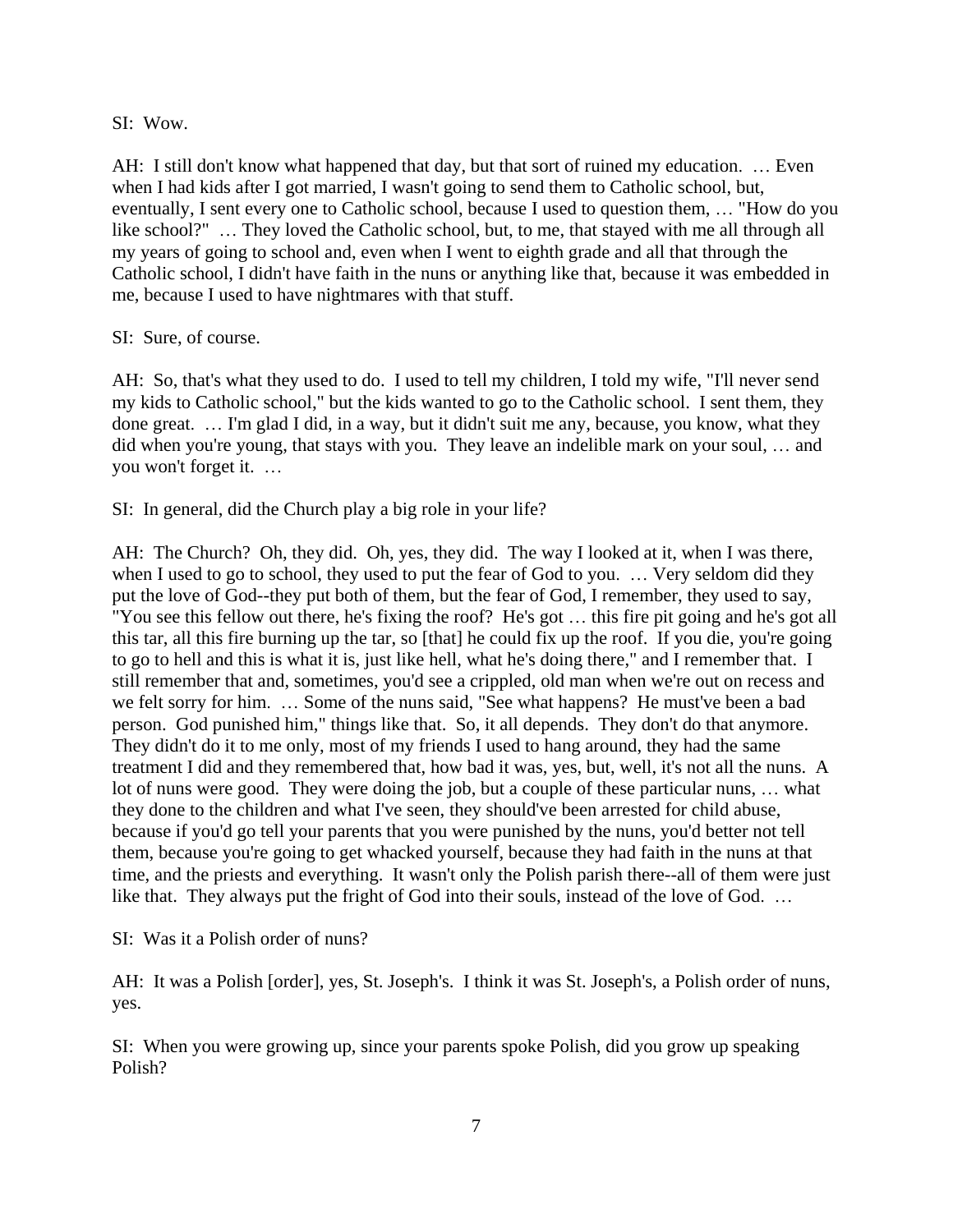SI: Wow.

AH: I still don't know what happened that day, but that sort of ruined my education. … Even when I had kids after I got married, I wasn't going to send them to Catholic school, but, eventually, I sent every one to Catholic school, because I used to question them, … "How do you like school?" … They loved the Catholic school, but, to me, that stayed with me all through all my years of going to school and, even when I went to eighth grade and all that through the Catholic school, I didn't have faith in the nuns or anything like that, because it was embedded in me, because I used to have nightmares with that stuff.

SI: Sure, of course.

AH: So, that's what they used to do. I used to tell my children, I told my wife, "I'll never send my kids to Catholic school," but the kids wanted to go to the Catholic school. I sent them, they done great. … I'm glad I did, in a way, but it didn't suit me any, because, you know, what they did when you're young, that stays with you. They leave an indelible mark on your soul, … and you won't forget it. …

SI: In general, did the Church play a big role in your life?

AH: The Church? Oh, they did. Oh, yes, they did. The way I looked at it, when I was there, when I used to go to school, they used to put the fear of God to you. … Very seldom did they put the love of God--they put both of them, but the fear of God, I remember, they used to say, "You see this fellow out there, he's fixing the roof? He's got … this fire pit going and he's got all this tar, all this fire burning up the tar, so [that] he could fix up the roof. If you die, you're going to go to hell and this is what it is, just like hell, what he's doing there," and I remember that. I still remember that and, sometimes, you'd see a crippled, old man when we're out on recess and we felt sorry for him. … Some of the nuns said, "See what happens? He must've been a bad person. God punished him," things like that. So, it all depends. They don't do that anymore. They didn't do it to me only, most of my friends I used to hang around, they had the same treatment I did and they remembered that, how bad it was, yes, but, well, it's not all the nuns. A lot of nuns were good. They were doing the job, but a couple of these particular nuns, … what they done to the children and what I've seen, they should've been arrested for child abuse, because if you'd go tell your parents that you were punished by the nuns, you'd better not tell them, because you're going to get whacked yourself, because they had faith in the nuns at that time, and the priests and everything. It wasn't only the Polish parish there--all of them were just like that. They always put the fright of God into their souls, instead of the love of God. …

SI: Was it a Polish order of nuns?

AH: It was a Polish [order], yes, St. Joseph's. I think it was St. Joseph's, a Polish order of nuns, yes.

SI: When you were growing up, since your parents spoke Polish, did you grow up speaking Polish?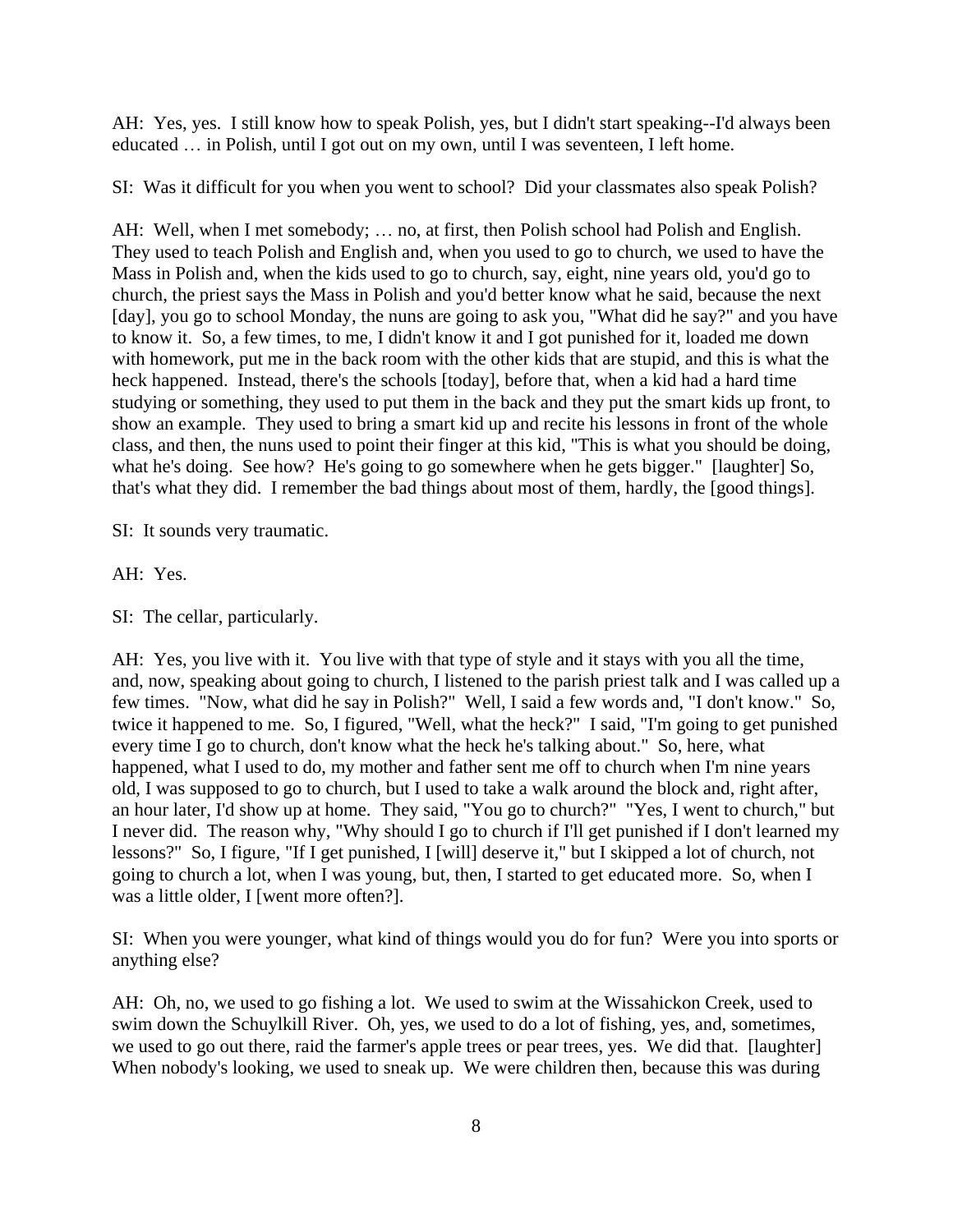AH: Yes, yes. I still know how to speak Polish, yes, but I didn't start speaking--I'd always been educated … in Polish, until I got out on my own, until I was seventeen, I left home.

SI: Was it difficult for you when you went to school? Did your classmates also speak Polish?

AH: Well, when I met somebody; … no, at first, then Polish school had Polish and English. They used to teach Polish and English and, when you used to go to church, we used to have the Mass in Polish and, when the kids used to go to church, say, eight, nine years old, you'd go to church, the priest says the Mass in Polish and you'd better know what he said, because the next [day], you go to school Monday, the nuns are going to ask you, "What did he say?" and you have to know it. So, a few times, to me, I didn't know it and I got punished for it, loaded me down with homework, put me in the back room with the other kids that are stupid, and this is what the heck happened. Instead, there's the schools [today], before that, when a kid had a hard time studying or something, they used to put them in the back and they put the smart kids up front, to show an example. They used to bring a smart kid up and recite his lessons in front of the whole class, and then, the nuns used to point their finger at this kid, "This is what you should be doing, what he's doing. See how? He's going to go somewhere when he gets bigger." [laughter] So, that's what they did. I remember the bad things about most of them, hardly, the [good things].

SI: It sounds very traumatic.

AH: Yes.

SI: The cellar, particularly.

AH: Yes, you live with it. You live with that type of style and it stays with you all the time, and, now, speaking about going to church, I listened to the parish priest talk and I was called up a few times. "Now, what did he say in Polish?" Well, I said a few words and, "I don't know." So, twice it happened to me. So, I figured, "Well, what the heck?" I said, "I'm going to get punished every time I go to church, don't know what the heck he's talking about." So, here, what happened, what I used to do, my mother and father sent me off to church when I'm nine years old, I was supposed to go to church, but I used to take a walk around the block and, right after, an hour later, I'd show up at home. They said, "You go to church?" "Yes, I went to church," but I never did. The reason why, "Why should I go to church if I'll get punished if I don't learned my lessons?" So, I figure, "If I get punished, I [will] deserve it," but I skipped a lot of church, not going to church a lot, when I was young, but, then, I started to get educated more. So, when I was a little older, I [went more often?].

SI: When you were younger, what kind of things would you do for fun? Were you into sports or anything else?

AH: Oh, no, we used to go fishing a lot. We used to swim at the Wissahickon Creek, used to swim down the Schuylkill River. Oh, yes, we used to do a lot of fishing, yes, and, sometimes, we used to go out there, raid the farmer's apple trees or pear trees, yes. We did that. [laughter] When nobody's looking, we used to sneak up. We were children then, because this was during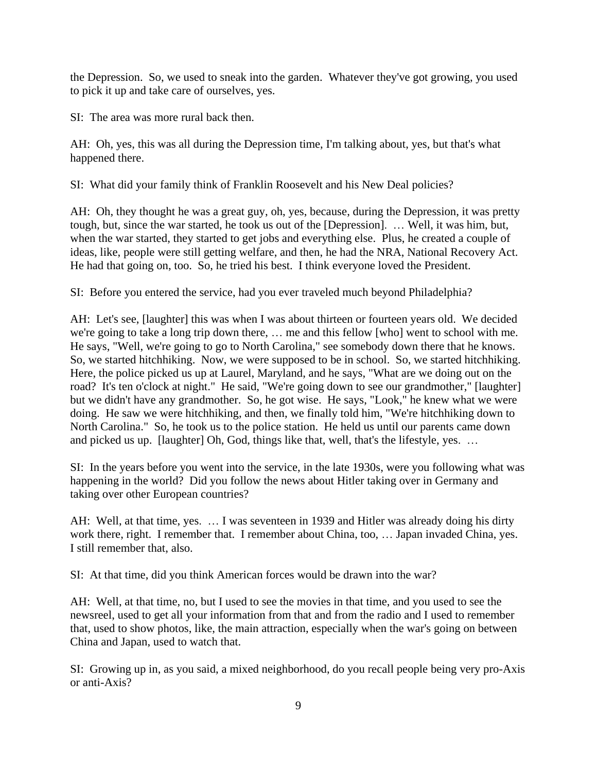the Depression. So, we used to sneak into the garden. Whatever they've got growing, you used to pick it up and take care of ourselves, yes.

SI: The area was more rural back then.

AH: Oh, yes, this was all during the Depression time, I'm talking about, yes, but that's what happened there.

SI: What did your family think of Franklin Roosevelt and his New Deal policies?

AH: Oh, they thought he was a great guy, oh, yes, because, during the Depression, it was pretty tough, but, since the war started, he took us out of the [Depression]. … Well, it was him, but, when the war started, they started to get jobs and everything else. Plus, he created a couple of ideas, like, people were still getting welfare, and then, he had the NRA, National Recovery Act. He had that going on, too. So, he tried his best. I think everyone loved the President.

SI: Before you entered the service, had you ever traveled much beyond Philadelphia?

AH: Let's see, [laughter] this was when I was about thirteen or fourteen years old. We decided we're going to take a long trip down there, … me and this fellow [who] went to school with me. He says, "Well, we're going to go to North Carolina," see somebody down there that he knows. So, we started hitchhiking. Now, we were supposed to be in school. So, we started hitchhiking. Here, the police picked us up at Laurel, Maryland, and he says, "What are we doing out on the road? It's ten o'clock at night." He said, "We're going down to see our grandmother," [laughter] but we didn't have any grandmother. So, he got wise. He says, "Look," he knew what we were doing. He saw we were hitchhiking, and then, we finally told him, "We're hitchhiking down to North Carolina." So, he took us to the police station. He held us until our parents came down and picked us up. [laughter] Oh, God, things like that, well, that's the lifestyle, yes. …

SI: In the years before you went into the service, in the late 1930s, were you following what was happening in the world? Did you follow the news about Hitler taking over in Germany and taking over other European countries?

AH: Well, at that time, yes. … I was seventeen in 1939 and Hitler was already doing his dirty work there, right. I remember that. I remember about China, too, … Japan invaded China, yes. I still remember that, also.

SI: At that time, did you think American forces would be drawn into the war?

AH: Well, at that time, no, but I used to see the movies in that time, and you used to see the newsreel, used to get all your information from that and from the radio and I used to remember that, used to show photos, like, the main attraction, especially when the war's going on between China and Japan, used to watch that.

SI: Growing up in, as you said, a mixed neighborhood, do you recall people being very pro-Axis or anti-Axis?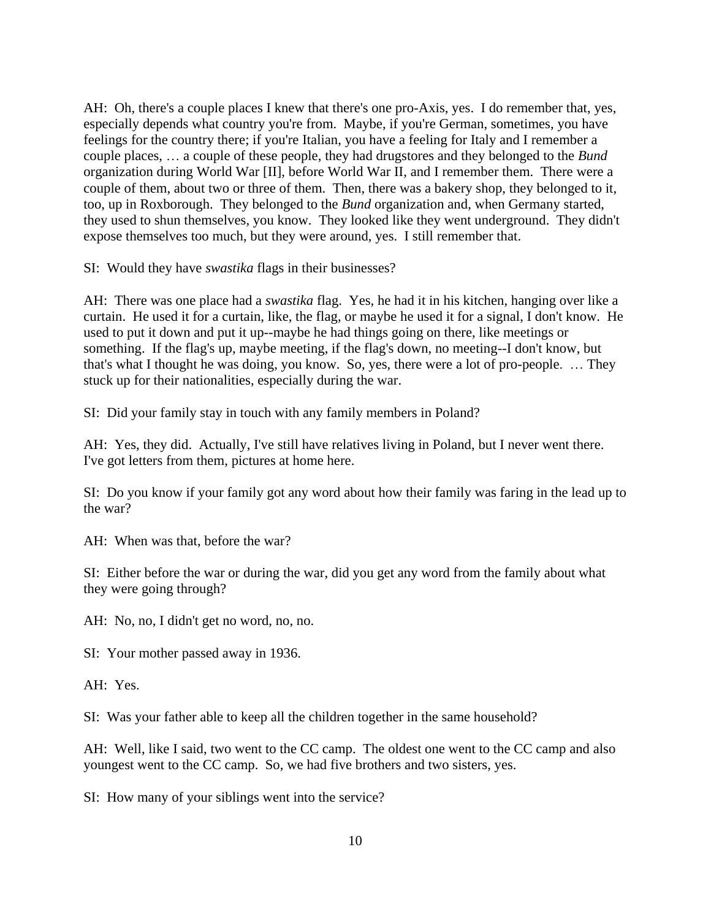AH: Oh, there's a couple places I knew that there's one pro-Axis, yes. I do remember that, yes, especially depends what country you're from. Maybe, if you're German, sometimes, you have feelings for the country there; if you're Italian, you have a feeling for Italy and I remember a couple places, … a couple of these people, they had drugstores and they belonged to the *Bund* organization during World War [II], before World War II, and I remember them. There were a couple of them, about two or three of them. Then, there was a bakery shop, they belonged to it, too, up in Roxborough. They belonged to the *Bund* organization and, when Germany started, they used to shun themselves, you know. They looked like they went underground. They didn't expose themselves too much, but they were around, yes. I still remember that.

SI: Would they have *swastika* flags in their businesses?

AH: There was one place had a *swastika* flag. Yes, he had it in his kitchen, hanging over like a curtain. He used it for a curtain, like, the flag, or maybe he used it for a signal, I don't know. He used to put it down and put it up--maybe he had things going on there, like meetings or something. If the flag's up, maybe meeting, if the flag's down, no meeting--I don't know, but that's what I thought he was doing, you know. So, yes, there were a lot of pro-people. … They stuck up for their nationalities, especially during the war.

SI: Did your family stay in touch with any family members in Poland?

AH: Yes, they did. Actually, I've still have relatives living in Poland, but I never went there. I've got letters from them, pictures at home here.

SI: Do you know if your family got any word about how their family was faring in the lead up to the war?

AH: When was that, before the war?

SI: Either before the war or during the war, did you get any word from the family about what they were going through?

AH: No, no, I didn't get no word, no, no.

SI: Your mother passed away in 1936.

AH: Yes.

SI: Was your father able to keep all the children together in the same household?

AH: Well, like I said, two went to the CC camp. The oldest one went to the CC camp and also youngest went to the CC camp. So, we had five brothers and two sisters, yes.

SI: How many of your siblings went into the service?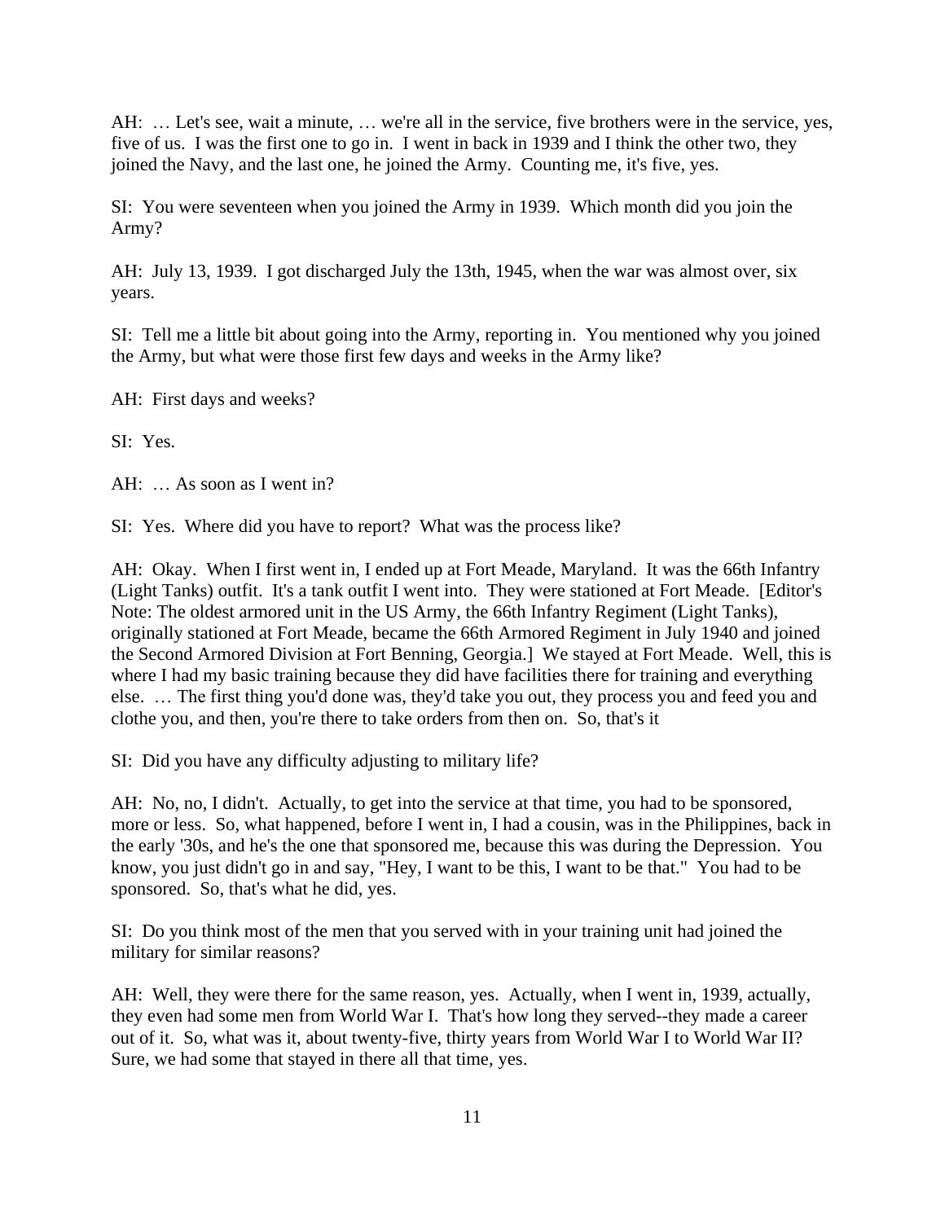AH: … Let's see, wait a minute, … we're all in the service, five brothers were in the service, yes, five of us. I was the first one to go in. I went in back in 1939 and I think the other two, they joined the Navy, and the last one, he joined the Army. Counting me, it's five, yes.

SI: You were seventeen when you joined the Army in 1939. Which month did you join the Army?

AH: July 13, 1939. I got discharged July the 13th, 1945, when the war was almost over, six years.

SI: Tell me a little bit about going into the Army, reporting in. You mentioned why you joined the Army, but what were those first few days and weeks in the Army like?

AH: First days and weeks?

SI: Yes.

AH: … As soon as I went in?

SI: Yes. Where did you have to report? What was the process like?

AH: Okay. When I first went in, I ended up at Fort Meade, Maryland. It was the 66th Infantry (Light Tanks) outfit. It's a tank outfit I went into. They were stationed at Fort Meade. [Editor's Note: The oldest armored unit in the US Army, the 66th Infantry Regiment (Light Tanks), originally stationed at Fort Meade, became the 66th Armored Regiment in July 1940 and joined the Second Armored Division at Fort Benning, Georgia.] We stayed at Fort Meade. Well, this is where I had my basic training because they did have facilities there for training and everything else. … The first thing you'd done was, they'd take you out, they process you and feed you and clothe you, and then, you're there to take orders from then on. So, that's it

SI: Did you have any difficulty adjusting to military life?

AH: No, no, I didn't. Actually, to get into the service at that time, you had to be sponsored, more or less. So, what happened, before I went in, I had a cousin, was in the Philippines, back in the early '30s, and he's the one that sponsored me, because this was during the Depression. You know, you just didn't go in and say, "Hey, I want to be this, I want to be that." You had to be sponsored. So, that's what he did, yes.

SI: Do you think most of the men that you served with in your training unit had joined the military for similar reasons?

AH: Well, they were there for the same reason, yes. Actually, when I went in, 1939, actually, they even had some men from World War I. That's how long they served--they made a career out of it. So, what was it, about twenty-five, thirty years from World War I to World War II? Sure, we had some that stayed in there all that time, yes.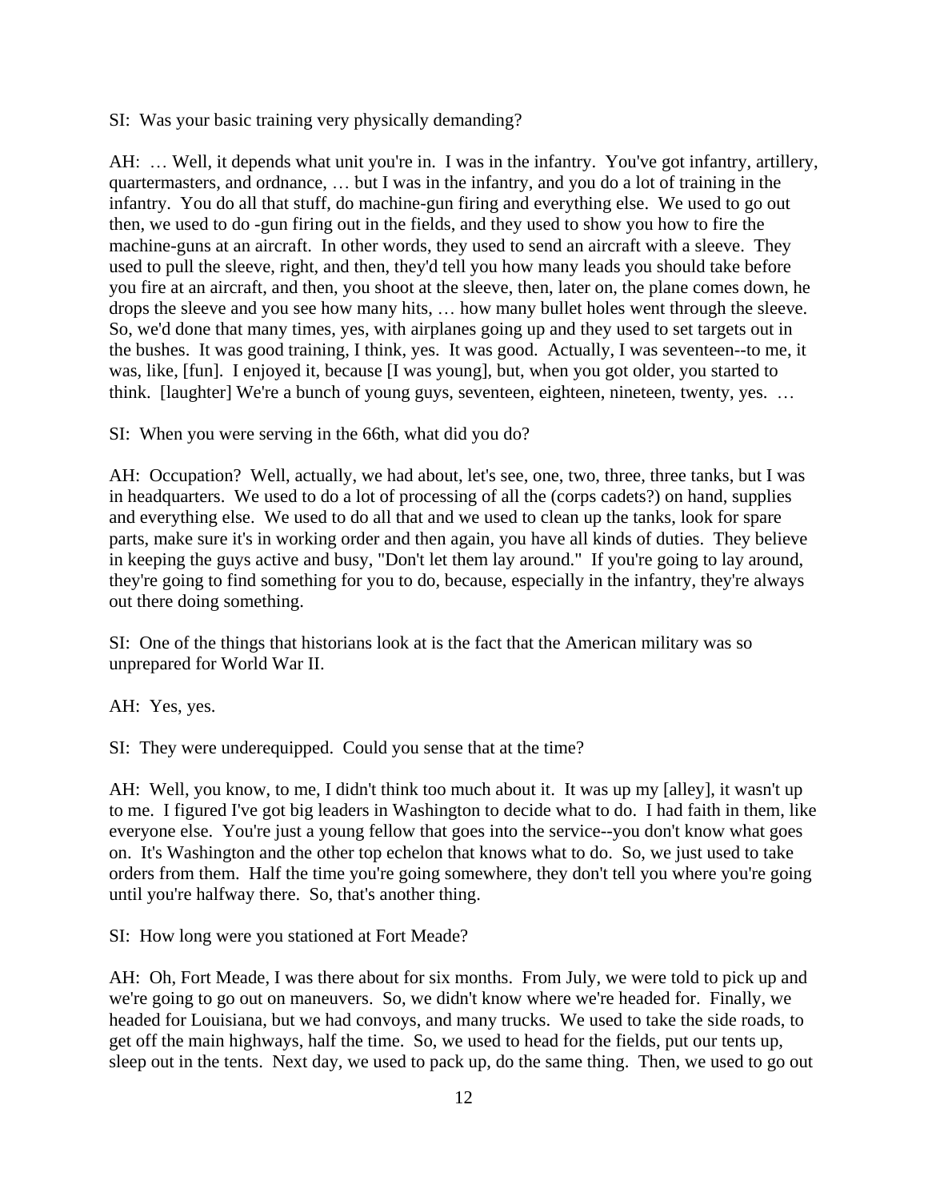SI: Was your basic training very physically demanding?

AH: … Well, it depends what unit you're in. I was in the infantry. You've got infantry, artillery, quartermasters, and ordnance, … but I was in the infantry, and you do a lot of training in the infantry. You do all that stuff, do machine-gun firing and everything else. We used to go out then, we used to do -gun firing out in the fields, and they used to show you how to fire the machine-guns at an aircraft. In other words, they used to send an aircraft with a sleeve. They used to pull the sleeve, right, and then, they'd tell you how many leads you should take before you fire at an aircraft, and then, you shoot at the sleeve, then, later on, the plane comes down, he drops the sleeve and you see how many hits, … how many bullet holes went through the sleeve. So, we'd done that many times, yes, with airplanes going up and they used to set targets out in the bushes. It was good training, I think, yes. It was good. Actually, I was seventeen--to me, it was, like, [fun]. I enjoyed it, because [I was young], but, when you got older, you started to think. [laughter] We're a bunch of young guys, seventeen, eighteen, nineteen, twenty, yes. …

SI: When you were serving in the 66th, what did you do?

AH: Occupation? Well, actually, we had about, let's see, one, two, three, three tanks, but I was in headquarters. We used to do a lot of processing of all the (corps cadets?) on hand, supplies and everything else. We used to do all that and we used to clean up the tanks, look for spare parts, make sure it's in working order and then again, you have all kinds of duties. They believe in keeping the guys active and busy, "Don't let them lay around." If you're going to lay around, they're going to find something for you to do, because, especially in the infantry, they're always out there doing something.

SI: One of the things that historians look at is the fact that the American military was so unprepared for World War II.

AH: Yes, yes.

SI: They were underequipped. Could you sense that at the time?

AH: Well, you know, to me, I didn't think too much about it. It was up my [alley], it wasn't up to me. I figured I've got big leaders in Washington to decide what to do. I had faith in them, like everyone else. You're just a young fellow that goes into the service--you don't know what goes on. It's Washington and the other top echelon that knows what to do. So, we just used to take orders from them. Half the time you're going somewhere, they don't tell you where you're going until you're halfway there. So, that's another thing.

SI: How long were you stationed at Fort Meade?

AH: Oh, Fort Meade, I was there about for six months. From July, we were told to pick up and we're going to go out on maneuvers. So, we didn't know where we're headed for. Finally, we headed for Louisiana, but we had convoys, and many trucks. We used to take the side roads, to get off the main highways, half the time. So, we used to head for the fields, put our tents up, sleep out in the tents. Next day, we used to pack up, do the same thing. Then, we used to go out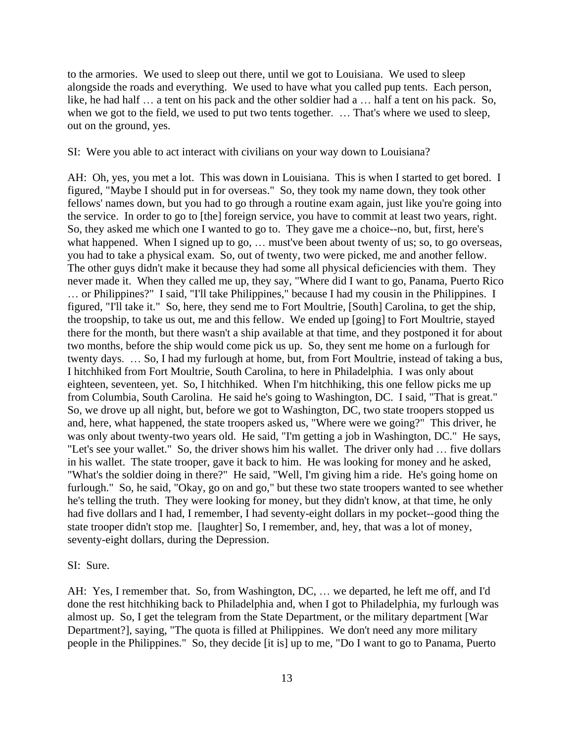to the armories. We used to sleep out there, until we got to Louisiana. We used to sleep alongside the roads and everything. We used to have what you called pup tents. Each person, like, he had half … a tent on his pack and the other soldier had a … half a tent on his pack. So, when we got to the field, we used to put two tents together. … That's where we used to sleep, out on the ground, yes.

SI: Were you able to act interact with civilians on your way down to Louisiana?

AH: Oh, yes, you met a lot. This was down in Louisiana. This is when I started to get bored. I figured, "Maybe I should put in for overseas." So, they took my name down, they took other fellows' names down, but you had to go through a routine exam again, just like you're going into the service. In order to go to [the] foreign service, you have to commit at least two years, right. So, they asked me which one I wanted to go to. They gave me a choice--no, but, first, here's what happened. When I signed up to go, … must've been about twenty of us; so, to go overseas, you had to take a physical exam. So, out of twenty, two were picked, me and another fellow. The other guys didn't make it because they had some all physical deficiencies with them. They never made it. When they called me up, they say, "Where did I want to go, Panama, Puerto Rico … or Philippines?" I said, "I'll take Philippines," because I had my cousin in the Philippines. I figured, "I'll take it." So, here, they send me to Fort Moultrie, [South] Carolina, to get the ship, the troopship, to take us out, me and this fellow. We ended up [going] to Fort Moultrie, stayed there for the month, but there wasn't a ship available at that time, and they postponed it for about two months, before the ship would come pick us up. So, they sent me home on a furlough for twenty days. … So, I had my furlough at home, but, from Fort Moultrie, instead of taking a bus, I hitchhiked from Fort Moultrie, South Carolina, to here in Philadelphia. I was only about eighteen, seventeen, yet. So, I hitchhiked. When I'm hitchhiking, this one fellow picks me up from Columbia, South Carolina. He said he's going to Washington, DC. I said, "That is great." So, we drove up all night, but, before we got to Washington, DC, two state troopers stopped us and, here, what happened, the state troopers asked us, "Where were we going?" This driver, he was only about twenty-two years old. He said, "I'm getting a job in Washington, DC." He says, "Let's see your wallet." So, the driver shows him his wallet. The driver only had … five dollars in his wallet. The state trooper, gave it back to him. He was looking for money and he asked, "What's the soldier doing in there?" He said, "Well, I'm giving him a ride. He's going home on furlough." So, he said, "Okay, go on and go," but these two state troopers wanted to see whether he's telling the truth. They were looking for money, but they didn't know, at that time, he only had five dollars and I had, I remember, I had seventy-eight dollars in my pocket--good thing the state trooper didn't stop me. [laughter] So, I remember, and, hey, that was a lot of money, seventy-eight dollars, during the Depression.

SI: Sure.

AH: Yes, I remember that. So, from Washington, DC, … we departed, he left me off, and I'd done the rest hitchhiking back to Philadelphia and, when I got to Philadelphia, my furlough was almost up. So, I get the telegram from the State Department, or the military department [War Department?], saying, "The quota is filled at Philippines. We don't need any more military people in the Philippines." So, they decide [it is] up to me, "Do I want to go to Panama, Puerto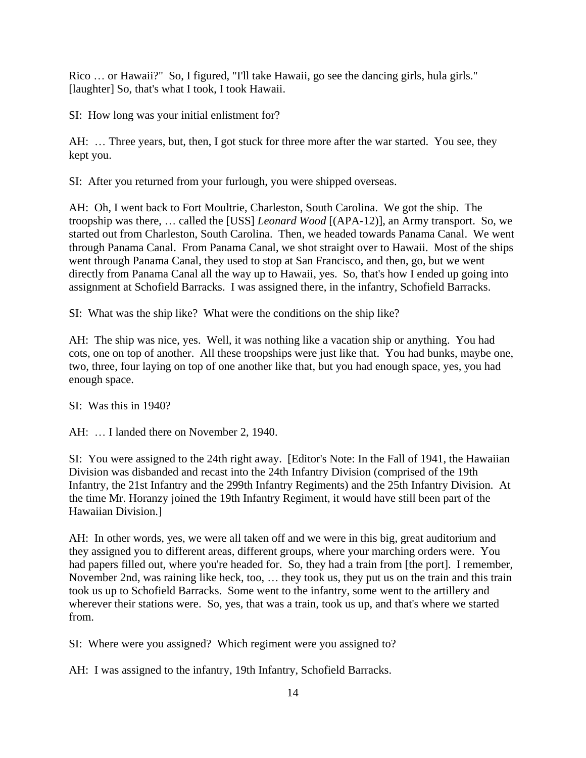Rico … or Hawaii?" So, I figured, "I'll take Hawaii, go see the dancing girls, hula girls." [laughter] So, that's what I took, I took Hawaii.

SI: How long was your initial enlistment for?

AH: … Three years, but, then, I got stuck for three more after the war started. You see, they kept you.

SI: After you returned from your furlough, you were shipped overseas.

AH: Oh, I went back to Fort Moultrie, Charleston, South Carolina. We got the ship. The troopship was there, … called the [USS] *Leonard Wood* [(APA-12)], an Army transport. So, we started out from Charleston, South Carolina. Then, we headed towards Panama Canal. We went through Panama Canal. From Panama Canal, we shot straight over to Hawaii. Most of the ships went through Panama Canal, they used to stop at San Francisco, and then, go, but we went directly from Panama Canal all the way up to Hawaii, yes. So, that's how I ended up going into assignment at Schofield Barracks. I was assigned there, in the infantry, Schofield Barracks.

SI: What was the ship like? What were the conditions on the ship like?

AH: The ship was nice, yes. Well, it was nothing like a vacation ship or anything. You had cots, one on top of another. All these troopships were just like that. You had bunks, maybe one, two, three, four laying on top of one another like that, but you had enough space, yes, you had enough space.

SI: Was this in 1940?

AH: … I landed there on November 2, 1940.

SI: You were assigned to the 24th right away. [Editor's Note: In the Fall of 1941, the Hawaiian Division was disbanded and recast into the 24th Infantry Division (comprised of the 19th Infantry, the 21st Infantry and the 299th Infantry Regiments) and the 25th Infantry Division. At the time Mr. Horanzy joined the 19th Infantry Regiment, it would have still been part of the Hawaiian Division.]

AH: In other words, yes, we were all taken off and we were in this big, great auditorium and they assigned you to different areas, different groups, where your marching orders were. You had papers filled out, where you're headed for. So, they had a train from [the port]. I remember, November 2nd, was raining like heck, too, … they took us, they put us on the train and this train took us up to Schofield Barracks. Some went to the infantry, some went to the artillery and wherever their stations were. So, yes, that was a train, took us up, and that's where we started from.

SI: Where were you assigned? Which regiment were you assigned to?

AH: I was assigned to the infantry, 19th Infantry, Schofield Barracks.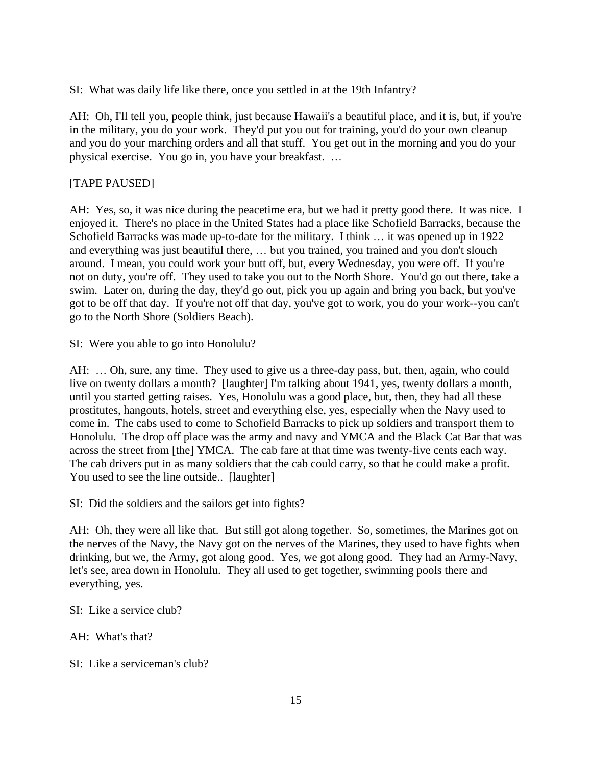SI: What was daily life like there, once you settled in at the 19th Infantry?

AH: Oh, I'll tell you, people think, just because Hawaii's a beautiful place, and it is, but, if you're in the military, you do your work. They'd put you out for training, you'd do your own cleanup and you do your marching orders and all that stuff. You get out in the morning and you do your physical exercise. You go in, you have your breakfast. …

[TAPE PAUSED]

AH: Yes, so, it was nice during the peacetime era, but we had it pretty good there. It was nice. I enjoyed it. There's no place in the United States had a place like Schofield Barracks, because the Schofield Barracks was made up-to-date for the military. I think … it was opened up in 1922 and everything was just beautiful there, … but you trained, you trained and you don't slouch around. I mean, you could work your butt off, but, every Wednesday, you were off. If you're not on duty, you're off. They used to take you out to the North Shore. You'd go out there, take a swim. Later on, during the day, they'd go out, pick you up again and bring you back, but you've got to be off that day. If you're not off that day, you've got to work, you do your work--you can't go to the North Shore (Soldiers Beach).

SI: Were you able to go into Honolulu?

AH: … Oh, sure, any time. They used to give us a three-day pass, but, then, again, who could live on twenty dollars a month? [laughter] I'm talking about 1941, yes, twenty dollars a month, until you started getting raises. Yes, Honolulu was a good place, but, then, they had all these prostitutes, hangouts, hotels, street and everything else, yes, especially when the Navy used to come in. The cabs used to come to Schofield Barracks to pick up soldiers and transport them to Honolulu. The drop off place was the army and navy and YMCA and the Black Cat Bar that was across the street from [the] YMCA. The cab fare at that time was twenty-five cents each way. The cab drivers put in as many soldiers that the cab could carry, so that he could make a profit. You used to see the line outside.. [laughter]

SI: Did the soldiers and the sailors get into fights?

AH: Oh, they were all like that. But still got along together. So, sometimes, the Marines got on the nerves of the Navy, the Navy got on the nerves of the Marines, they used to have fights when drinking, but we, the Army, got along good. Yes, we got along good. They had an Army-Navy, let's see, area down in Honolulu. They all used to get together, swimming pools there and everything, yes.

SI: Like a service club?

AH: What's that?

SI: Like a serviceman's club?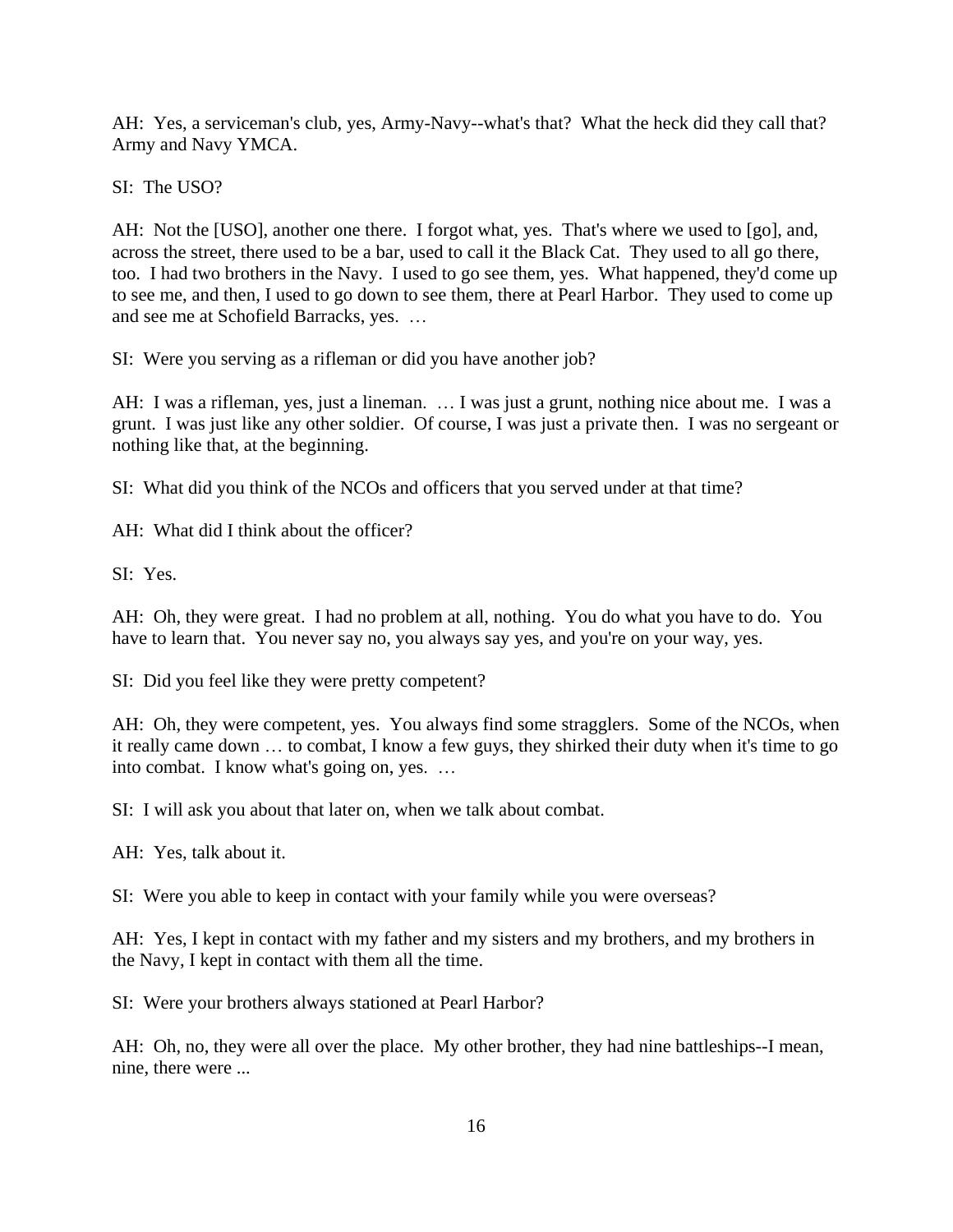AH: Yes, a serviceman's club, yes, Army-Navy--what's that? What the heck did they call that? Army and Navy YMCA.

SI: The USO?

AH: Not the [USO], another one there. I forgot what, yes. That's where we used to [go], and, across the street, there used to be a bar, used to call it the Black Cat. They used to all go there, too. I had two brothers in the Navy. I used to go see them, yes. What happened, they'd come up to see me, and then, I used to go down to see them, there at Pearl Harbor. They used to come up and see me at Schofield Barracks, yes. …

SI: Were you serving as a rifleman or did you have another job?

AH: I was a rifleman, yes, just a lineman. … I was just a grunt, nothing nice about me. I was a grunt. I was just like any other soldier. Of course, I was just a private then. I was no sergeant or nothing like that, at the beginning.

SI: What did you think of the NCOs and officers that you served under at that time?

AH: What did I think about the officer?

SI: Yes.

AH: Oh, they were great. I had no problem at all, nothing. You do what you have to do. You have to learn that. You never say no, you always say yes, and you're on your way, yes.

SI: Did you feel like they were pretty competent?

AH: Oh, they were competent, yes. You always find some stragglers. Some of the NCOs, when it really came down … to combat, I know a few guys, they shirked their duty when it's time to go into combat. I know what's going on, yes. …

SI: I will ask you about that later on, when we talk about combat.

AH: Yes, talk about it.

SI: Were you able to keep in contact with your family while you were overseas?

AH: Yes, I kept in contact with my father and my sisters and my brothers, and my brothers in the Navy, I kept in contact with them all the time.

SI: Were your brothers always stationed at Pearl Harbor?

AH: Oh, no, they were all over the place. My other brother, they had nine battleships--I mean, nine, there were ...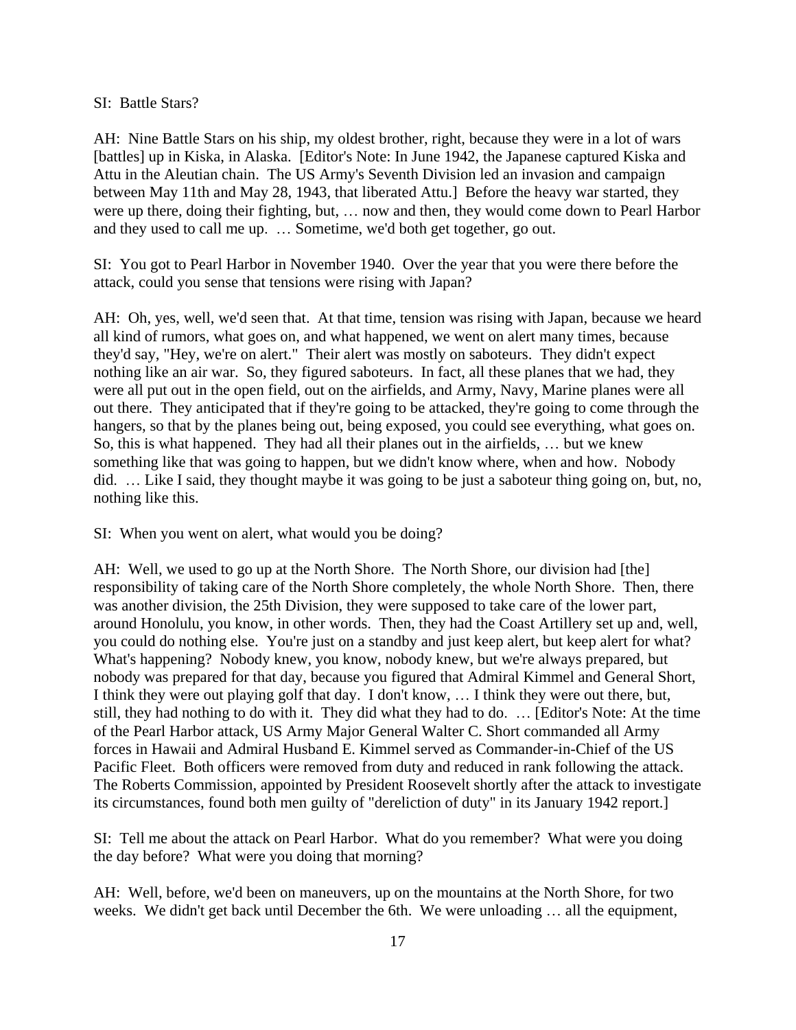SI: Battle Stars?

AH: Nine Battle Stars on his ship, my oldest brother, right, because they were in a lot of wars [battles] up in Kiska, in Alaska. [Editor's Note: In June 1942, the Japanese captured Kiska and Attu in the Aleutian chain. The US Army's Seventh Division led an invasion and campaign between May 11th and May 28, 1943, that liberated Attu.] Before the heavy war started, they were up there, doing their fighting, but, … now and then, they would come down to Pearl Harbor and they used to call me up. … Sometime, we'd both get together, go out.

SI: You got to Pearl Harbor in November 1940. Over the year that you were there before the attack, could you sense that tensions were rising with Japan?

AH: Oh, yes, well, we'd seen that. At that time, tension was rising with Japan, because we heard all kind of rumors, what goes on, and what happened, we went on alert many times, because they'd say, "Hey, we're on alert." Their alert was mostly on saboteurs. They didn't expect nothing like an air war. So, they figured saboteurs. In fact, all these planes that we had, they were all put out in the open field, out on the airfields, and Army, Navy, Marine planes were all out there. They anticipated that if they're going to be attacked, they're going to come through the hangers, so that by the planes being out, being exposed, you could see everything, what goes on. So, this is what happened. They had all their planes out in the airfields, … but we knew something like that was going to happen, but we didn't know where, when and how. Nobody did. … Like I said, they thought maybe it was going to be just a saboteur thing going on, but, no, nothing like this.

SI: When you went on alert, what would you be doing?

AH: Well, we used to go up at the North Shore. The North Shore, our division had [the] responsibility of taking care of the North Shore completely, the whole North Shore. Then, there was another division, the 25th Division, they were supposed to take care of the lower part, around Honolulu, you know, in other words. Then, they had the Coast Artillery set up and, well, you could do nothing else. You're just on a standby and just keep alert, but keep alert for what? What's happening? Nobody knew, you know, nobody knew, but we're always prepared, but nobody was prepared for that day, because you figured that Admiral Kimmel and General Short, I think they were out playing golf that day. I don't know, … I think they were out there, but, still, they had nothing to do with it. They did what they had to do. … [Editor's Note: At the time of the Pearl Harbor attack, US Army Major General Walter C. Short commanded all Army forces in Hawaii and Admiral Husband E. Kimmel served as Commander-in-Chief of the US Pacific Fleet. Both officers were removed from duty and reduced in rank following the attack. The Roberts Commission, appointed by President Roosevelt shortly after the attack to investigate its circumstances, found both men guilty of "dereliction of duty" in its January 1942 report.]

SI: Tell me about the attack on Pearl Harbor. What do you remember? What were you doing the day before? What were you doing that morning?

AH: Well, before, we'd been on maneuvers, up on the mountains at the North Shore, for two weeks. We didn't get back until December the 6th. We were unloading … all the equipment,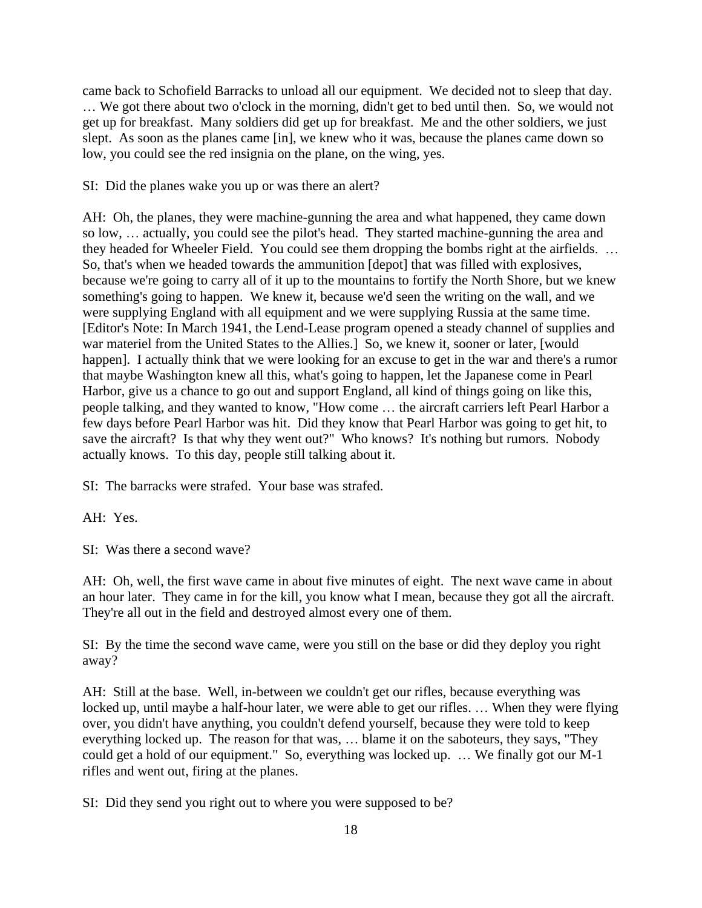came back to Schofield Barracks to unload all our equipment. We decided not to sleep that day. … We got there about two o'clock in the morning, didn't get to bed until then. So, we would not get up for breakfast. Many soldiers did get up for breakfast. Me and the other soldiers, we just slept. As soon as the planes came [in], we knew who it was, because the planes came down so low, you could see the red insignia on the plane, on the wing, yes.

SI: Did the planes wake you up or was there an alert?

AH: Oh, the planes, they were machine-gunning the area and what happened, they came down so low, … actually, you could see the pilot's head. They started machine-gunning the area and they headed for Wheeler Field. You could see them dropping the bombs right at the airfields. … So, that's when we headed towards the ammunition [depot] that was filled with explosives, because we're going to carry all of it up to the mountains to fortify the North Shore, but we knew something's going to happen. We knew it, because we'd seen the writing on the wall, and we were supplying England with all equipment and we were supplying Russia at the same time. [Editor's Note: In March 1941, the Lend-Lease program opened a steady channel of supplies and war materiel from the United States to the Allies.] So, we knew it, sooner or later, [would happen]. I actually think that we were looking for an excuse to get in the war and there's a rumor that maybe Washington knew all this, what's going to happen, let the Japanese come in Pearl Harbor, give us a chance to go out and support England, all kind of things going on like this, people talking, and they wanted to know, "How come … the aircraft carriers left Pearl Harbor a few days before Pearl Harbor was hit. Did they know that Pearl Harbor was going to get hit, to save the aircraft? Is that why they went out?" Who knows? It's nothing but rumors. Nobody actually knows. To this day, people still talking about it.

SI: The barracks were strafed. Your base was strafed.

AH: Yes.

SI: Was there a second wave?

AH: Oh, well, the first wave came in about five minutes of eight. The next wave came in about an hour later. They came in for the kill, you know what I mean, because they got all the aircraft. They're all out in the field and destroyed almost every one of them.

SI: By the time the second wave came, were you still on the base or did they deploy you right away?

AH: Still at the base. Well, in-between we couldn't get our rifles, because everything was locked up, until maybe a half-hour later, we were able to get our rifles. … When they were flying over, you didn't have anything, you couldn't defend yourself, because they were told to keep everything locked up. The reason for that was, … blame it on the saboteurs, they says, "They could get a hold of our equipment." So, everything was locked up. … We finally got our M-1 rifles and went out, firing at the planes.

SI: Did they send you right out to where you were supposed to be?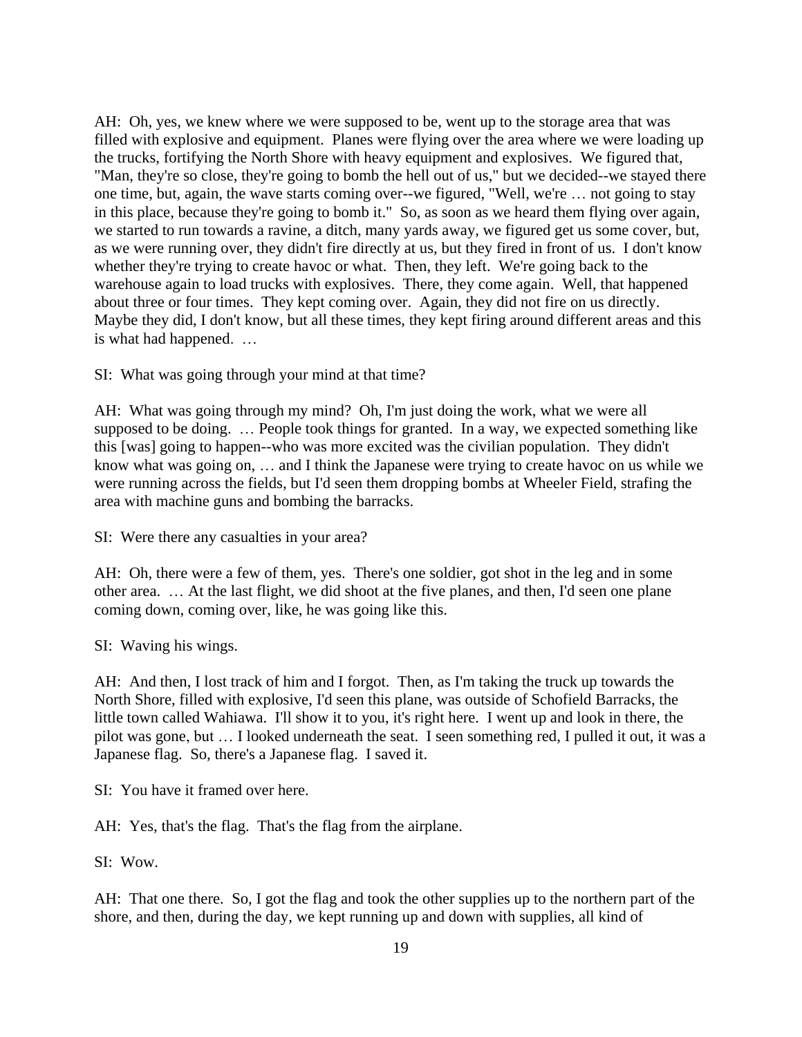AH: Oh, yes, we knew where we were supposed to be, went up to the storage area that was filled with explosive and equipment. Planes were flying over the area where we were loading up the trucks, fortifying the North Shore with heavy equipment and explosives. We figured that, "Man, they're so close, they're going to bomb the hell out of us," but we decided--we stayed there one time, but, again, the wave starts coming over--we figured, "Well, we're … not going to stay in this place, because they're going to bomb it." So, as soon as we heard them flying over again, we started to run towards a ravine, a ditch, many yards away, we figured get us some cover, but, as we were running over, they didn't fire directly at us, but they fired in front of us. I don't know whether they're trying to create havoc or what. Then, they left. We're going back to the warehouse again to load trucks with explosives. There, they come again. Well, that happened about three or four times. They kept coming over. Again, they did not fire on us directly. Maybe they did, I don't know, but all these times, they kept firing around different areas and this is what had happened. …

SI: What was going through your mind at that time?

AH: What was going through my mind? Oh, I'm just doing the work, what we were all supposed to be doing. … People took things for granted. In a way, we expected something like this [was] going to happen--who was more excited was the civilian population. They didn't know what was going on, … and I think the Japanese were trying to create havoc on us while we were running across the fields, but I'd seen them dropping bombs at Wheeler Field, strafing the area with machine guns and bombing the barracks.

SI: Were there any casualties in your area?

AH: Oh, there were a few of them, yes. There's one soldier, got shot in the leg and in some other area. … At the last flight, we did shoot at the five planes, and then, I'd seen one plane coming down, coming over, like, he was going like this.

SI: Waving his wings.

AH: And then, I lost track of him and I forgot. Then, as I'm taking the truck up towards the North Shore, filled with explosive, I'd seen this plane, was outside of Schofield Barracks, the little town called Wahiawa. I'll show it to you, it's right here. I went up and look in there, the pilot was gone, but … I looked underneath the seat. I seen something red, I pulled it out, it was a Japanese flag. So, there's a Japanese flag. I saved it.

SI: You have it framed over here.

AH: Yes, that's the flag. That's the flag from the airplane.

SI: Wow.

AH: That one there. So, I got the flag and took the other supplies up to the northern part of the shore, and then, during the day, we kept running up and down with supplies, all kind of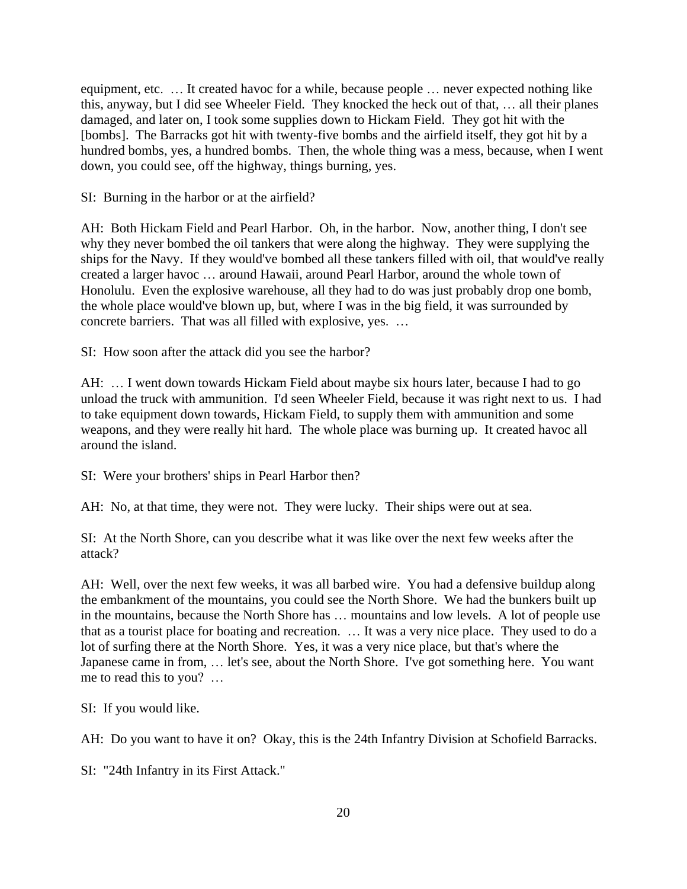equipment, etc. … It created havoc for a while, because people … never expected nothing like this, anyway, but I did see Wheeler Field. They knocked the heck out of that, … all their planes damaged, and later on, I took some supplies down to Hickam Field. They got hit with the [bombs]. The Barracks got hit with twenty-five bombs and the airfield itself, they got hit by a hundred bombs, yes, a hundred bombs. Then, the whole thing was a mess, because, when I went down, you could see, off the highway, things burning, yes.

SI: Burning in the harbor or at the airfield?

AH: Both Hickam Field and Pearl Harbor. Oh, in the harbor. Now, another thing, I don't see why they never bombed the oil tankers that were along the highway. They were supplying the ships for the Navy. If they would've bombed all these tankers filled with oil, that would've really created a larger havoc … around Hawaii, around Pearl Harbor, around the whole town of Honolulu. Even the explosive warehouse, all they had to do was just probably drop one bomb, the whole place would've blown up, but, where I was in the big field, it was surrounded by concrete barriers. That was all filled with explosive, yes. …

SI: How soon after the attack did you see the harbor?

AH: … I went down towards Hickam Field about maybe six hours later, because I had to go unload the truck with ammunition. I'd seen Wheeler Field, because it was right next to us. I had to take equipment down towards, Hickam Field, to supply them with ammunition and some weapons, and they were really hit hard. The whole place was burning up. It created havoc all around the island.

SI: Were your brothers' ships in Pearl Harbor then?

AH: No, at that time, they were not. They were lucky. Their ships were out at sea.

SI: At the North Shore, can you describe what it was like over the next few weeks after the attack?

AH: Well, over the next few weeks, it was all barbed wire. You had a defensive buildup along the embankment of the mountains, you could see the North Shore. We had the bunkers built up in the mountains, because the North Shore has … mountains and low levels. A lot of people use that as a tourist place for boating and recreation. … It was a very nice place. They used to do a lot of surfing there at the North Shore. Yes, it was a very nice place, but that's where the Japanese came in from, … let's see, about the North Shore. I've got something here. You want me to read this to you? …

SI: If you would like.

AH: Do you want to have it on? Okay, this is the 24th Infantry Division at Schofield Barracks.

SI: "24th Infantry in its First Attack."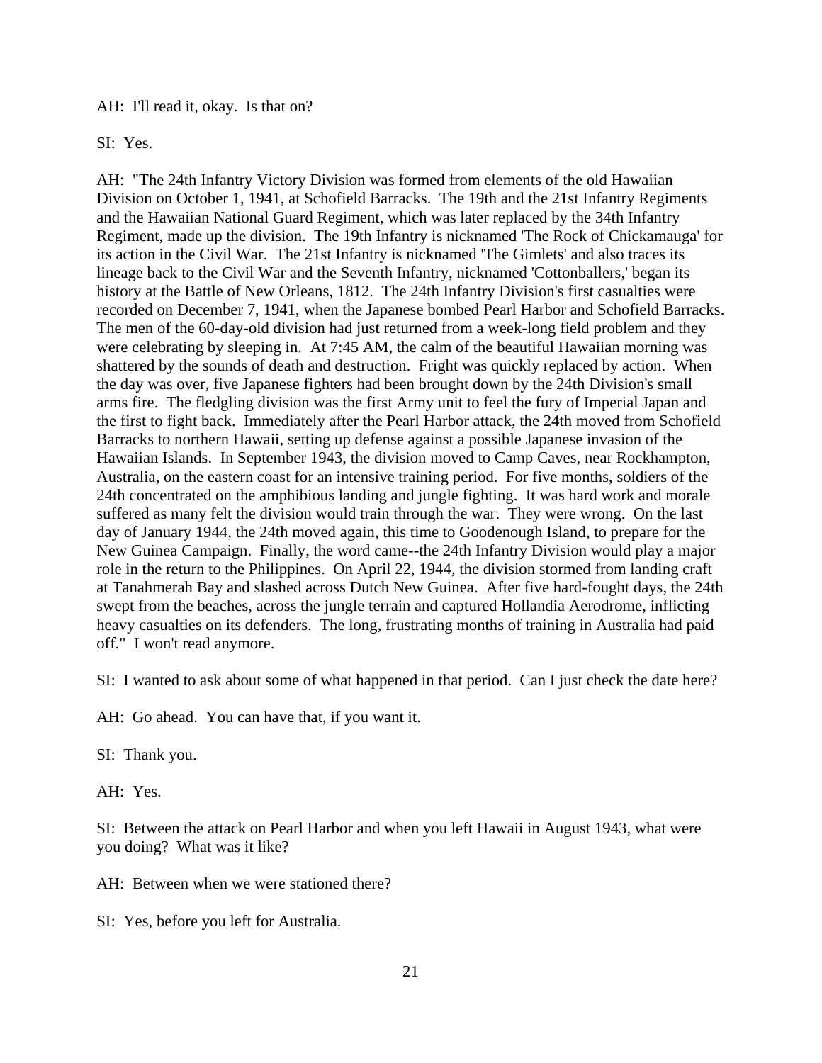AH: I'll read it, okay. Is that on?

SI: Yes.

AH: "The 24th Infantry Victory Division was formed from elements of the old Hawaiian Division on October 1, 1941, at Schofield Barracks. The 19th and the 21st Infantry Regiments and the Hawaiian National Guard Regiment, which was later replaced by the 34th Infantry Regiment, made up the division. The 19th Infantry is nicknamed 'The Rock of Chickamauga' for its action in the Civil War. The 21st Infantry is nicknamed 'The Gimlets' and also traces its lineage back to the Civil War and the Seventh Infantry, nicknamed 'Cottonballers,' began its history at the Battle of New Orleans, 1812. The 24th Infantry Division's first casualties were recorded on December 7, 1941, when the Japanese bombed Pearl Harbor and Schofield Barracks. The men of the 60-day-old division had just returned from a week-long field problem and they were celebrating by sleeping in. At 7:45 AM, the calm of the beautiful Hawaiian morning was shattered by the sounds of death and destruction. Fright was quickly replaced by action. When the day was over, five Japanese fighters had been brought down by the 24th Division's small arms fire. The fledgling division was the first Army unit to feel the fury of Imperial Japan and the first to fight back. Immediately after the Pearl Harbor attack, the 24th moved from Schofield Barracks to northern Hawaii, setting up defense against a possible Japanese invasion of the Hawaiian Islands. In September 1943, the division moved to Camp Caves, near Rockhampton, Australia, on the eastern coast for an intensive training period. For five months, soldiers of the 24th concentrated on the amphibious landing and jungle fighting. It was hard work and morale suffered as many felt the division would train through the war. They were wrong. On the last day of January 1944, the 24th moved again, this time to Goodenough Island, to prepare for the New Guinea Campaign. Finally, the word came--the 24th Infantry Division would play a major role in the return to the Philippines. On April 22, 1944, the division stormed from landing craft at Tanahmerah Bay and slashed across Dutch New Guinea. After five hard-fought days, the 24th swept from the beaches, across the jungle terrain and captured Hollandia Aerodrome, inflicting heavy casualties on its defenders. The long, frustrating months of training in Australia had paid off." I won't read anymore.

SI: I wanted to ask about some of what happened in that period. Can I just check the date here?

AH: Go ahead. You can have that, if you want it.

SI: Thank you.

AH: Yes.

SI: Between the attack on Pearl Harbor and when you left Hawaii in August 1943, what were you doing? What was it like?

AH: Between when we were stationed there?

SI: Yes, before you left for Australia.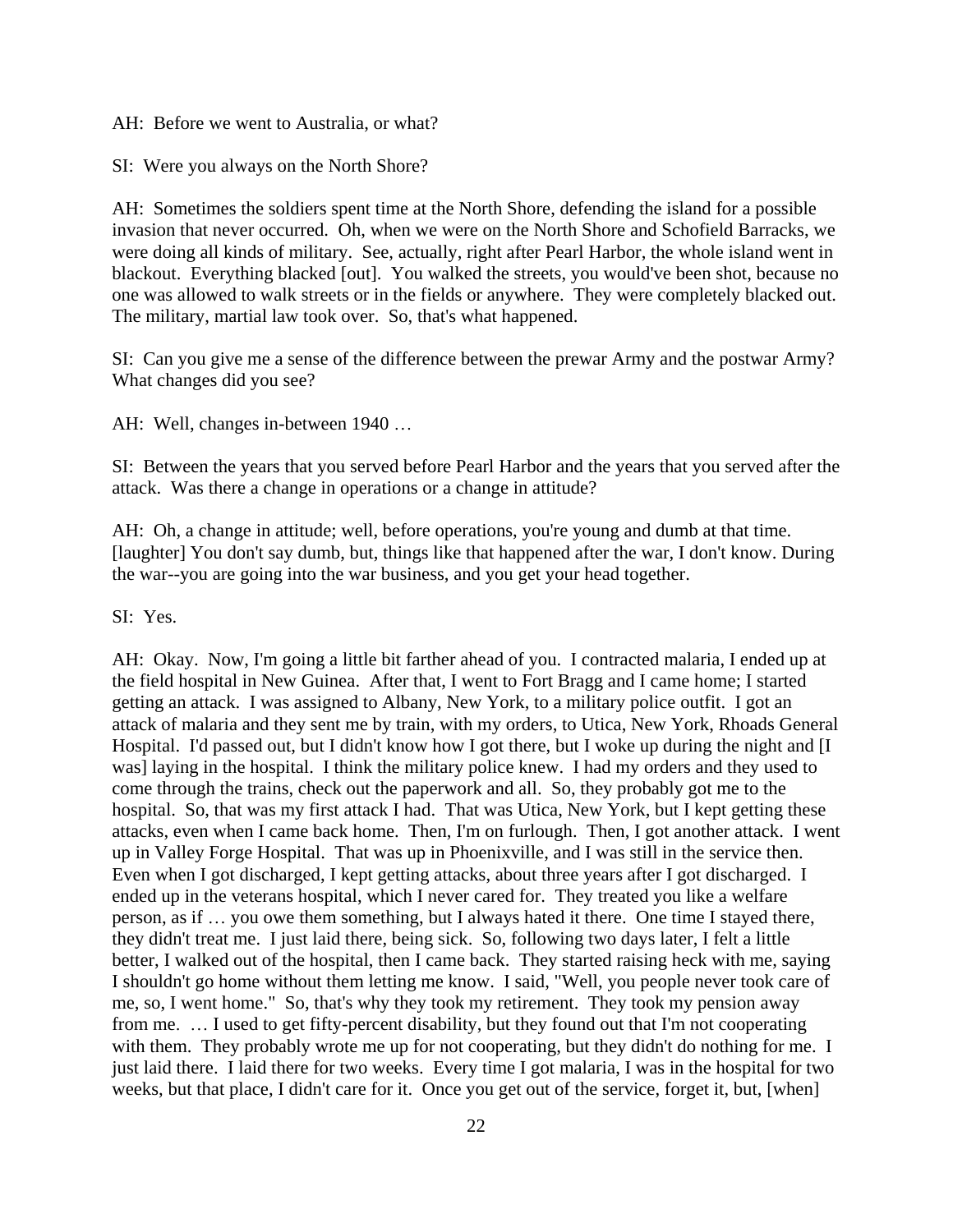AH: Before we went to Australia, or what?

SI: Were you always on the North Shore?

AH: Sometimes the soldiers spent time at the North Shore, defending the island for a possible invasion that never occurred. Oh, when we were on the North Shore and Schofield Barracks, we were doing all kinds of military. See, actually, right after Pearl Harbor, the whole island went in blackout. Everything blacked [out]. You walked the streets, you would've been shot, because no one was allowed to walk streets or in the fields or anywhere. They were completely blacked out. The military, martial law took over. So, that's what happened.

SI: Can you give me a sense of the difference between the prewar Army and the postwar Army? What changes did you see?

AH: Well, changes in-between 1940 …

SI: Between the years that you served before Pearl Harbor and the years that you served after the attack. Was there a change in operations or a change in attitude?

AH: Oh, a change in attitude; well, before operations, you're young and dumb at that time. [laughter] You don't say dumb, but, things like that happened after the war, I don't know. During the war--you are going into the war business, and you get your head together.

SI: Yes.

AH: Okay. Now, I'm going a little bit farther ahead of you. I contracted malaria, I ended up at the field hospital in New Guinea. After that, I went to Fort Bragg and I came home; I started getting an attack. I was assigned to Albany, New York, to a military police outfit. I got an attack of malaria and they sent me by train, with my orders, to Utica, New York, Rhoads General Hospital. I'd passed out, but I didn't know how I got there, but I woke up during the night and [I was] laying in the hospital. I think the military police knew. I had my orders and they used to come through the trains, check out the paperwork and all. So, they probably got me to the hospital. So, that was my first attack I had. That was Utica, New York, but I kept getting these attacks, even when I came back home. Then, I'm on furlough. Then, I got another attack. I went up in Valley Forge Hospital. That was up in Phoenixville, and I was still in the service then. Even when I got discharged, I kept getting attacks, about three years after I got discharged. I ended up in the veterans hospital, which I never cared for. They treated you like a welfare person, as if … you owe them something, but I always hated it there. One time I stayed there, they didn't treat me. I just laid there, being sick. So, following two days later, I felt a little better, I walked out of the hospital, then I came back. They started raising heck with me, saying I shouldn't go home without them letting me know. I said, "Well, you people never took care of me, so, I went home." So, that's why they took my retirement. They took my pension away from me. … I used to get fifty-percent disability, but they found out that I'm not cooperating with them. They probably wrote me up for not cooperating, but they didn't do nothing for me. I just laid there. I laid there for two weeks. Every time I got malaria, I was in the hospital for two weeks, but that place, I didn't care for it. Once you get out of the service, forget it, but, [when]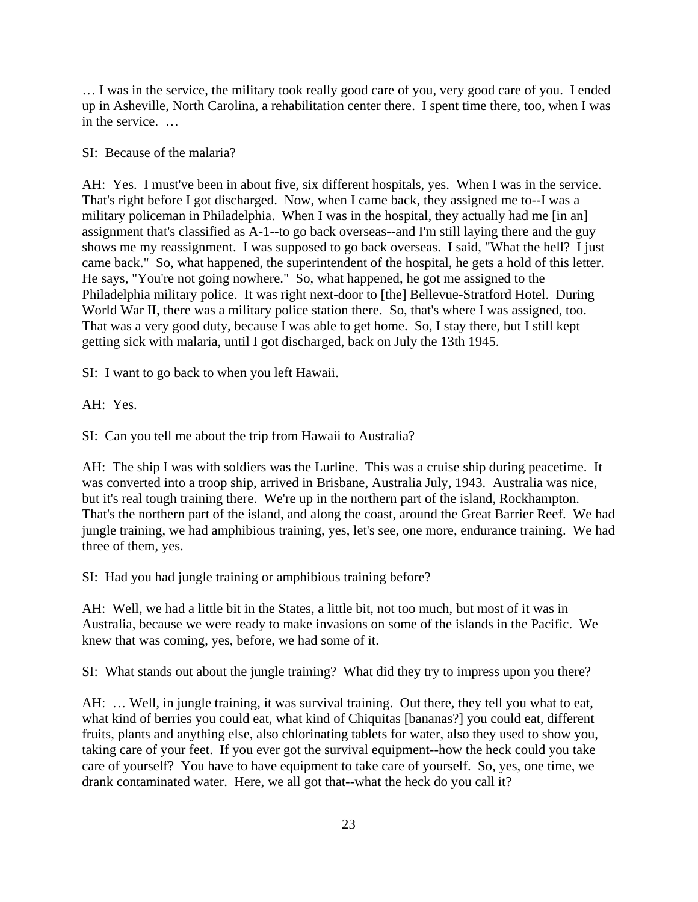… I was in the service, the military took really good care of you, very good care of you. I ended up in Asheville, North Carolina, a rehabilitation center there. I spent time there, too, when I was in the service. …

SI: Because of the malaria?

AH: Yes. I must've been in about five, six different hospitals, yes. When I was in the service. That's right before I got discharged. Now, when I came back, they assigned me to--I was a military policeman in Philadelphia. When I was in the hospital, they actually had me [in an] assignment that's classified as A-1--to go back overseas--and I'm still laying there and the guy shows me my reassignment. I was supposed to go back overseas. I said, "What the hell? I just came back." So, what happened, the superintendent of the hospital, he gets a hold of this letter. He says, "You're not going nowhere." So, what happened, he got me assigned to the Philadelphia military police. It was right next-door to [the] Bellevue-Stratford Hotel. During World War II, there was a military police station there. So, that's where I was assigned, too. That was a very good duty, because I was able to get home. So, I stay there, but I still kept getting sick with malaria, until I got discharged, back on July the 13th 1945.

SI: I want to go back to when you left Hawaii.

AH: Yes.

SI: Can you tell me about the trip from Hawaii to Australia?

AH: The ship I was with soldiers was the Lurline. This was a cruise ship during peacetime. It was converted into a troop ship, arrived in Brisbane, Australia July, 1943. Australia was nice, but it's real tough training there. We're up in the northern part of the island, Rockhampton. That's the northern part of the island, and along the coast, around the Great Barrier Reef. We had jungle training, we had amphibious training, yes, let's see, one more, endurance training. We had three of them, yes.

SI: Had you had jungle training or amphibious training before?

AH: Well, we had a little bit in the States, a little bit, not too much, but most of it was in Australia, because we were ready to make invasions on some of the islands in the Pacific. We knew that was coming, yes, before, we had some of it.

SI: What stands out about the jungle training? What did they try to impress upon you there?

AH: … Well, in jungle training, it was survival training. Out there, they tell you what to eat, what kind of berries you could eat, what kind of Chiquitas [bananas?] you could eat, different fruits, plants and anything else, also chlorinating tablets for water, also they used to show you, taking care of your feet. If you ever got the survival equipment--how the heck could you take care of yourself? You have to have equipment to take care of yourself. So, yes, one time, we drank contaminated water. Here, we all got that--what the heck do you call it?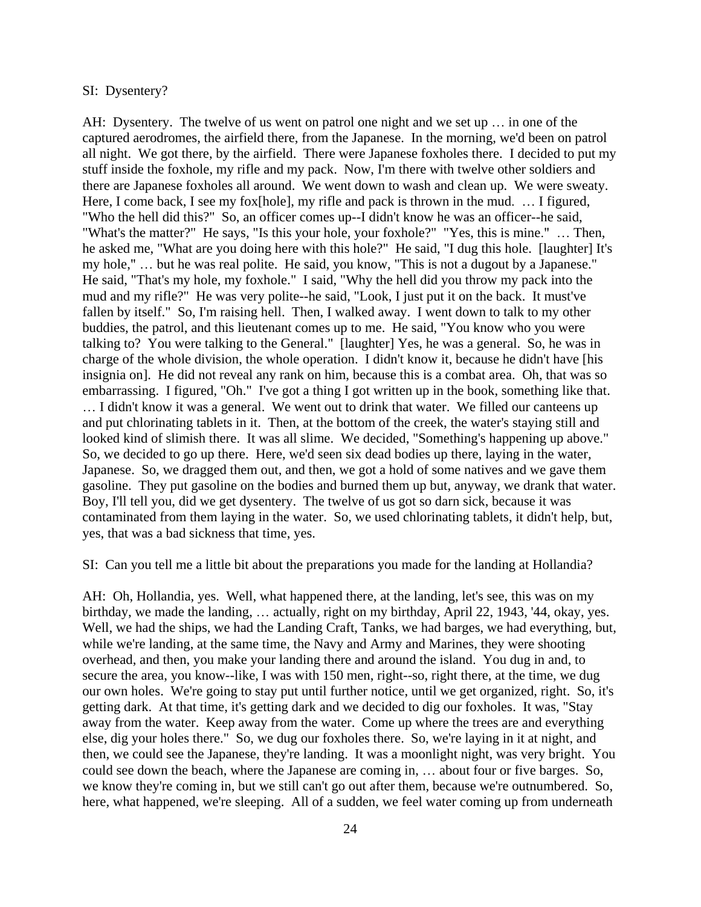SI: Dysentery?

AH: Dysentery. The twelve of us went on patrol one night and we set up … in one of the captured aerodromes, the airfield there, from the Japanese. In the morning, we'd been on patrol all night. We got there, by the airfield. There were Japanese foxholes there. I decided to put my stuff inside the foxhole, my rifle and my pack. Now, I'm there with twelve other soldiers and there are Japanese foxholes all around. We went down to wash and clean up. We were sweaty. Here, I come back, I see my fox[hole], my rifle and pack is thrown in the mud. … I figured, "Who the hell did this?" So, an officer comes up--I didn't know he was an officer--he said, "What's the matter?" He says, "Is this your hole, your foxhole?" "Yes, this is mine." … Then, he asked me, "What are you doing here with this hole?" He said, "I dug this hole. [laughter] It's my hole," … but he was real polite. He said, you know, "This is not a dugout by a Japanese." He said, "That's my hole, my foxhole." I said, "Why the hell did you throw my pack into the mud and my rifle?" He was very polite--he said, "Look, I just put it on the back. It must've fallen by itself." So, I'm raising hell. Then, I walked away. I went down to talk to my other buddies, the patrol, and this lieutenant comes up to me. He said, "You know who you were talking to? You were talking to the General." [laughter] Yes, he was a general. So, he was in charge of the whole division, the whole operation. I didn't know it, because he didn't have [his insignia on]. He did not reveal any rank on him, because this is a combat area. Oh, that was so embarrassing. I figured, "Oh." I've got a thing I got written up in the book, something like that. … I didn't know it was a general. We went out to drink that water. We filled our canteens up and put chlorinating tablets in it. Then, at the bottom of the creek, the water's staying still and looked kind of slimish there. It was all slime. We decided, "Something's happening up above." So, we decided to go up there. Here, we'd seen six dead bodies up there, laying in the water, Japanese. So, we dragged them out, and then, we got a hold of some natives and we gave them gasoline. They put gasoline on the bodies and burned them up but, anyway, we drank that water. Boy, I'll tell you, did we get dysentery. The twelve of us got so darn sick, because it was contaminated from them laying in the water. So, we used chlorinating tablets, it didn't help, but, yes, that was a bad sickness that time, yes.

SI: Can you tell me a little bit about the preparations you made for the landing at Hollandia?

AH: Oh, Hollandia, yes. Well, what happened there, at the landing, let's see, this was on my birthday, we made the landing, … actually, right on my birthday, April 22, 1943, '44, okay, yes. Well, we had the ships, we had the Landing Craft, Tanks, we had barges, we had everything, but, while we're landing, at the same time, the Navy and Army and Marines, they were shooting overhead, and then, you make your landing there and around the island. You dug in and, to secure the area, you know--like, I was with 150 men, right--so, right there, at the time, we dug our own holes. We're going to stay put until further notice, until we get organized, right. So, it's getting dark. At that time, it's getting dark and we decided to dig our foxholes. It was, "Stay away from the water. Keep away from the water. Come up where the trees are and everything else, dig your holes there." So, we dug our foxholes there. So, we're laying in it at night, and then, we could see the Japanese, they're landing. It was a moonlight night, was very bright. You could see down the beach, where the Japanese are coming in, … about four or five barges. So, we know they're coming in, but we still can't go out after them, because we're outnumbered. So, here, what happened, we're sleeping. All of a sudden, we feel water coming up from underneath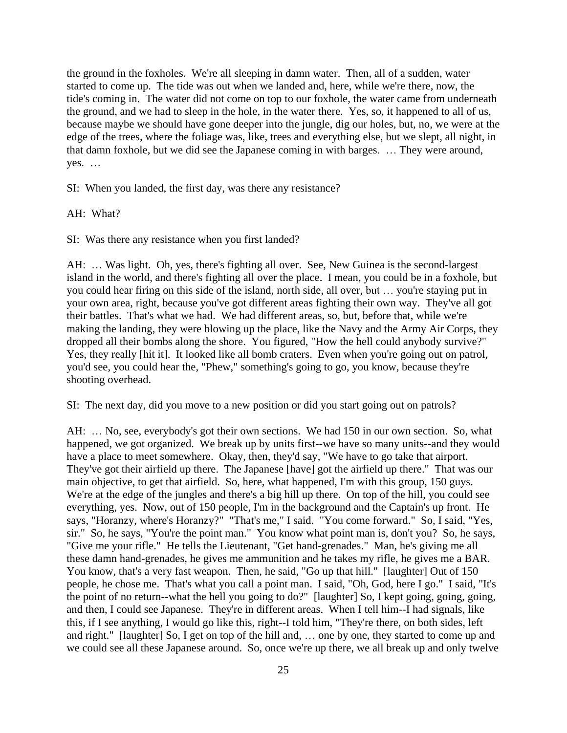the ground in the foxholes. We're all sleeping in damn water. Then, all of a sudden, water started to come up. The tide was out when we landed and, here, while we're there, now, the tide's coming in. The water did not come on top to our foxhole, the water came from underneath the ground, and we had to sleep in the hole, in the water there. Yes, so, it happened to all of us, because maybe we should have gone deeper into the jungle, dig our holes, but, no, we were at the edge of the trees, where the foliage was, like, trees and everything else, but we slept, all night, in that damn foxhole, but we did see the Japanese coming in with barges. … They were around, yes. …

SI: When you landed, the first day, was there any resistance?

AH: What?

SI: Was there any resistance when you first landed?

AH: … Was light. Oh, yes, there's fighting all over. See, New Guinea is the second-largest island in the world, and there's fighting all over the place. I mean, you could be in a foxhole, but you could hear firing on this side of the island, north side, all over, but … you're staying put in your own area, right, because you've got different areas fighting their own way. They've all got their battles. That's what we had. We had different areas, so, but, before that, while we're making the landing, they were blowing up the place, like the Navy and the Army Air Corps, they dropped all their bombs along the shore. You figured, "How the hell could anybody survive?" Yes, they really [hit it]. It looked like all bomb craters. Even when you're going out on patrol, you'd see, you could hear the, "Phew," something's going to go, you know, because they're shooting overhead.

SI: The next day, did you move to a new position or did you start going out on patrols?

AH: … No, see, everybody's got their own sections. We had 150 in our own section. So, what happened, we got organized. We break up by units first--we have so many units--and they would have a place to meet somewhere. Okay, then, they'd say, "We have to go take that airport. They've got their airfield up there. The Japanese [have] got the airfield up there." That was our main objective, to get that airfield. So, here, what happened, I'm with this group, 150 guys. We're at the edge of the jungles and there's a big hill up there. On top of the hill, you could see everything, yes. Now, out of 150 people, I'm in the background and the Captain's up front. He says, "Horanzy, where's Horanzy?" "That's me," I said. "You come forward." So, I said, "Yes, sir." So, he says, "You're the point man." You know what point man is, don't you? So, he says, "Give me your rifle." He tells the Lieutenant, "Get hand-grenades." Man, he's giving me all these damn hand-grenades, he gives me ammunition and he takes my rifle, he gives me a BAR. You know, that's a very fast weapon. Then, he said, "Go up that hill." [laughter] Out of 150 people, he chose me. That's what you call a point man. I said, "Oh, God, here I go." I said, "It's the point of no return--what the hell you going to do?" [laughter] So, I kept going, going, going, and then, I could see Japanese. They're in different areas. When I tell him--I had signals, like this, if I see anything, I would go like this, right--I told him, "They're there, on both sides, left and right." [laughter] So, I get on top of the hill and, … one by one, they started to come up and we could see all these Japanese around. So, once we're up there, we all break up and only twelve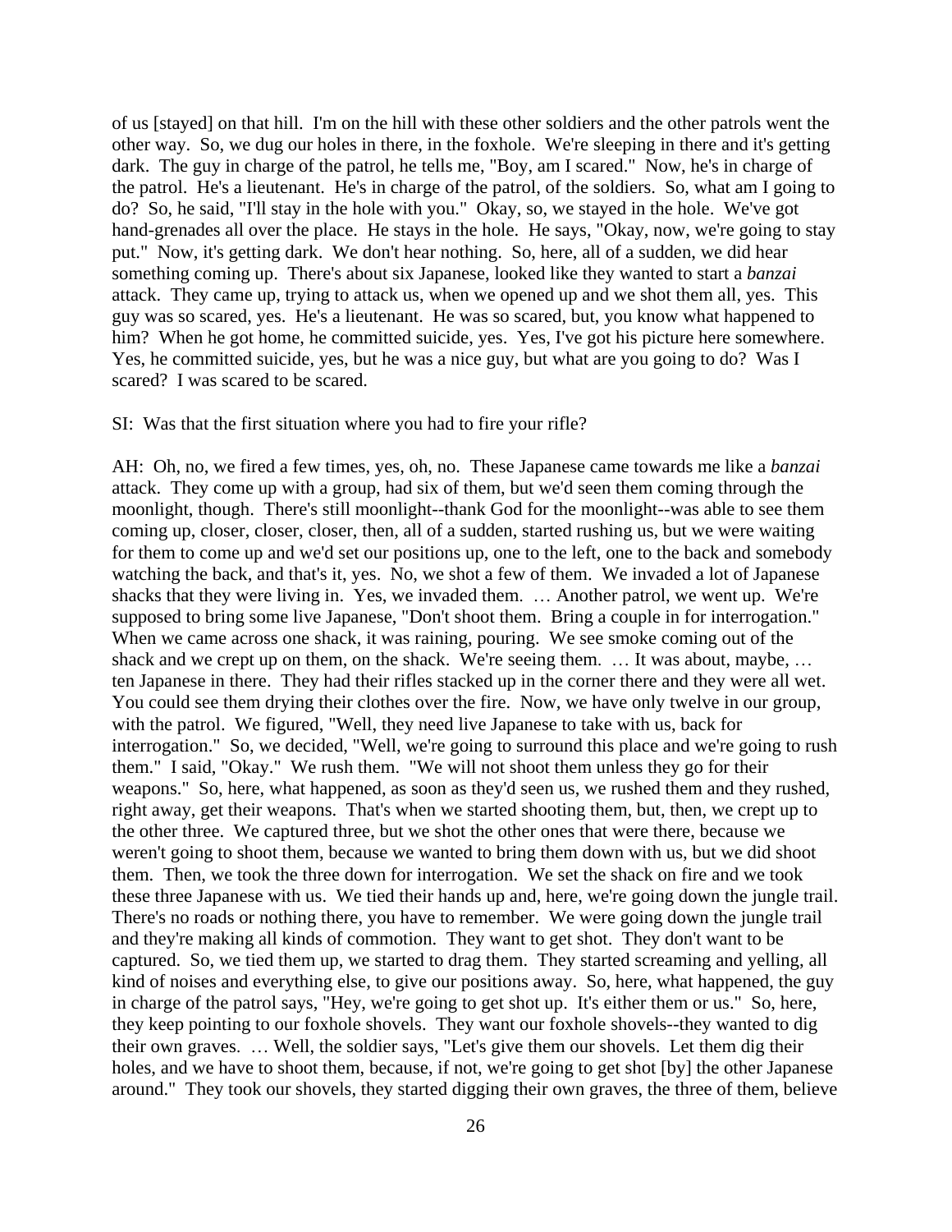of us [stayed] on that hill. I'm on the hill with these other soldiers and the other patrols went the other way. So, we dug our holes in there, in the foxhole. We're sleeping in there and it's getting dark. The guy in charge of the patrol, he tells me, "Boy, am I scared." Now, he's in charge of the patrol. He's a lieutenant. He's in charge of the patrol, of the soldiers. So, what am I going to do? So, he said, "I'll stay in the hole with you." Okay, so, we stayed in the hole. We've got hand-grenades all over the place. He stays in the hole. He says, "Okay, now, we're going to stay put." Now, it's getting dark. We don't hear nothing. So, here, all of a sudden, we did hear something coming up. There's about six Japanese, looked like they wanted to start a *banzai* attack. They came up, trying to attack us, when we opened up and we shot them all, yes. This guy was so scared, yes. He's a lieutenant. He was so scared, but, you know what happened to him? When he got home, he committed suicide, yes. Yes, I've got his picture here somewhere. Yes, he committed suicide, yes, but he was a nice guy, but what are you going to do? Was I scared? I was scared to be scared.

SI: Was that the first situation where you had to fire your rifle?

AH: Oh, no, we fired a few times, yes, oh, no. These Japanese came towards me like a *banzai* attack. They come up with a group, had six of them, but we'd seen them coming through the moonlight, though. There's still moonlight--thank God for the moonlight--was able to see them coming up, closer, closer, closer, then, all of a sudden, started rushing us, but we were waiting for them to come up and we'd set our positions up, one to the left, one to the back and somebody watching the back, and that's it, yes. No, we shot a few of them. We invaded a lot of Japanese shacks that they were living in. Yes, we invaded them. … Another patrol, we went up. We're supposed to bring some live Japanese, "Don't shoot them. Bring a couple in for interrogation." When we came across one shack, it was raining, pouring. We see smoke coming out of the shack and we crept up on them, on the shack. We're seeing them. … It was about, maybe, … ten Japanese in there. They had their rifles stacked up in the corner there and they were all wet. You could see them drying their clothes over the fire. Now, we have only twelve in our group, with the patrol. We figured, "Well, they need live Japanese to take with us, back for interrogation." So, we decided, "Well, we're going to surround this place and we're going to rush them." I said, "Okay." We rush them. "We will not shoot them unless they go for their weapons." So, here, what happened, as soon as they'd seen us, we rushed them and they rushed, right away, get their weapons. That's when we started shooting them, but, then, we crept up to the other three. We captured three, but we shot the other ones that were there, because we weren't going to shoot them, because we wanted to bring them down with us, but we did shoot them. Then, we took the three down for interrogation. We set the shack on fire and we took these three Japanese with us. We tied their hands up and, here, we're going down the jungle trail. There's no roads or nothing there, you have to remember. We were going down the jungle trail and they're making all kinds of commotion. They want to get shot. They don't want to be captured. So, we tied them up, we started to drag them. They started screaming and yelling, all kind of noises and everything else, to give our positions away. So, here, what happened, the guy in charge of the patrol says, "Hey, we're going to get shot up. It's either them or us." So, here, they keep pointing to our foxhole shovels. They want our foxhole shovels--they wanted to dig their own graves. … Well, the soldier says, "Let's give them our shovels. Let them dig their holes, and we have to shoot them, because, if not, we're going to get shot [by] the other Japanese around." They took our shovels, they started digging their own graves, the three of them, believe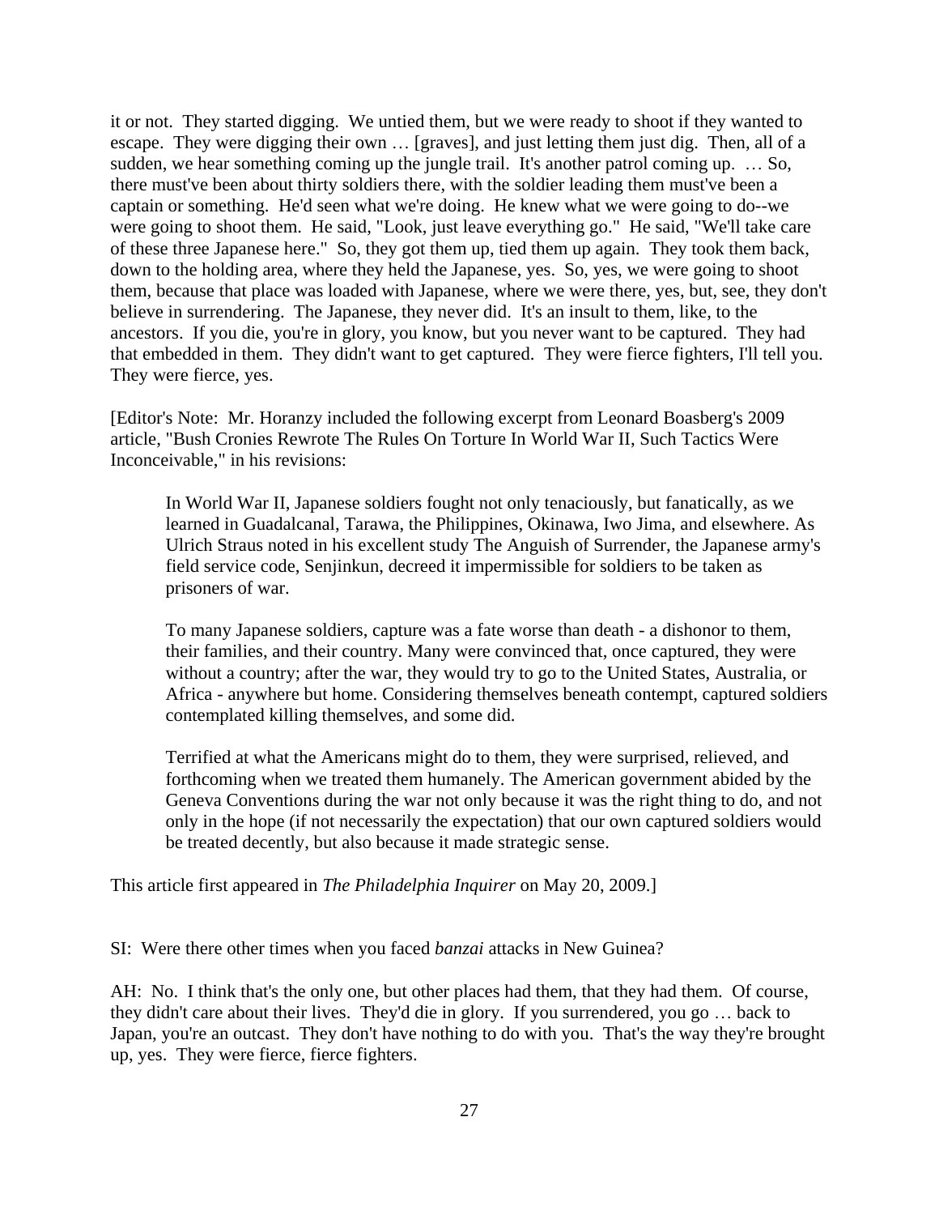it or not. They started digging. We untied them, but we were ready to shoot if they wanted to escape. They were digging their own … [graves], and just letting them just dig. Then, all of a sudden, we hear something coming up the jungle trail. It's another patrol coming up. … So, there must've been about thirty soldiers there, with the soldier leading them must've been a captain or something. He'd seen what we're doing. He knew what we were going to do--we were going to shoot them. He said, "Look, just leave everything go." He said, "We'll take care of these three Japanese here." So, they got them up, tied them up again. They took them back, down to the holding area, where they held the Japanese, yes. So, yes, we were going to shoot them, because that place was loaded with Japanese, where we were there, yes, but, see, they don't believe in surrendering. The Japanese, they never did. It's an insult to them, like, to the ancestors. If you die, you're in glory, you know, but you never want to be captured. They had that embedded in them. They didn't want to get captured. They were fierce fighters, I'll tell you. They were fierce, yes.

[Editor's Note: Mr. Horanzy included the following excerpt from Leonard Boasberg's 2009 article, "Bush Cronies Rewrote The Rules On Torture In World War II, Such Tactics Were Inconceivable," in his revisions:

> In World War II, Japanese soldiers fought not only tenaciously, but fanatically, as we learned in Guadalcanal, Tarawa, the Philippines, Okinawa, Iwo Jima, and elsewhere. As Ulrich Straus noted in his excellent study The Anguish of Surrender, the Japanese army's field service code, Senjinkun, decreed it impermissible for soldiers to be taken as prisoners of war.
>
> To many Japanese soldiers, capture was a fate worse than death - a dishonor to them, their families, and their country. Many were convinced that, once captured, they were without a country; after the war, they would try to go to the United States, Australia, or Africa - anywhere but home. Considering themselves beneath contempt, captured soldiers contemplated killing themselves, and some did.
>
> Terrified at what the Americans might do to them, they were surprised, relieved, and forthcoming when we treated them humanely. The American government abided by the Geneva Conventions during the war not only because it was the right thing to do, and not only in the hope (if not necessarily the expectation) that our own captured soldiers would be treated decently, but also because it made strategic sense.

This article first appeared in *The Philadelphia Inquirer* on May 20, 2009.]

SI: Were there other times when you faced *banzai* attacks in New Guinea?

AH: No. I think that's the only one, but other places had them, that they had them. Of course, they didn't care about their lives. They'd die in glory. If you surrendered, you go … back to Japan, you're an outcast. They don't have nothing to do with you. That's the way they're brought up, yes. They were fierce, fierce fighters.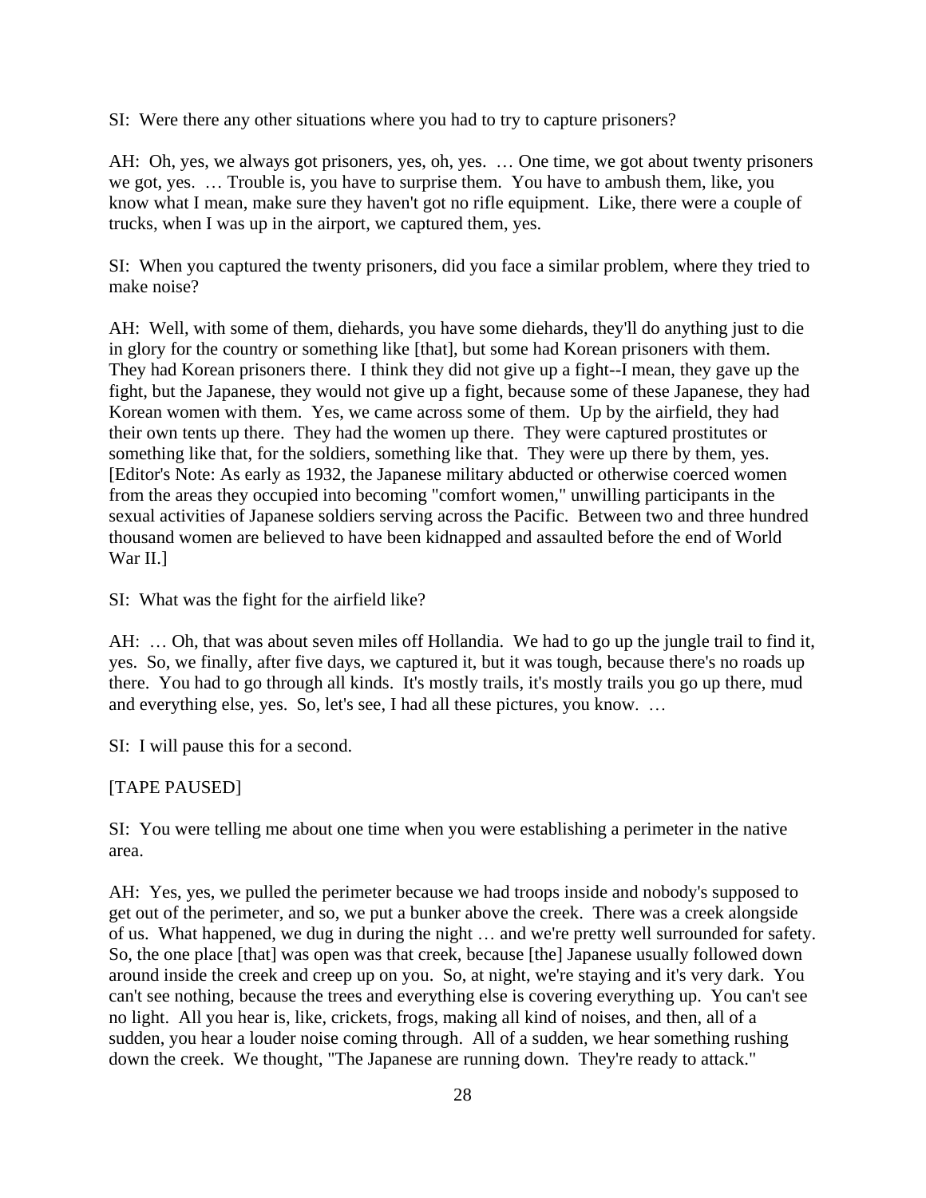SI: Were there any other situations where you had to try to capture prisoners?

AH: Oh, yes, we always got prisoners, yes, oh, yes. … One time, we got about twenty prisoners we got, yes. … Trouble is, you have to surprise them. You have to ambush them, like, you know what I mean, make sure they haven't got no rifle equipment. Like, there were a couple of trucks, when I was up in the airport, we captured them, yes.

SI: When you captured the twenty prisoners, did you face a similar problem, where they tried to make noise?

AH: Well, with some of them, diehards, you have some diehards, they'll do anything just to die in glory for the country or something like [that], but some had Korean prisoners with them. They had Korean prisoners there. I think they did not give up a fight--I mean, they gave up the fight, but the Japanese, they would not give up a fight, because some of these Japanese, they had Korean women with them. Yes, we came across some of them. Up by the airfield, they had their own tents up there. They had the women up there. They were captured prostitutes or something like that, for the soldiers, something like that. They were up there by them, yes. [Editor's Note: As early as 1932, the Japanese military abducted or otherwise coerced women from the areas they occupied into becoming "comfort women," unwilling participants in the sexual activities of Japanese soldiers serving across the Pacific. Between two and three hundred thousand women are believed to have been kidnapped and assaulted before the end of World War II.]

SI: What was the fight for the airfield like?

AH: … Oh, that was about seven miles off Hollandia. We had to go up the jungle trail to find it, yes. So, we finally, after five days, we captured it, but it was tough, because there's no roads up there. You had to go through all kinds. It's mostly trails, it's mostly trails you go up there, mud and everything else, yes. So, let's see, I had all these pictures, you know. …

SI: I will pause this for a second.

[TAPE PAUSED]

SI: You were telling me about one time when you were establishing a perimeter in the native area.

AH: Yes, yes, we pulled the perimeter because we had troops inside and nobody's supposed to get out of the perimeter, and so, we put a bunker above the creek. There was a creek alongside of us. What happened, we dug in during the night … and we're pretty well surrounded for safety. So, the one place [that] was open was that creek, because [the] Japanese usually followed down around inside the creek and creep up on you. So, at night, we're staying and it's very dark. You can't see nothing, because the trees and everything else is covering everything up. You can't see no light. All you hear is, like, crickets, frogs, making all kind of noises, and then, all of a sudden, you hear a louder noise coming through. All of a sudden, we hear something rushing down the creek. We thought, "The Japanese are running down. They're ready to attack."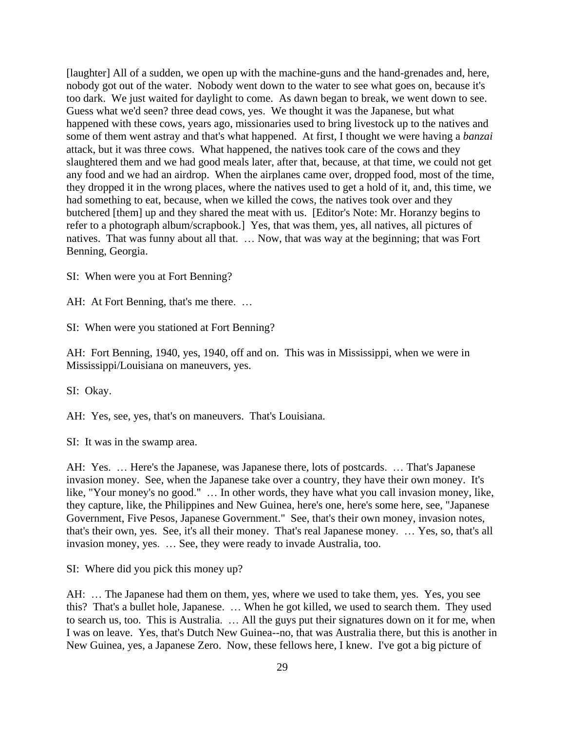[laughter] All of a sudden, we open up with the machine-guns and the hand-grenades and, here, nobody got out of the water. Nobody went down to the water to see what goes on, because it's too dark. We just waited for daylight to come. As dawn began to break, we went down to see. Guess what we'd seen? three dead cows, yes. We thought it was the Japanese, but what happened with these cows, years ago, missionaries used to bring livestock up to the natives and some of them went astray and that's what happened. At first, I thought we were having a *banzai* attack, but it was three cows. What happened, the natives took care of the cows and they slaughtered them and we had good meals later, after that, because, at that time, we could not get any food and we had an airdrop. When the airplanes came over, dropped food, most of the time, they dropped it in the wrong places, where the natives used to get a hold of it, and, this time, we had something to eat, because, when we killed the cows, the natives took over and they butchered [them] up and they shared the meat with us. [Editor's Note: Mr. Horanzy begins to refer to a photograph album/scrapbook.] Yes, that was them, yes, all natives, all pictures of natives. That was funny about all that. … Now, that was way at the beginning; that was Fort Benning, Georgia.

SI: When were you at Fort Benning?

AH: At Fort Benning, that's me there. …

SI: When were you stationed at Fort Benning?

AH: Fort Benning, 1940, yes, 1940, off and on. This was in Mississippi, when we were in Mississippi/Louisiana on maneuvers, yes.

SI: Okay.

AH: Yes, see, yes, that's on maneuvers. That's Louisiana.

SI: It was in the swamp area.

AH: Yes. … Here's the Japanese, was Japanese there, lots of postcards. … That's Japanese invasion money. See, when the Japanese take over a country, they have their own money. It's like, "Your money's no good." … In other words, they have what you call invasion money, like, they capture, like, the Philippines and New Guinea, here's one, here's some here, see, "Japanese Government, Five Pesos, Japanese Government." See, that's their own money, invasion notes, that's their own, yes. See, it's all their money. That's real Japanese money. … Yes, so, that's all invasion money, yes. … See, they were ready to invade Australia, too.

SI: Where did you pick this money up?

AH: … The Japanese had them on them, yes, where we used to take them, yes. Yes, you see this? That's a bullet hole, Japanese. … When he got killed, we used to search them. They used to search us, too. This is Australia. … All the guys put their signatures down on it for me, when I was on leave. Yes, that's Dutch New Guinea--no, that was Australia there, but this is another in New Guinea, yes, a Japanese Zero. Now, these fellows here, I knew. I've got a big picture of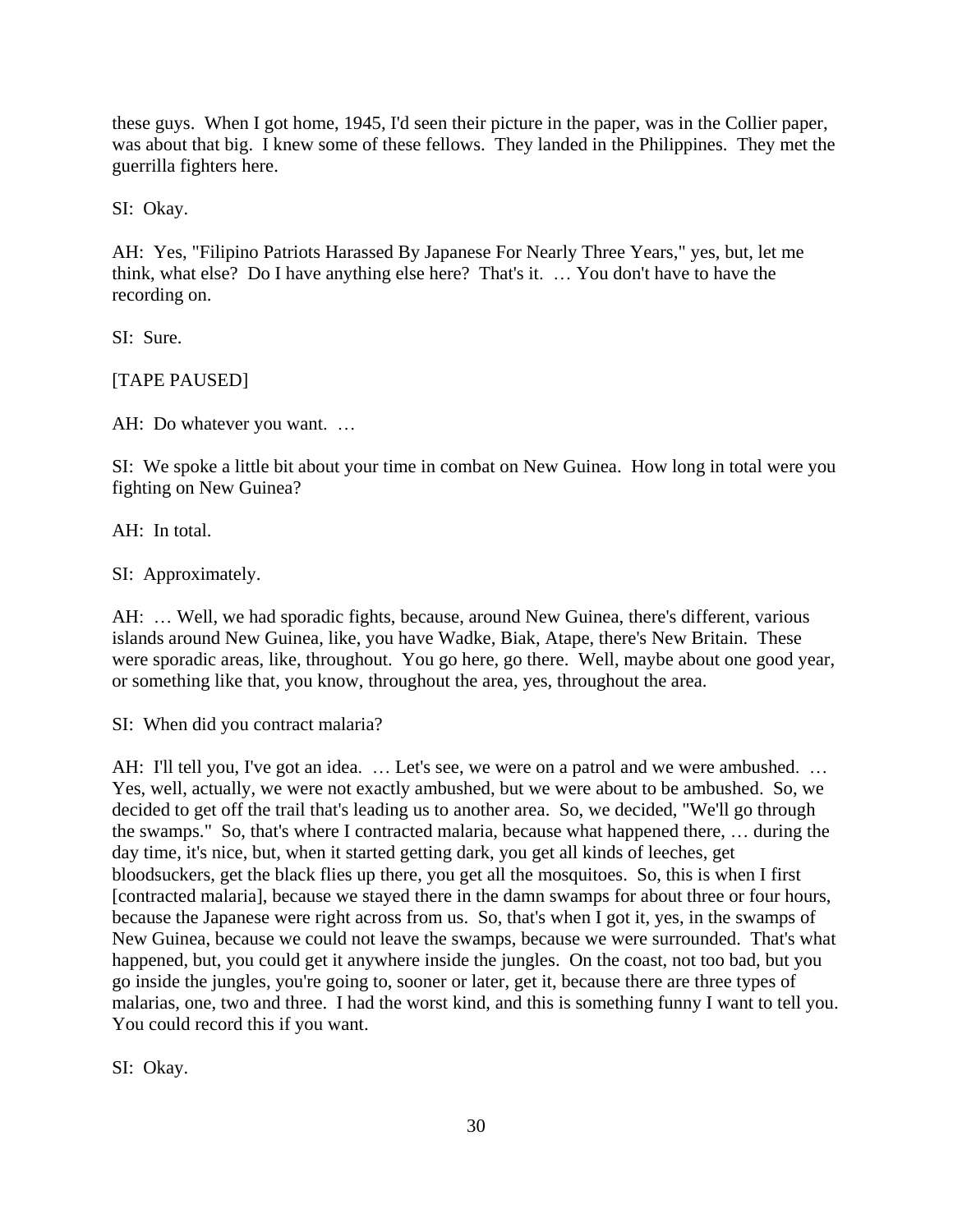these guys. When I got home, 1945, I'd seen their picture in the paper, was in the Collier paper, was about that big. I knew some of these fellows. They landed in the Philippines. They met the guerrilla fighters here.

SI: Okay.

AH: Yes, "Filipino Patriots Harassed By Japanese For Nearly Three Years," yes, but, let me think, what else? Do I have anything else here? That's it. … You don't have to have the recording on.

SI: Sure.

[TAPE PAUSED]

AH: Do whatever you want. …

SI: We spoke a little bit about your time in combat on New Guinea. How long in total were you fighting on New Guinea?

AH: In total.

SI: Approximately.

AH: … Well, we had sporadic fights, because, around New Guinea, there's different, various islands around New Guinea, like, you have Wadke, Biak, Atape, there's New Britain. These were sporadic areas, like, throughout. You go here, go there. Well, maybe about one good year, or something like that, you know, throughout the area, yes, throughout the area.

SI: When did you contract malaria?

AH: I'll tell you, I've got an idea. … Let's see, we were on a patrol and we were ambushed. … Yes, well, actually, we were not exactly ambushed, but we were about to be ambushed. So, we decided to get off the trail that's leading us to another area. So, we decided, "We'll go through the swamps." So, that's where I contracted malaria, because what happened there, … during the day time, it's nice, but, when it started getting dark, you get all kinds of leeches, get bloodsuckers, get the black flies up there, you get all the mosquitoes. So, this is when I first [contracted malaria], because we stayed there in the damn swamps for about three or four hours, because the Japanese were right across from us. So, that's when I got it, yes, in the swamps of New Guinea, because we could not leave the swamps, because we were surrounded. That's what happened, but, you could get it anywhere inside the jungles. On the coast, not too bad, but you go inside the jungles, you're going to, sooner or later, get it, because there are three types of malarias, one, two and three. I had the worst kind, and this is something funny I want to tell you. You could record this if you want.

SI: Okay.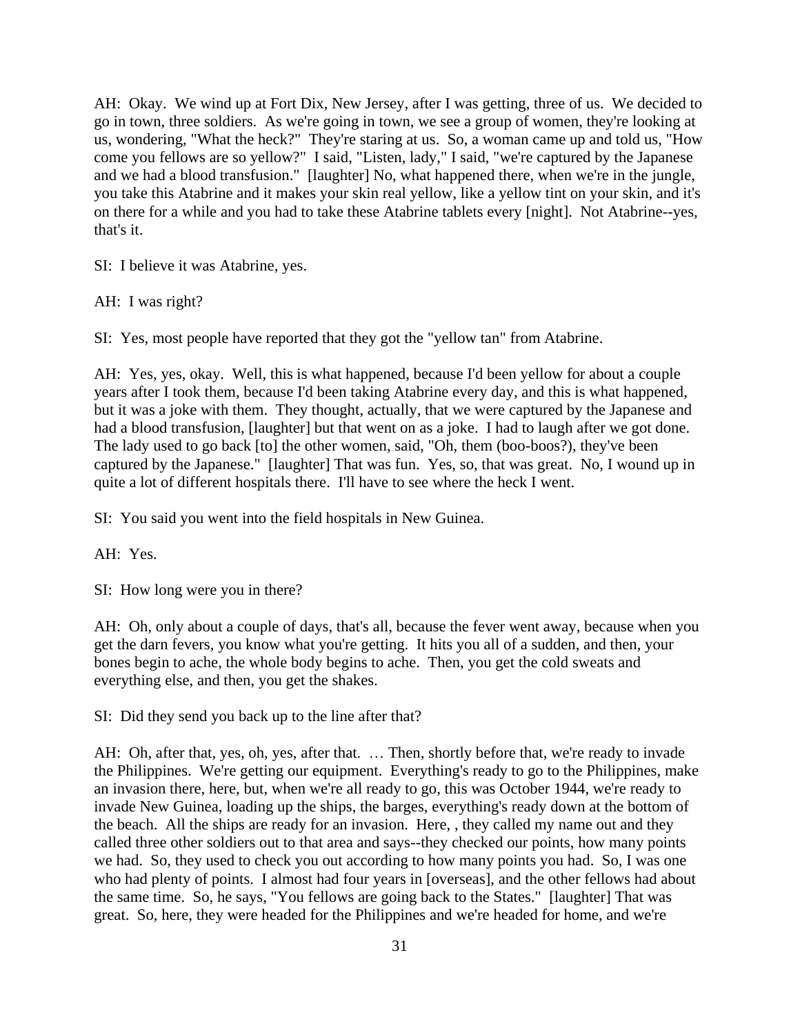AH: Okay. We wind up at Fort Dix, New Jersey, after I was getting, three of us. We decided to go in town, three soldiers. As we're going in town, we see a group of women, they're looking at us, wondering, "What the heck?" They're staring at us. So, a woman came up and told us, "How come you fellows are so yellow?" I said, "Listen, lady," I said, "we're captured by the Japanese and we had a blood transfusion." [laughter] No, what happened there, when we're in the jungle, you take this Atabrine and it makes your skin real yellow, like a yellow tint on your skin, and it's on there for a while and you had to take these Atabrine tablets every [night]. Not Atabrine--yes, that's it.

SI: I believe it was Atabrine, yes.

AH: I was right?

SI: Yes, most people have reported that they got the "yellow tan" from Atabrine.

AH: Yes, yes, okay. Well, this is what happened, because I'd been yellow for about a couple years after I took them, because I'd been taking Atabrine every day, and this is what happened, but it was a joke with them. They thought, actually, that we were captured by the Japanese and had a blood transfusion, [laughter] but that went on as a joke. I had to laugh after we got done. The lady used to go back [to] the other women, said, "Oh, them (boo-boos?), they've been captured by the Japanese." [laughter] That was fun. Yes, so, that was great. No, I wound up in quite a lot of different hospitals there. I'll have to see where the heck I went.

SI: You said you went into the field hospitals in New Guinea.

AH: Yes.

SI: How long were you in there?

AH: Oh, only about a couple of days, that's all, because the fever went away, because when you get the darn fevers, you know what you're getting. It hits you all of a sudden, and then, your bones begin to ache, the whole body begins to ache. Then, you get the cold sweats and everything else, and then, you get the shakes.

SI: Did they send you back up to the line after that?

AH: Oh, after that, yes, oh, yes, after that. … Then, shortly before that, we're ready to invade the Philippines. We're getting our equipment. Everything's ready to go to the Philippines, make an invasion there, here, but, when we're all ready to go, this was October 1944, we're ready to invade New Guinea, loading up the ships, the barges, everything's ready down at the bottom of the beach. All the ships are ready for an invasion. Here, , they called my name out and they called three other soldiers out to that area and says--they checked our points, how many points we had. So, they used to check you out according to how many points you had. So, I was one who had plenty of points. I almost had four years in [overseas], and the other fellows had about the same time. So, he says, "You fellows are going back to the States." [laughter] That was great. So, here, they were headed for the Philippines and we're headed for home, and we're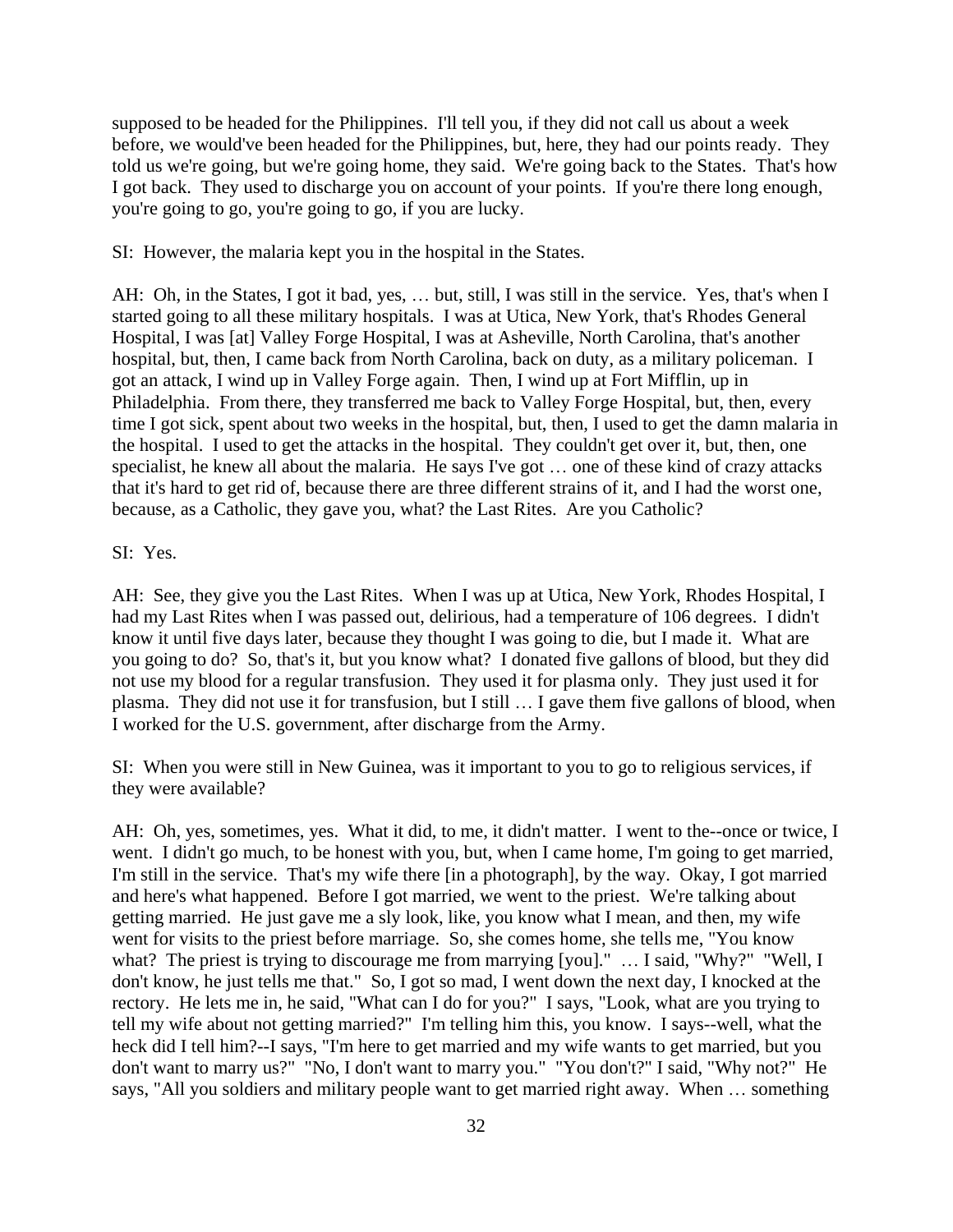supposed to be headed for the Philippines. I'll tell you, if they did not call us about a week before, we would've been headed for the Philippines, but, here, they had our points ready. They told us we're going, but we're going home, they said. We're going back to the States. That's how I got back. They used to discharge you on account of your points. If you're there long enough, you're going to go, you're going to go, if you are lucky.

SI: However, the malaria kept you in the hospital in the States.

AH: Oh, in the States, I got it bad, yes, … but, still, I was still in the service. Yes, that's when I started going to all these military hospitals. I was at Utica, New York, that's Rhodes General Hospital, I was [at] Valley Forge Hospital, I was at Asheville, North Carolina, that's another hospital, but, then, I came back from North Carolina, back on duty, as a military policeman. I got an attack, I wind up in Valley Forge again. Then, I wind up at Fort Mifflin, up in Philadelphia. From there, they transferred me back to Valley Forge Hospital, but, then, every time I got sick, spent about two weeks in the hospital, but, then, I used to get the damn malaria in the hospital. I used to get the attacks in the hospital. They couldn't get over it, but, then, one specialist, he knew all about the malaria. He says I've got … one of these kind of crazy attacks that it's hard to get rid of, because there are three different strains of it, and I had the worst one, because, as a Catholic, they gave you, what? the Last Rites. Are you Catholic?

SI: Yes.

AH: See, they give you the Last Rites. When I was up at Utica, New York, Rhodes Hospital, I had my Last Rites when I was passed out, delirious, had a temperature of 106 degrees. I didn't know it until five days later, because they thought I was going to die, but I made it. What are you going to do? So, that's it, but you know what? I donated five gallons of blood, but they did not use my blood for a regular transfusion. They used it for plasma only. They just used it for plasma. They did not use it for transfusion, but I still … I gave them five gallons of blood, when I worked for the U.S. government, after discharge from the Army.

SI: When you were still in New Guinea, was it important to you to go to religious services, if they were available?

AH: Oh, yes, sometimes, yes. What it did, to me, it didn't matter. I went to the--once or twice, I went. I didn't go much, to be honest with you, but, when I came home, I'm going to get married, I'm still in the service. That's my wife there [in a photograph], by the way. Okay, I got married and here's what happened. Before I got married, we went to the priest. We're talking about getting married. He just gave me a sly look, like, you know what I mean, and then, my wife went for visits to the priest before marriage. So, she comes home, she tells me, "You know what? The priest is trying to discourage me from marrying [you]." … I said, "Why?" "Well, I don't know, he just tells me that." So, I got so mad, I went down the next day, I knocked at the rectory. He lets me in, he said, "What can I do for you?" I says, "Look, what are you trying to tell my wife about not getting married?" I'm telling him this, you know. I says--well, what the heck did I tell him?--I says, "I'm here to get married and my wife wants to get married, but you don't want to marry us?" "No, I don't want to marry you." "You don't?" I said, "Why not?" He says, "All you soldiers and military people want to get married right away. When … something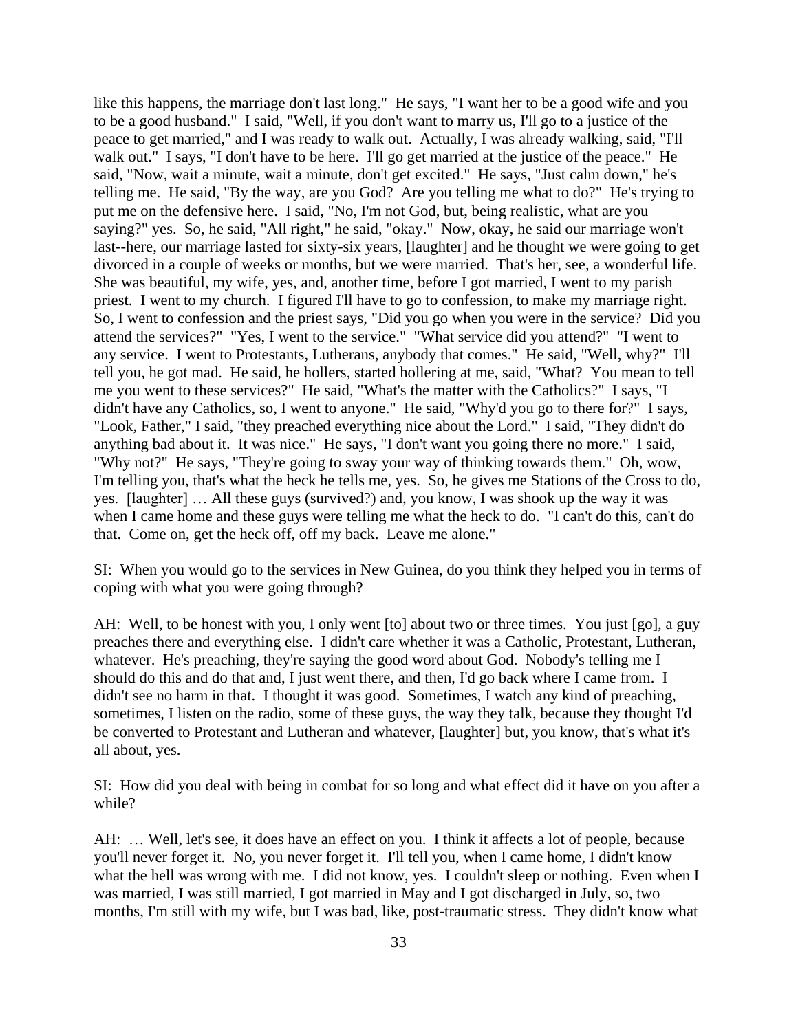like this happens, the marriage don't last long." He says, "I want her to be a good wife and you to be a good husband." I said, "Well, if you don't want to marry us, I'll go to a justice of the peace to get married," and I was ready to walk out. Actually, I was already walking, said, "I'll walk out." I says, "I don't have to be here. I'll go get married at the justice of the peace." He said, "Now, wait a minute, wait a minute, don't get excited." He says, "Just calm down," he's telling me. He said, "By the way, are you God? Are you telling me what to do?" He's trying to put me on the defensive here. I said, "No, I'm not God, but, being realistic, what are you saying?" yes. So, he said, "All right," he said, "okay." Now, okay, he said our marriage won't last--here, our marriage lasted for sixty-six years, [laughter] and he thought we were going to get divorced in a couple of weeks or months, but we were married. That's her, see, a wonderful life. She was beautiful, my wife, yes, and, another time, before I got married, I went to my parish priest. I went to my church. I figured I'll have to go to confession, to make my marriage right. So, I went to confession and the priest says, "Did you go when you were in the service? Did you attend the services?" "Yes, I went to the service." "What service did you attend?" "I went to any service. I went to Protestants, Lutherans, anybody that comes." He said, "Well, why?" I'll tell you, he got mad. He said, he hollers, started hollering at me, said, "What? You mean to tell me you went to these services?" He said, "What's the matter with the Catholics?" I says, "I didn't have any Catholics, so, I went to anyone." He said, "Why'd you go to there for?" I says, "Look, Father," I said, "they preached everything nice about the Lord." I said, "They didn't do anything bad about it. It was nice." He says, "I don't want you going there no more." I said, "Why not?" He says, "They're going to sway your way of thinking towards them." Oh, wow, I'm telling you, that's what the heck he tells me, yes. So, he gives me Stations of the Cross to do, yes. [laughter] … All these guys (survived?) and, you know, I was shook up the way it was when I came home and these guys were telling me what the heck to do. "I can't do this, can't do that. Come on, get the heck off, off my back. Leave me alone."

SI: When you would go to the services in New Guinea, do you think they helped you in terms of coping with what you were going through?

AH: Well, to be honest with you, I only went [to] about two or three times. You just [go], a guy preaches there and everything else. I didn't care whether it was a Catholic, Protestant, Lutheran, whatever. He's preaching, they're saying the good word about God. Nobody's telling me I should do this and do that and, I just went there, and then, I'd go back where I came from. I didn't see no harm in that. I thought it was good. Sometimes, I watch any kind of preaching, sometimes, I listen on the radio, some of these guys, the way they talk, because they thought I'd be converted to Protestant and Lutheran and whatever, [laughter] but, you know, that's what it's all about, yes.

SI: How did you deal with being in combat for so long and what effect did it have on you after a while?

AH: … Well, let's see, it does have an effect on you. I think it affects a lot of people, because you'll never forget it. No, you never forget it. I'll tell you, when I came home, I didn't know what the hell was wrong with me. I did not know, yes. I couldn't sleep or nothing. Even when I was married, I was still married, I got married in May and I got discharged in July, so, two months, I'm still with my wife, but I was bad, like, post-traumatic stress. They didn't know what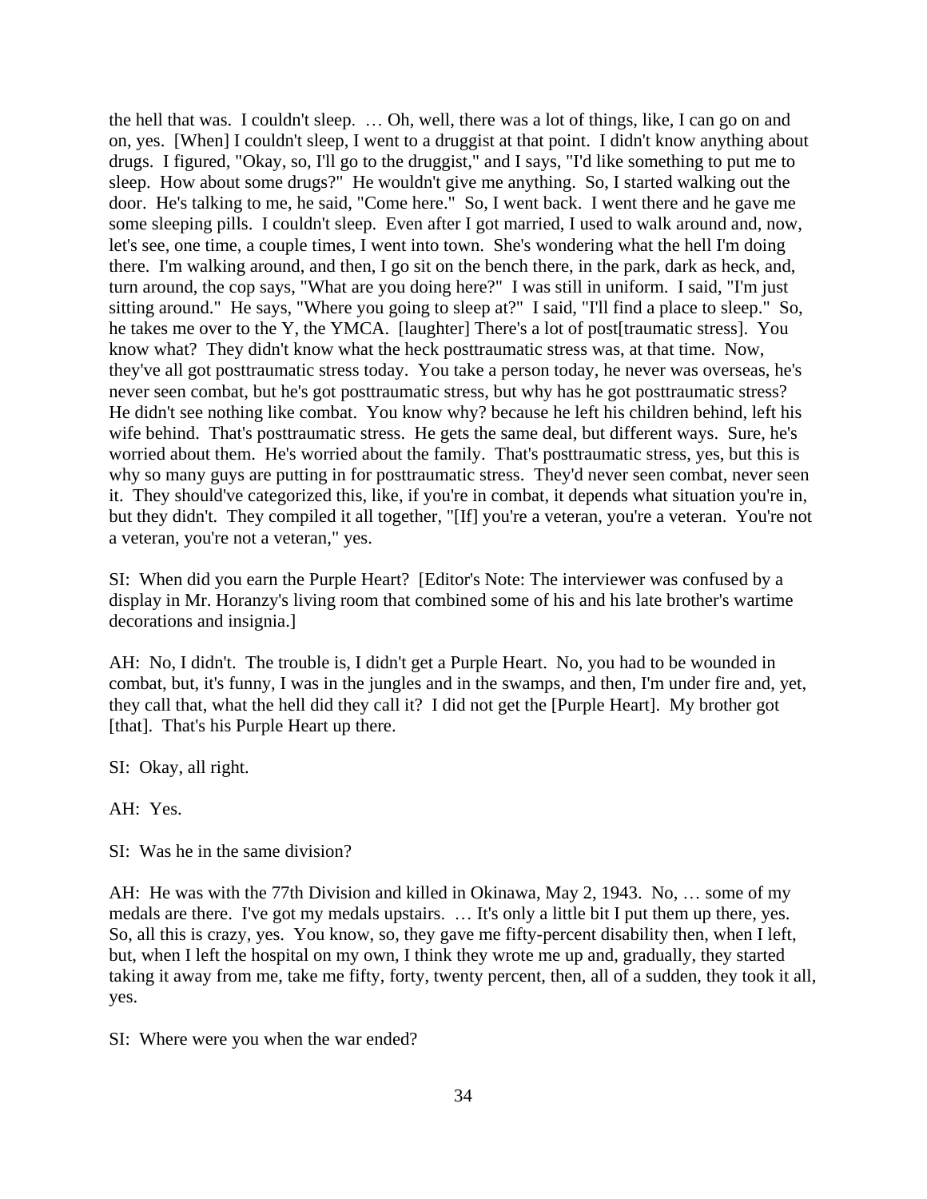the hell that was. I couldn't sleep. … Oh, well, there was a lot of things, like, I can go on and on, yes. [When] I couldn't sleep, I went to a druggist at that point. I didn't know anything about drugs. I figured, "Okay, so, I'll go to the druggist," and I says, "I'd like something to put me to sleep. How about some drugs?" He wouldn't give me anything. So, I started walking out the door. He's talking to me, he said, "Come here." So, I went back. I went there and he gave me some sleeping pills. I couldn't sleep. Even after I got married, I used to walk around and, now, let's see, one time, a couple times, I went into town. She's wondering what the hell I'm doing there. I'm walking around, and then, I go sit on the bench there, in the park, dark as heck, and, turn around, the cop says, "What are you doing here?" I was still in uniform. I said, "I'm just sitting around." He says, "Where you going to sleep at?" I said, "I'll find a place to sleep." So, he takes me over to the Y, the YMCA. [laughter] There's a lot of post[traumatic stress]. You know what? They didn't know what the heck posttraumatic stress was, at that time. Now, they've all got posttraumatic stress today. You take a person today, he never was overseas, he's never seen combat, but he's got posttraumatic stress, but why has he got posttraumatic stress? He didn't see nothing like combat. You know why? because he left his children behind, left his wife behind. That's posttraumatic stress. He gets the same deal, but different ways. Sure, he's worried about them. He's worried about the family. That's posttraumatic stress, yes, but this is why so many guys are putting in for posttraumatic stress. They'd never seen combat, never seen it. They should've categorized this, like, if you're in combat, it depends what situation you're in, but they didn't. They compiled it all together, "[If] you're a veteran, you're a veteran. You're not a veteran, you're not a veteran," yes.

SI: When did you earn the Purple Heart? [Editor's Note: The interviewer was confused by a display in Mr. Horanzy's living room that combined some of his and his late brother's wartime decorations and insignia.]

AH: No, I didn't. The trouble is, I didn't get a Purple Heart. No, you had to be wounded in combat, but, it's funny, I was in the jungles and in the swamps, and then, I'm under fire and, yet, they call that, what the hell did they call it? I did not get the [Purple Heart]. My brother got [that]. That's his Purple Heart up there.

SI: Okay, all right.

AH: Yes.

SI: Was he in the same division?

AH: He was with the 77th Division and killed in Okinawa, May 2, 1943. No, … some of my medals are there. I've got my medals upstairs. … It's only a little bit I put them up there, yes. So, all this is crazy, yes. You know, so, they gave me fifty-percent disability then, when I left, but, when I left the hospital on my own, I think they wrote me up and, gradually, they started taking it away from me, take me fifty, forty, twenty percent, then, all of a sudden, they took it all, yes.

SI: Where were you when the war ended?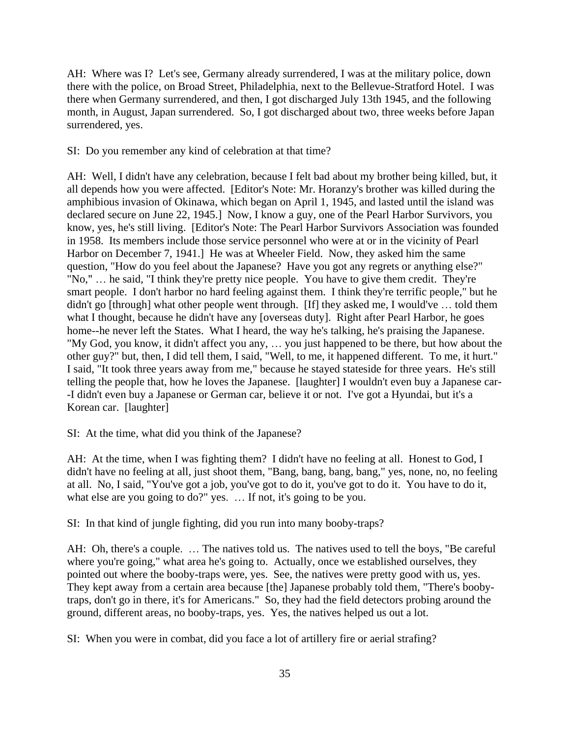AH: Where was I? Let's see, Germany already surrendered, I was at the military police, down there with the police, on Broad Street, Philadelphia, next to the Bellevue-Stratford Hotel. I was there when Germany surrendered, and then, I got discharged July 13th 1945, and the following month, in August, Japan surrendered. So, I got discharged about two, three weeks before Japan surrendered, yes.

SI: Do you remember any kind of celebration at that time?

AH: Well, I didn't have any celebration, because I felt bad about my brother being killed, but, it all depends how you were affected. [Editor's Note: Mr. Horanzy's brother was killed during the amphibious invasion of Okinawa, which began on April 1, 1945, and lasted until the island was declared secure on June 22, 1945.] Now, I know a guy, one of the Pearl Harbor Survivors, you know, yes, he's still living. [Editor's Note: The Pearl Harbor Survivors Association was founded in 1958. Its members include those service personnel who were at or in the vicinity of Pearl Harbor on December 7, 1941.] He was at Wheeler Field. Now, they asked him the same question, "How do you feel about the Japanese? Have you got any regrets or anything else?" "No," … he said, "I think they're pretty nice people. You have to give them credit. They're smart people. I don't harbor no hard feeling against them. I think they're terrific people," but he didn't go [through] what other people went through. [If] they asked me, I would've … told them what I thought, because he didn't have any [overseas duty]. Right after Pearl Harbor, he goes home--he never left the States. What I heard, the way he's talking, he's praising the Japanese. "My God, you know, it didn't affect you any, … you just happened to be there, but how about the other guy?" but, then, I did tell them, I said, "Well, to me, it happened different. To me, it hurt." I said, "It took three years away from me," because he stayed stateside for three years. He's still telling the people that, how he loves the Japanese. [laughter] I wouldn't even buy a Japanese car--I didn't even buy a Japanese or German car, believe it or not. I've got a Hyundai, but it's a Korean car. [laughter]

SI: At the time, what did you think of the Japanese?

AH: At the time, when I was fighting them? I didn't have no feeling at all. Honest to God, I didn't have no feeling at all, just shoot them, "Bang, bang, bang, bang," yes, none, no, no feeling at all. No, I said, "You've got a job, you've got to do it, you've got to do it. You have to do it, what else are you going to do?" yes. … If not, it's going to be you.

SI: In that kind of jungle fighting, did you run into many booby-traps?

AH: Oh, there's a couple. … The natives told us. The natives used to tell the boys, "Be careful where you're going," what area he's going to. Actually, once we established ourselves, they pointed out where the booby-traps were, yes. See, the natives were pretty good with us, yes. They kept away from a certain area because [the] Japanese probably told them, "There's booby-traps, don't go in there, it's for Americans." So, they had the field detectors probing around the ground, different areas, no booby-traps, yes. Yes, the natives helped us out a lot.

SI: When you were in combat, did you face a lot of artillery fire or aerial strafing?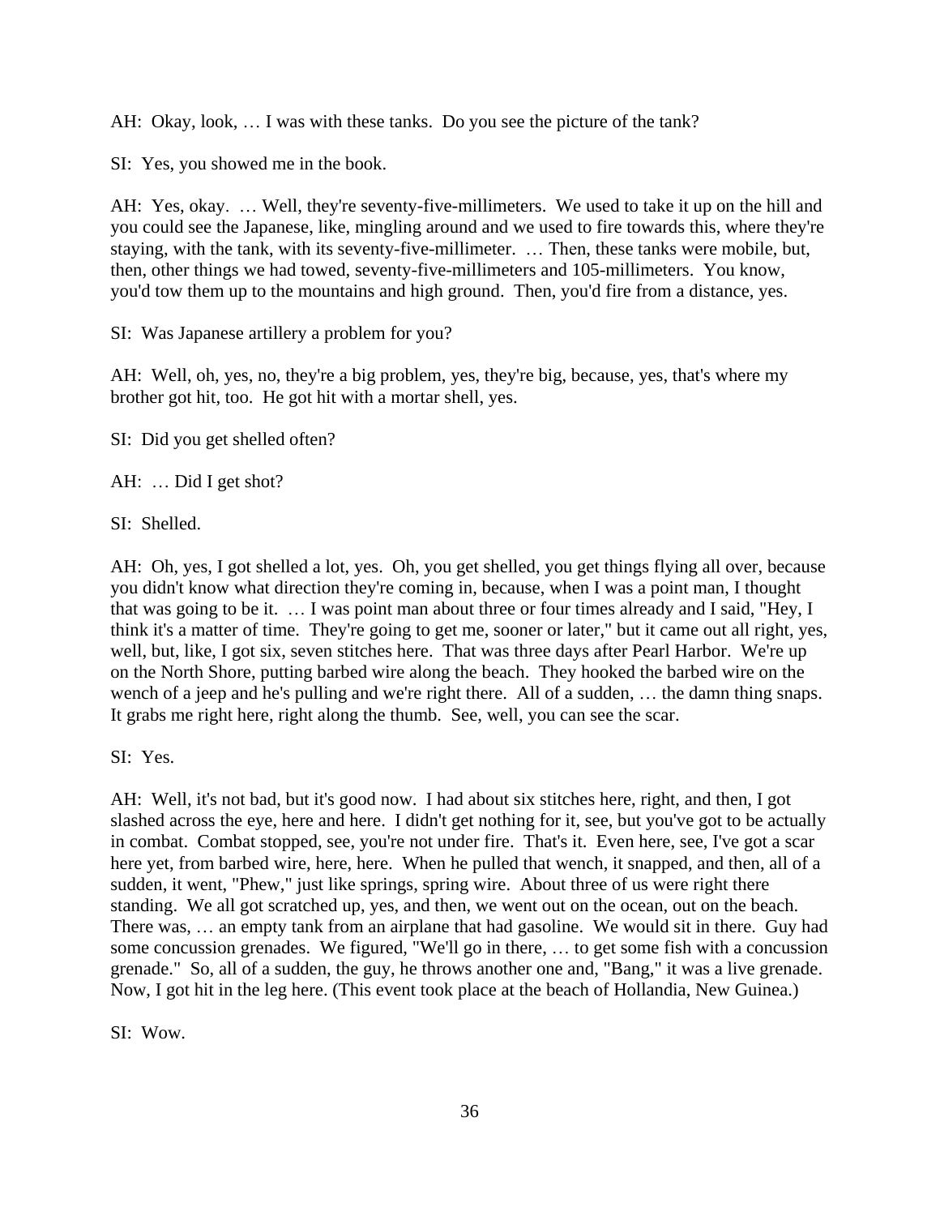AH: Okay, look, … I was with these tanks. Do you see the picture of the tank?

SI: Yes, you showed me in the book.

AH: Yes, okay. … Well, they're seventy-five-millimeters. We used to take it up on the hill and you could see the Japanese, like, mingling around and we used to fire towards this, where they're staying, with the tank, with its seventy-five-millimeter. … Then, these tanks were mobile, but, then, other things we had towed, seventy-five-millimeters and 105-millimeters. You know, you'd tow them up to the mountains and high ground. Then, you'd fire from a distance, yes.

SI: Was Japanese artillery a problem for you?

AH: Well, oh, yes, no, they're a big problem, yes, they're big, because, yes, that's where my brother got hit, too. He got hit with a mortar shell, yes.

SI: Did you get shelled often?

AH: … Did I get shot?

SI: Shelled.

AH: Oh, yes, I got shelled a lot, yes. Oh, you get shelled, you get things flying all over, because you didn't know what direction they're coming in, because, when I was a point man, I thought that was going to be it. … I was point man about three or four times already and I said, "Hey, I think it's a matter of time. They're going to get me, sooner or later," but it came out all right, yes, well, but, like, I got six, seven stitches here. That was three days after Pearl Harbor. We're up on the North Shore, putting barbed wire along the beach. They hooked the barbed wire on the wench of a jeep and he's pulling and we're right there. All of a sudden, … the damn thing snaps. It grabs me right here, right along the thumb. See, well, you can see the scar.

SI: Yes.

AH: Well, it's not bad, but it's good now. I had about six stitches here, right, and then, I got slashed across the eye, here and here. I didn't get nothing for it, see, but you've got to be actually in combat. Combat stopped, see, you're not under fire. That's it. Even here, see, I've got a scar here yet, from barbed wire, here, here. When he pulled that wench, it snapped, and then, all of a sudden, it went, "Phew," just like springs, spring wire. About three of us were right there standing. We all got scratched up, yes, and then, we went out on the ocean, out on the beach. There was, … an empty tank from an airplane that had gasoline. We would sit in there. Guy had some concussion grenades. We figured, "We'll go in there, … to get some fish with a concussion grenade." So, all of a sudden, the guy, he throws another one and, "Bang," it was a live grenade. Now, I got hit in the leg here. (This event took place at the beach of Hollandia, New Guinea.)

SI: Wow.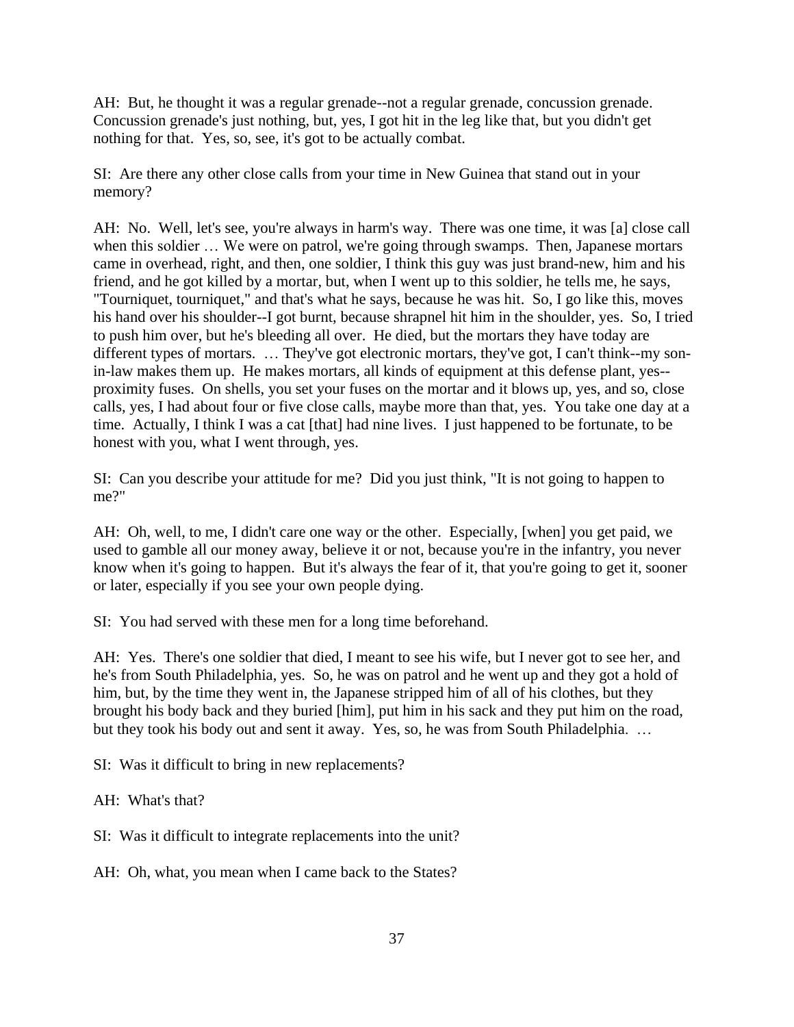AH: But, he thought it was a regular grenade--not a regular grenade, concussion grenade. Concussion grenade's just nothing, but, yes, I got hit in the leg like that, but you didn't get nothing for that. Yes, so, see, it's got to be actually combat.

SI: Are there any other close calls from your time in New Guinea that stand out in your memory?

AH: No. Well, let's see, you're always in harm's way. There was one time, it was [a] close call when this soldier … We were on patrol, we're going through swamps. Then, Japanese mortars came in overhead, right, and then, one soldier, I think this guy was just brand-new, him and his friend, and he got killed by a mortar, but, when I went up to this soldier, he tells me, he says, "Tourniquet, tourniquet," and that's what he says, because he was hit. So, I go like this, moves his hand over his shoulder--I got burnt, because shrapnel hit him in the shoulder, yes. So, I tried to push him over, but he's bleeding all over. He died, but the mortars they have today are different types of mortars. … They've got electronic mortars, they've got, I can't think--my son-in-law makes them up. He makes mortars, all kinds of equipment at this defense plant, yes--proximity fuses. On shells, you set your fuses on the mortar and it blows up, yes, and so, close calls, yes, I had about four or five close calls, maybe more than that, yes. You take one day at a time. Actually, I think I was a cat [that] had nine lives. I just happened to be fortunate, to be honest with you, what I went through, yes.

SI: Can you describe your attitude for me? Did you just think, "It is not going to happen to me?"

AH: Oh, well, to me, I didn't care one way or the other. Especially, [when] you get paid, we used to gamble all our money away, believe it or not, because you're in the infantry, you never know when it's going to happen. But it's always the fear of it, that you're going to get it, sooner or later, especially if you see your own people dying.

SI: You had served with these men for a long time beforehand.

AH: Yes. There's one soldier that died, I meant to see his wife, but I never got to see her, and he's from South Philadelphia, yes. So, he was on patrol and he went up and they got a hold of him, but, by the time they went in, the Japanese stripped him of all of his clothes, but they brought his body back and they buried [him], put him in his sack and they put him on the road, but they took his body out and sent it away. Yes, so, he was from South Philadelphia. …

SI: Was it difficult to bring in new replacements?

AH: What's that?

SI: Was it difficult to integrate replacements into the unit?

AH: Oh, what, you mean when I came back to the States?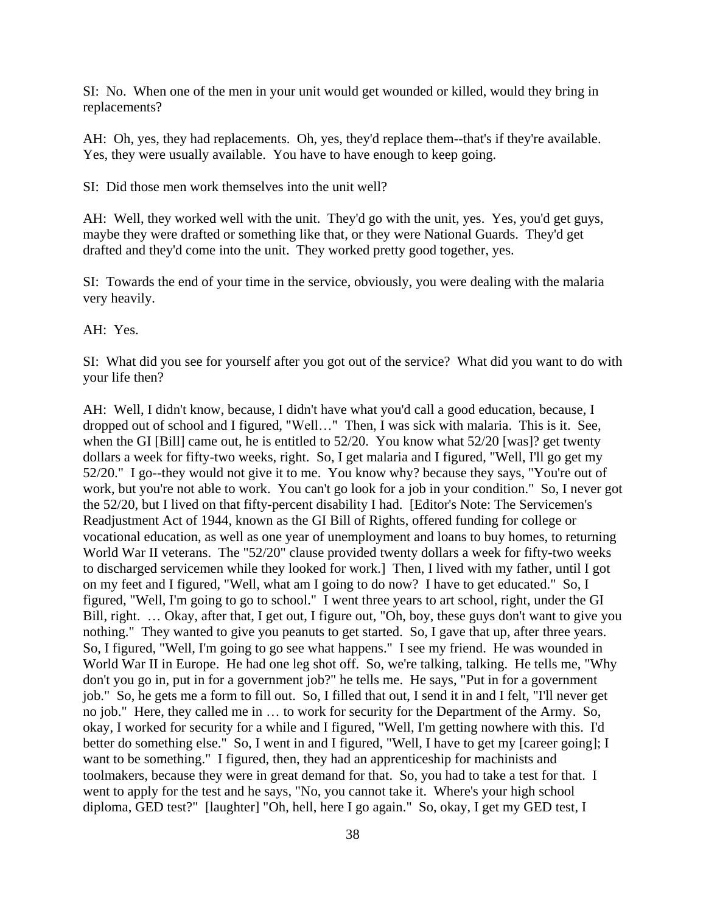SI: No. When one of the men in your unit would get wounded or killed, would they bring in replacements?

AH: Oh, yes, they had replacements. Oh, yes, they'd replace them--that's if they're available. Yes, they were usually available. You have to have enough to keep going.

SI: Did those men work themselves into the unit well?

AH: Well, they worked well with the unit. They'd go with the unit, yes. Yes, you'd get guys, maybe they were drafted or something like that, or they were National Guards. They'd get drafted and they'd come into the unit. They worked pretty good together, yes.

SI: Towards the end of your time in the service, obviously, you were dealing with the malaria very heavily.

AH: Yes.

SI: What did you see for yourself after you got out of the service? What did you want to do with your life then?

AH: Well, I didn't know, because, I didn't have what you'd call a good education, because, I dropped out of school and I figured, "Well…" Then, I was sick with malaria. This is it. See, when the GI [Bill] came out, he is entitled to 52/20. You know what 52/20 [was]? get twenty dollars a week for fifty-two weeks, right. So, I get malaria and I figured, "Well, I'll go get my 52/20." I go--they would not give it to me. You know why? because they says, "You're out of work, but you're not able to work. You can't go look for a job in your condition." So, I never got the 52/20, but I lived on that fifty-percent disability I had. [Editor's Note: The Servicemen's Readjustment Act of 1944, known as the GI Bill of Rights, offered funding for college or vocational education, as well as one year of unemployment and loans to buy homes, to returning World War II veterans. The "52/20" clause provided twenty dollars a week for fifty-two weeks to discharged servicemen while they looked for work.] Then, I lived with my father, until I got on my feet and I figured, "Well, what am I going to do now? I have to get educated." So, I figured, "Well, I'm going to go to school." I went three years to art school, right, under the GI Bill, right. … Okay, after that, I get out, I figure out, "Oh, boy, these guys don't want to give you nothing." They wanted to give you peanuts to get started. So, I gave that up, after three years. So, I figured, "Well, I'm going to go see what happens." I see my friend. He was wounded in World War II in Europe. He had one leg shot off. So, we're talking, talking. He tells me, "Why don't you go in, put in for a government job?" he tells me. He says, "Put in for a government job." So, he gets me a form to fill out. So, I filled that out, I send it in and I felt, "I'll never get no job." Here, they called me in … to work for security for the Department of the Army. So, okay, I worked for security for a while and I figured, "Well, I'm getting nowhere with this. I'd better do something else." So, I went in and I figured, "Well, I have to get my [career going]; I want to be something." I figured, then, they had an apprenticeship for machinists and toolmakers, because they were in great demand for that. So, you had to take a test for that. I went to apply for the test and he says, "No, you cannot take it. Where's your high school diploma, GED test?" [laughter] "Oh, hell, here I go again." So, okay, I get my GED test, I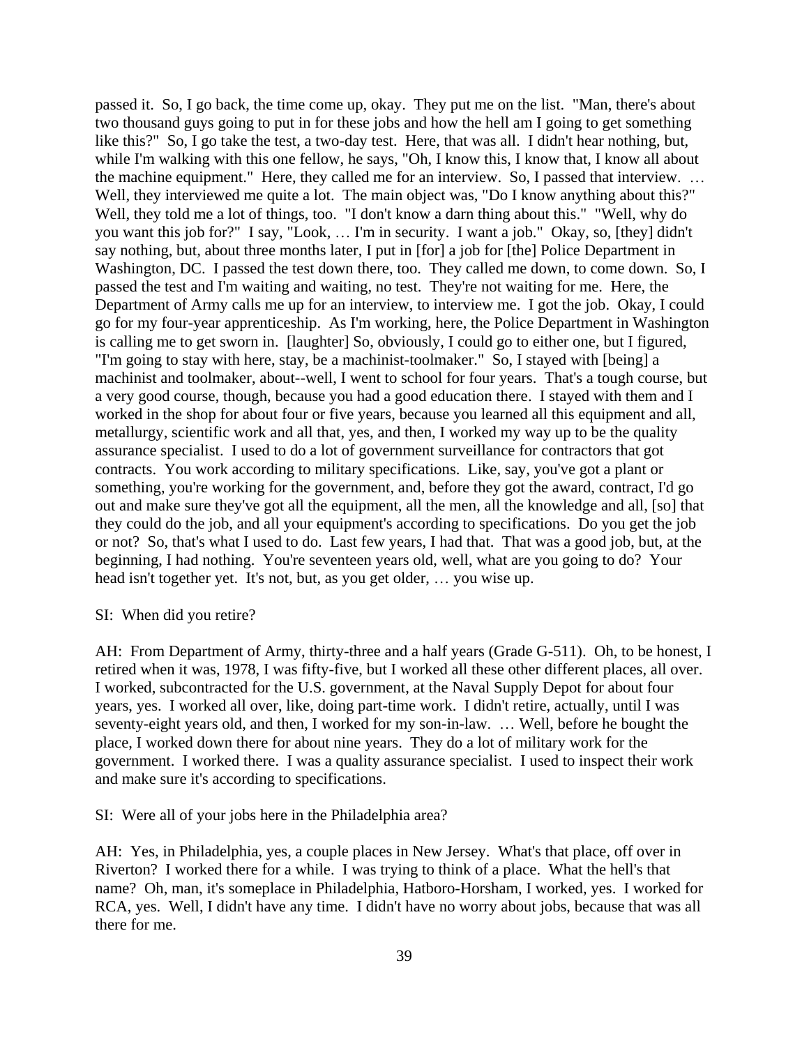passed it. So, I go back, the time come up, okay. They put me on the list. "Man, there's about two thousand guys going to put in for these jobs and how the hell am I going to get something like this?" So, I go take the test, a two-day test. Here, that was all. I didn't hear nothing, but, while I'm walking with this one fellow, he says, "Oh, I know this, I know that, I know all about the machine equipment." Here, they called me for an interview. So, I passed that interview. … Well, they interviewed me quite a lot. The main object was, "Do I know anything about this?" Well, they told me a lot of things, too. "I don't know a darn thing about this." "Well, why do you want this job for?" I say, "Look, … I'm in security. I want a job." Okay, so, [they] didn't say nothing, but, about three months later, I put in [for] a job for [the] Police Department in Washington, DC. I passed the test down there, too. They called me down, to come down. So, I passed the test and I'm waiting and waiting, no test. They're not waiting for me. Here, the Department of Army calls me up for an interview, to interview me. I got the job. Okay, I could go for my four-year apprenticeship. As I'm working, here, the Police Department in Washington is calling me to get sworn in. [laughter] So, obviously, I could go to either one, but I figured, "I'm going to stay with here, stay, be a machinist-toolmaker." So, I stayed with [being] a machinist and toolmaker, about--well, I went to school for four years. That's a tough course, but a very good course, though, because you had a good education there. I stayed with them and I worked in the shop for about four or five years, because you learned all this equipment and all, metallurgy, scientific work and all that, yes, and then, I worked my way up to be the quality assurance specialist. I used to do a lot of government surveillance for contractors that got contracts. You work according to military specifications. Like, say, you've got a plant or something, you're working for the government, and, before they got the award, contract, I'd go out and make sure they've got all the equipment, all the men, all the knowledge and all, [so] that they could do the job, and all your equipment's according to specifications. Do you get the job or not? So, that's what I used to do. Last few years, I had that. That was a good job, but, at the beginning, I had nothing. You're seventeen years old, well, what are you going to do? Your head isn't together yet. It's not, but, as you get older, … you wise up.

SI: When did you retire?

AH: From Department of Army, thirty-three and a half years (Grade G-511). Oh, to be honest, I retired when it was, 1978, I was fifty-five, but I worked all these other different places, all over. I worked, subcontracted for the U.S. government, at the Naval Supply Depot for about four years, yes. I worked all over, like, doing part-time work. I didn't retire, actually, until I was seventy-eight years old, and then, I worked for my son-in-law. … Well, before he bought the place, I worked down there for about nine years. They do a lot of military work for the government. I worked there. I was a quality assurance specialist. I used to inspect their work and make sure it's according to specifications.

SI: Were all of your jobs here in the Philadelphia area?

AH: Yes, in Philadelphia, yes, a couple places in New Jersey. What's that place, off over in Riverton? I worked there for a while. I was trying to think of a place. What the hell's that name? Oh, man, it's someplace in Philadelphia, Hatboro-Horsham, I worked, yes. I worked for RCA, yes. Well, I didn't have any time. I didn't have no worry about jobs, because that was all there for me.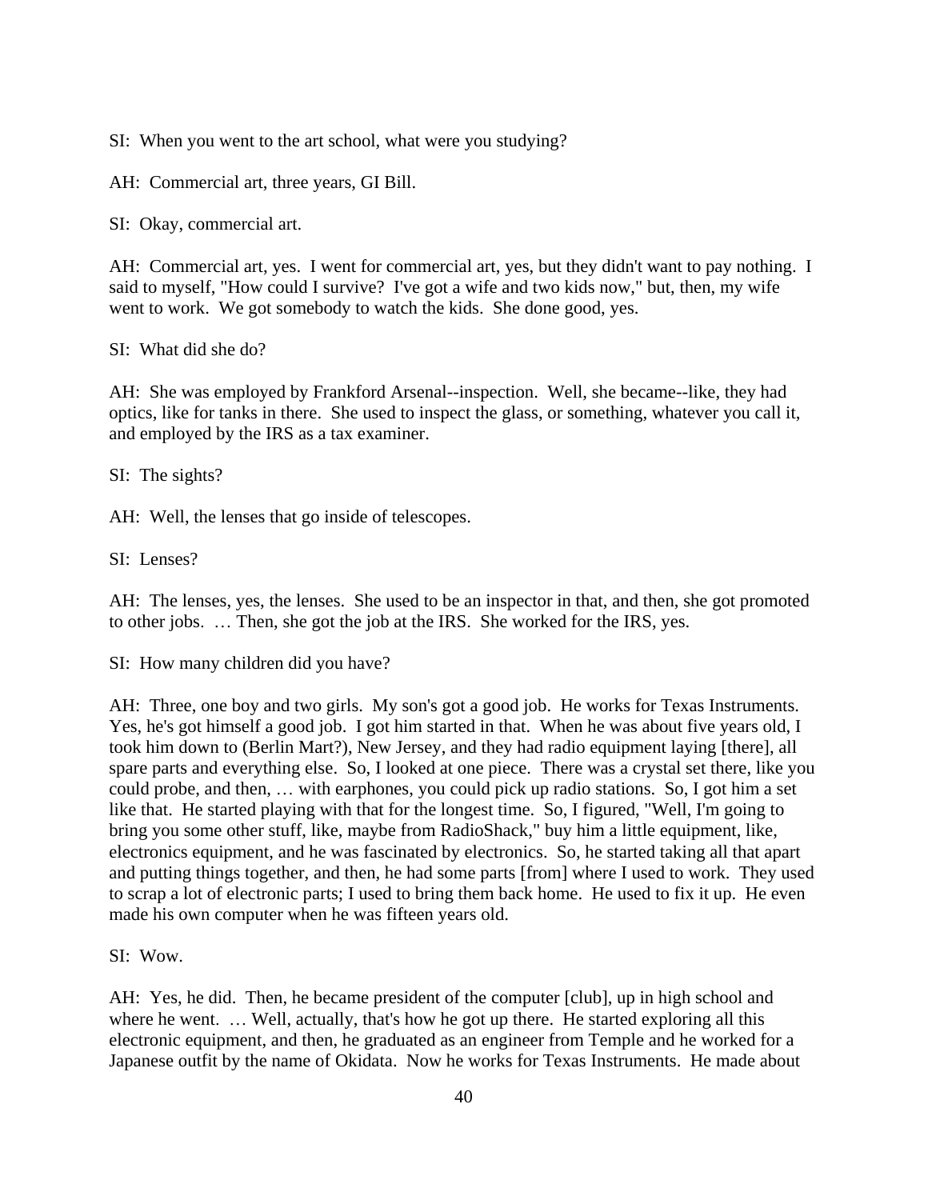SI: When you went to the art school, what were you studying?

AH: Commercial art, three years, GI Bill.

SI: Okay, commercial art.

AH: Commercial art, yes. I went for commercial art, yes, but they didn't want to pay nothing. I said to myself, "How could I survive? I've got a wife and two kids now," but, then, my wife went to work. We got somebody to watch the kids. She done good, yes.

SI: What did she do?

AH: She was employed by Frankford Arsenal--inspection. Well, she became--like, they had optics, like for tanks in there. She used to inspect the glass, or something, whatever you call it, and employed by the IRS as a tax examiner.

SI: The sights?

AH: Well, the lenses that go inside of telescopes.

SI: Lenses?

AH: The lenses, yes, the lenses. She used to be an inspector in that, and then, she got promoted to other jobs. … Then, she got the job at the IRS. She worked for the IRS, yes.

SI: How many children did you have?

AH: Three, one boy and two girls. My son's got a good job. He works for Texas Instruments. Yes, he's got himself a good job. I got him started in that. When he was about five years old, I took him down to (Berlin Mart?), New Jersey, and they had radio equipment laying [there], all spare parts and everything else. So, I looked at one piece. There was a crystal set there, like you could probe, and then, … with earphones, you could pick up radio stations. So, I got him a set like that. He started playing with that for the longest time. So, I figured, "Well, I'm going to bring you some other stuff, like, maybe from RadioShack," buy him a little equipment, like, electronics equipment, and he was fascinated by electronics. So, he started taking all that apart and putting things together, and then, he had some parts [from] where I used to work. They used to scrap a lot of electronic parts; I used to bring them back home. He used to fix it up. He even made his own computer when he was fifteen years old.

SI: Wow.

AH: Yes, he did. Then, he became president of the computer [club], up in high school and where he went. … Well, actually, that's how he got up there. He started exploring all this electronic equipment, and then, he graduated as an engineer from Temple and he worked for a Japanese outfit by the name of Okidata. Now he works for Texas Instruments. He made about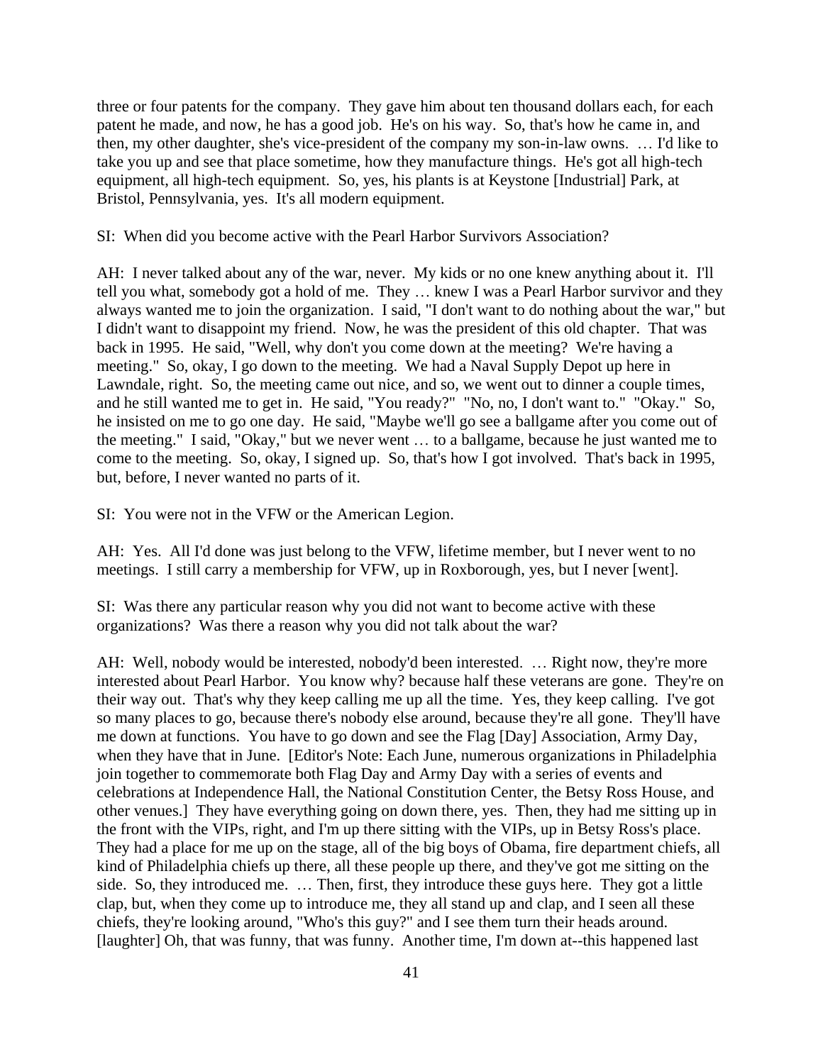three or four patents for the company. They gave him about ten thousand dollars each, for each patent he made, and now, he has a good job. He's on his way. So, that's how he came in, and then, my other daughter, she's vice-president of the company my son-in-law owns. … I'd like to take you up and see that place sometime, how they manufacture things. He's got all high-tech equipment, all high-tech equipment. So, yes, his plants is at Keystone [Industrial] Park, at Bristol, Pennsylvania, yes. It's all modern equipment.

SI: When did you become active with the Pearl Harbor Survivors Association?

AH: I never talked about any of the war, never. My kids or no one knew anything about it. I'll tell you what, somebody got a hold of me. They … knew I was a Pearl Harbor survivor and they always wanted me to join the organization. I said, "I don't want to do nothing about the war," but I didn't want to disappoint my friend. Now, he was the president of this old chapter. That was back in 1995. He said, "Well, why don't you come down at the meeting? We're having a meeting." So, okay, I go down to the meeting. We had a Naval Supply Depot up here in Lawndale, right. So, the meeting came out nice, and so, we went out to dinner a couple times, and he still wanted me to get in. He said, "You ready?" "No, no, I don't want to." "Okay." So, he insisted on me to go one day. He said, "Maybe we'll go see a ballgame after you come out of the meeting." I said, "Okay," but we never went … to a ballgame, because he just wanted me to come to the meeting. So, okay, I signed up. So, that's how I got involved. That's back in 1995, but, before, I never wanted no parts of it.

SI: You were not in the VFW or the American Legion.

AH: Yes. All I'd done was just belong to the VFW, lifetime member, but I never went to no meetings. I still carry a membership for VFW, up in Roxborough, yes, but I never [went].

SI: Was there any particular reason why you did not want to become active with these organizations? Was there a reason why you did not talk about the war?

AH: Well, nobody would be interested, nobody'd been interested. … Right now, they're more interested about Pearl Harbor. You know why? because half these veterans are gone. They're on their way out. That's why they keep calling me up all the time. Yes, they keep calling. I've got so many places to go, because there's nobody else around, because they're all gone. They'll have me down at functions. You have to go down and see the Flag [Day] Association, Army Day, when they have that in June. [Editor's Note: Each June, numerous organizations in Philadelphia join together to commemorate both Flag Day and Army Day with a series of events and celebrations at Independence Hall, the National Constitution Center, the Betsy Ross House, and other venues.] They have everything going on down there, yes. Then, they had me sitting up in the front with the VIPs, right, and I'm up there sitting with the VIPs, up in Betsy Ross's place. They had a place for me up on the stage, all of the big boys of Obama, fire department chiefs, all kind of Philadelphia chiefs up there, all these people up there, and they've got me sitting on the side. So, they introduced me. … Then, first, they introduce these guys here. They got a little clap, but, when they come up to introduce me, they all stand up and clap, and I seen all these chiefs, they're looking around, "Who's this guy?" and I see them turn their heads around. [laughter] Oh, that was funny, that was funny. Another time, I'm down at--this happened last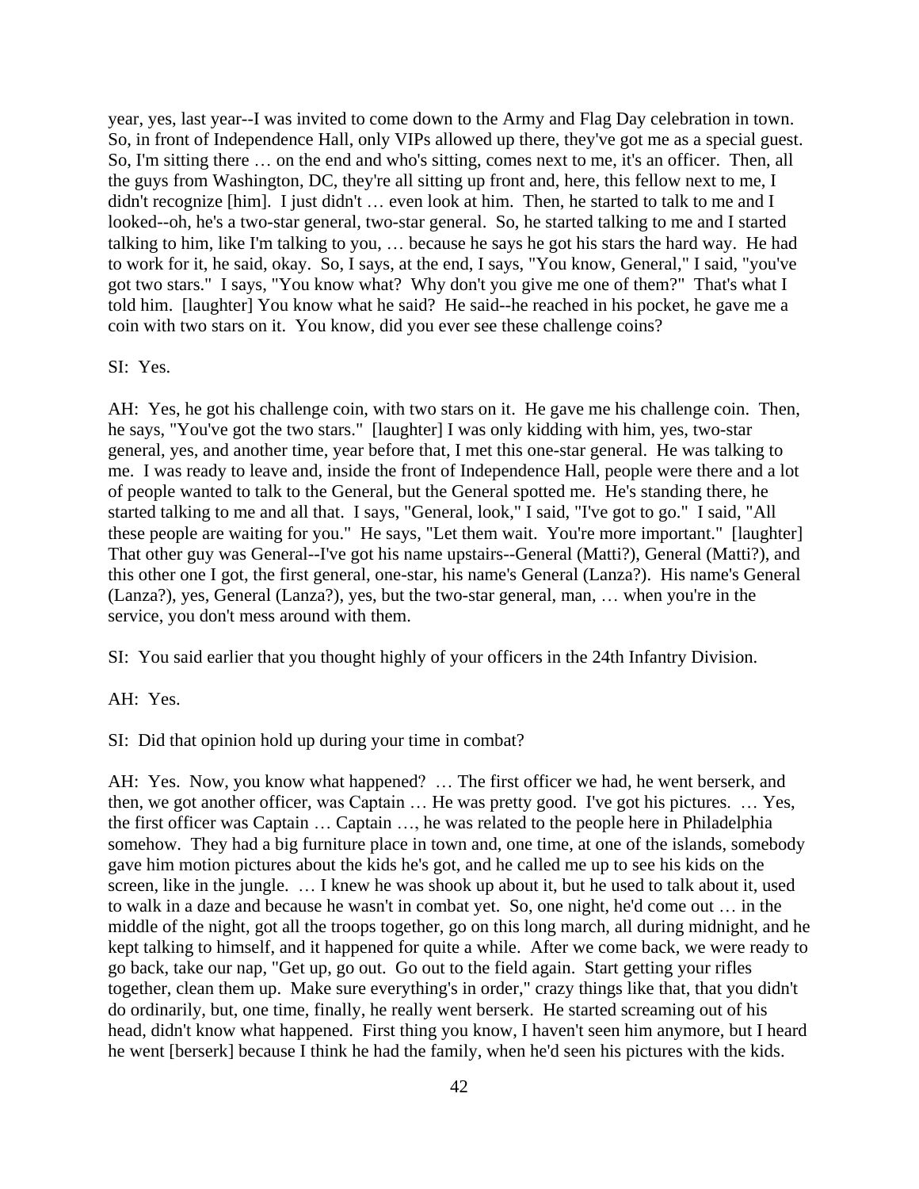year, yes, last year--I was invited to come down to the Army and Flag Day celebration in town. So, in front of Independence Hall, only VIPs allowed up there, they've got me as a special guest. So, I'm sitting there … on the end and who's sitting, comes next to me, it's an officer. Then, all the guys from Washington, DC, they're all sitting up front and, here, this fellow next to me, I didn't recognize [him]. I just didn't … even look at him. Then, he started to talk to me and I looked--oh, he's a two-star general, two-star general. So, he started talking to me and I started talking to him, like I'm talking to you, … because he says he got his stars the hard way. He had to work for it, he said, okay. So, I says, at the end, I says, "You know, General," I said, "you've got two stars." I says, "You know what? Why don't you give me one of them?" That's what I told him. [laughter] You know what he said? He said--he reached in his pocket, he gave me a coin with two stars on it. You know, did you ever see these challenge coins?

SI: Yes.

AH: Yes, he got his challenge coin, with two stars on it. He gave me his challenge coin. Then, he says, "You've got the two stars." [laughter] I was only kidding with him, yes, two-star general, yes, and another time, year before that, I met this one-star general. He was talking to me. I was ready to leave and, inside the front of Independence Hall, people were there and a lot of people wanted to talk to the General, but the General spotted me. He's standing there, he started talking to me and all that. I says, "General, look," I said, "I've got to go." I said, "All these people are waiting for you." He says, "Let them wait. You're more important." [laughter] That other guy was General--I've got his name upstairs--General (Matti?), General (Matti?), and this other one I got, the first general, one-star, his name's General (Lanza?). His name's General (Lanza?), yes, General (Lanza?), yes, but the two-star general, man, … when you're in the service, you don't mess around with them.

SI: You said earlier that you thought highly of your officers in the 24th Infantry Division.

AH: Yes.

SI: Did that opinion hold up during your time in combat?

AH: Yes. Now, you know what happened? … The first officer we had, he went berserk, and then, we got another officer, was Captain … He was pretty good. I've got his pictures. … Yes, the first officer was Captain … Captain …, he was related to the people here in Philadelphia somehow. They had a big furniture place in town and, one time, at one of the islands, somebody gave him motion pictures about the kids he's got, and he called me up to see his kids on the screen, like in the jungle. … I knew he was shook up about it, but he used to talk about it, used to walk in a daze and because he wasn't in combat yet. So, one night, he'd come out … in the middle of the night, got all the troops together, go on this long march, all during midnight, and he kept talking to himself, and it happened for quite a while. After we come back, we were ready to go back, take our nap, "Get up, go out. Go out to the field again. Start getting your rifles together, clean them up. Make sure everything's in order," crazy things like that, that you didn't do ordinarily, but, one time, finally, he really went berserk. He started screaming out of his head, didn't know what happened. First thing you know, I haven't seen him anymore, but I heard he went [berserk] because I think he had the family, when he'd seen his pictures with the kids.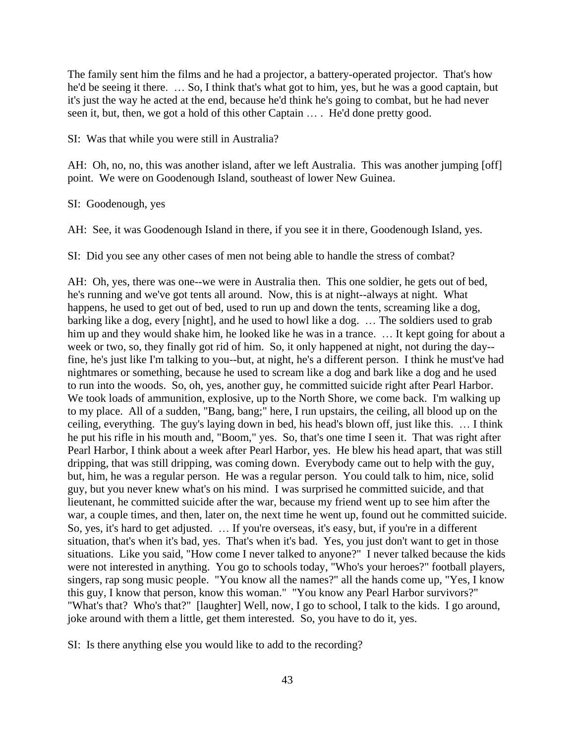The family sent him the films and he had a projector, a battery-operated projector. That's how he'd be seeing it there. … So, I think that's what got to him, yes, but he was a good captain, but it's just the way he acted at the end, because he'd think he's going to combat, but he had never seen it, but, then, we got a hold of this other Captain … . He'd done pretty good.

SI: Was that while you were still in Australia?

AH: Oh, no, no, this was another island, after we left Australia. This was another jumping [off] point. We were on Goodenough Island, southeast of lower New Guinea.

SI: Goodenough, yes

AH: See, it was Goodenough Island in there, if you see it in there, Goodenough Island, yes.

SI: Did you see any other cases of men not being able to handle the stress of combat?

AH: Oh, yes, there was one--we were in Australia then. This one soldier, he gets out of bed, he's running and we've got tents all around. Now, this is at night--always at night. What happens, he used to get out of bed, used to run up and down the tents, screaming like a dog, barking like a dog, every [night], and he used to howl like a dog. … The soldiers used to grab him up and they would shake him, he looked like he was in a trance. … It kept going for about a week or two, so, they finally got rid of him. So, it only happened at night, not during the day--fine, he's just like I'm talking to you--but, at night, he's a different person. I think he must've had nightmares or something, because he used to scream like a dog and bark like a dog and he used to run into the woods. So, oh, yes, another guy, he committed suicide right after Pearl Harbor. We took loads of ammunition, explosive, up to the North Shore, we come back. I'm walking up to my place. All of a sudden, "Bang, bang;" here, I run upstairs, the ceiling, all blood up on the ceiling, everything. The guy's laying down in bed, his head's blown off, just like this. … I think he put his rifle in his mouth and, "Boom," yes. So, that's one time I seen it. That was right after Pearl Harbor, I think about a week after Pearl Harbor, yes. He blew his head apart, that was still dripping, that was still dripping, was coming down. Everybody came out to help with the guy, but, him, he was a regular person. He was a regular person. You could talk to him, nice, solid guy, but you never knew what's on his mind. I was surprised he committed suicide, and that lieutenant, he committed suicide after the war, because my friend went up to see him after the war, a couple times, and then, later on, the next time he went up, found out he committed suicide. So, yes, it's hard to get adjusted. … If you're overseas, it's easy, but, if you're in a different situation, that's when it's bad, yes. That's when it's bad. Yes, you just don't want to get in those situations. Like you said, "How come I never talked to anyone?" I never talked because the kids were not interested in anything. You go to schools today, "Who's your heroes?" football players, singers, rap song music people. "You know all the names?" all the hands come up, "Yes, I know this guy, I know that person, know this woman." "You know any Pearl Harbor survivors?" "What's that? Who's that?" [laughter] Well, now, I go to school, I talk to the kids. I go around, joke around with them a little, get them interested. So, you have to do it, yes.

SI: Is there anything else you would like to add to the recording?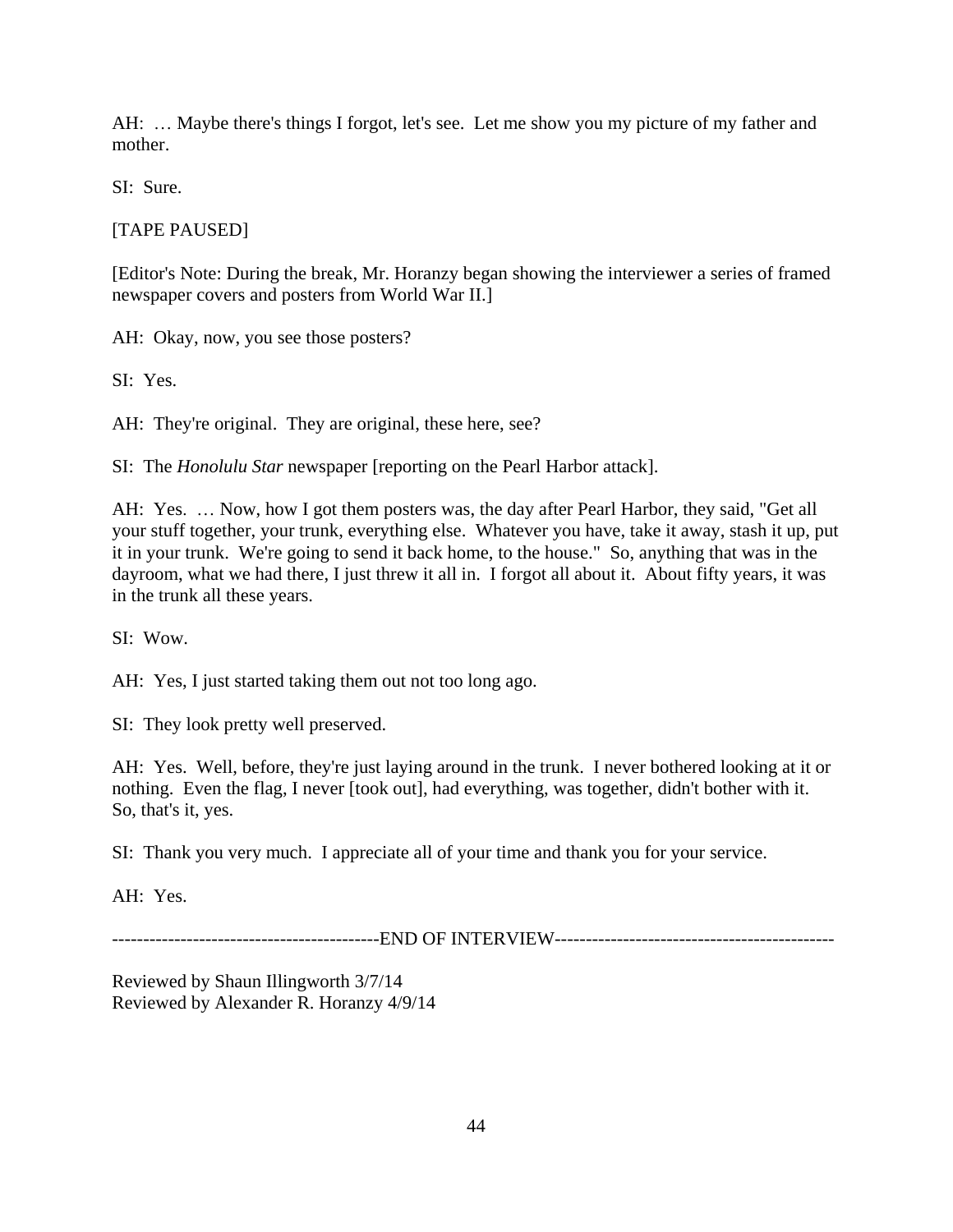AH: … Maybe there's things I forgot, let's see. Let me show you my picture of my father and mother.

SI: Sure.

[TAPE PAUSED]

[Editor's Note: During the break, Mr. Horanzy began showing the interviewer a series of framed newspaper covers and posters from World War II.]

AH: Okay, now, you see those posters?

SI: Yes.

AH: They're original. They are original, these here, see?

SI: The *Honolulu Star* newspaper [reporting on the Pearl Harbor attack].

AH: Yes. … Now, how I got them posters was, the day after Pearl Harbor, they said, "Get all your stuff together, your trunk, everything else. Whatever you have, take it away, stash it up, put it in your trunk. We're going to send it back home, to the house." So, anything that was in the dayroom, what we had there, I just threw it all in. I forgot all about it. About fifty years, it was in the trunk all these years.

SI: Wow.

AH: Yes, I just started taking them out not too long ago.

SI: They look pretty well preserved.

AH: Yes. Well, before, they're just laying around in the trunk. I never bothered looking at it or nothing. Even the flag, I never [took out], had everything, was together, didn't bother with it. So, that's it, yes.

SI: Thank you very much. I appreciate all of your time and thank you for your service.

AH: Yes.

-------------------------------------------END OF INTERVIEW--------------------------------------------

Reviewed by Shaun Illingworth 3/7/14
Reviewed by Alexander R. Horanzy 4/9/14